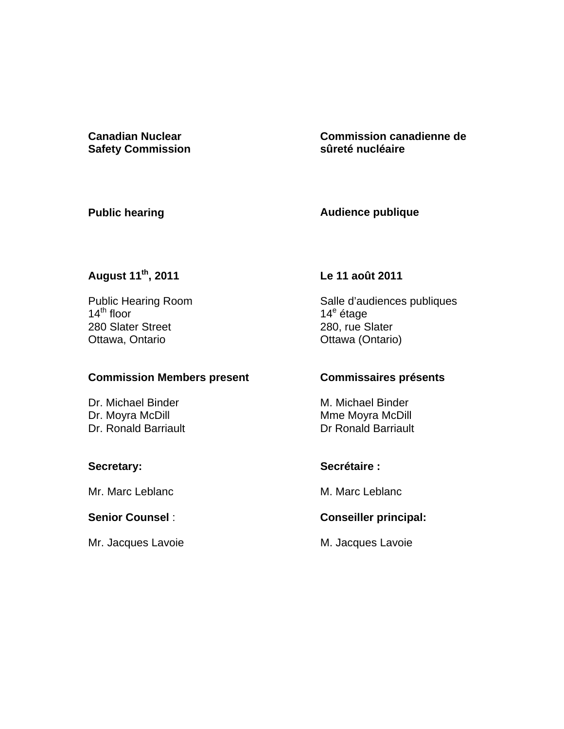| | |
|---|---|
| **Canadian Nuclear Safety Commission** | **Commission canadienne de sûreté nucléaire** |
| **Public hearing** | **Audience publique** |
| **August 11th, 2011** | **Le 11 août 2011** |
| Public Hearing Room<br>14th floor<br>280 Slater Street<br>Ottawa, Ontario | Salle d'audiences publiques<br>14e étage<br>280, rue Slater<br>Ottawa (Ontario) |
| **Commission Members present** | **Commissaires présents** |
| Dr. Michael Binder<br>Dr. Moyra McDill<br>Dr. Ronald Barriault | M. Michael Binder<br>Mme Moyra McDill<br>Dr Ronald Barriault |
| **Secretary:** | **Secrétaire :** |
| Mr. Marc Leblanc | M. Marc Leblanc |
| **Senior Counsel** : | **Conseiller principal:** |
| Mr. Jacques Lavoie | M. Jacques Lavoie |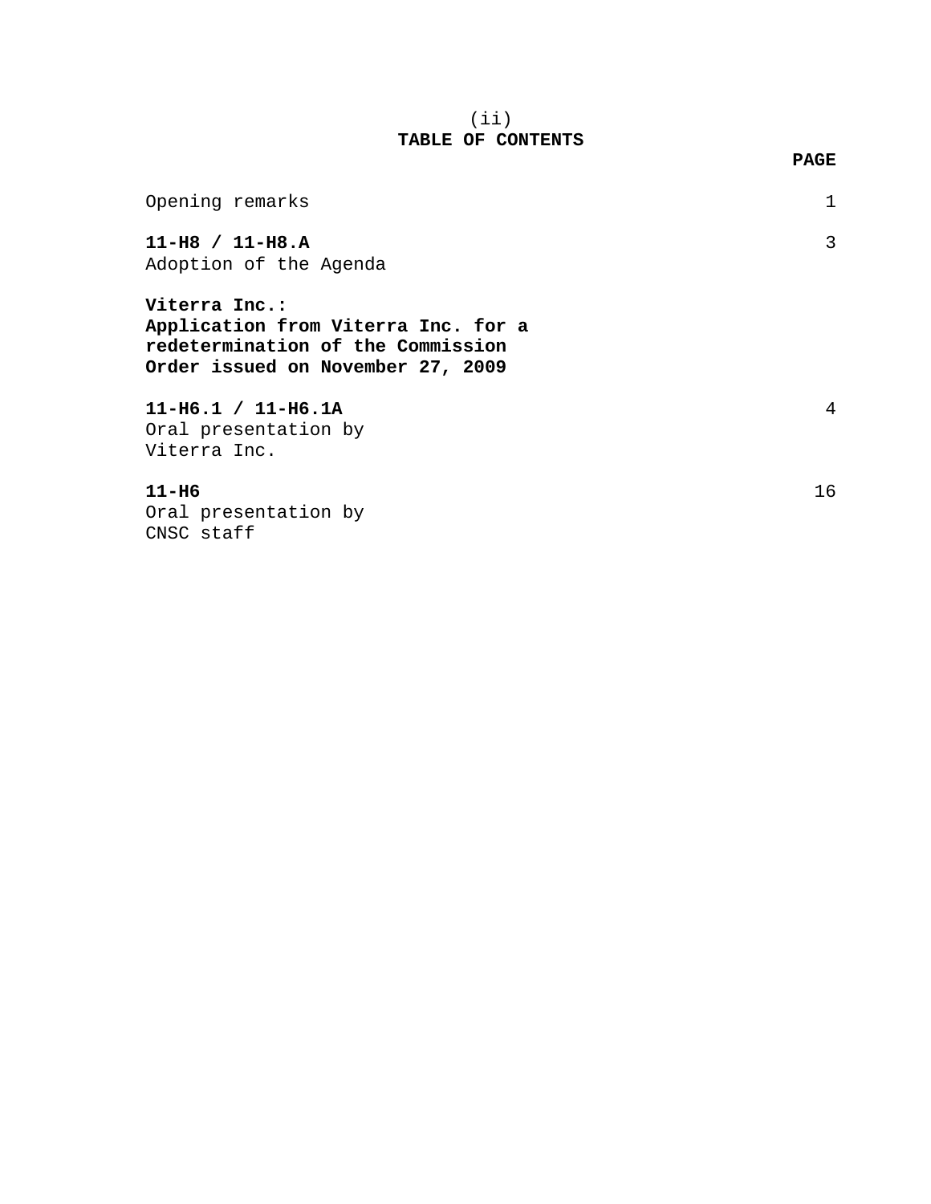# TABLE OF CONTENTS

| | PAGE |
|---|---|
| Opening remarks | 1 |
| **11-H8 / 11-H8.A**<br>Adoption of the Agenda | 3 |
| **Viterra Inc.:**<br>**Application from Viterra Inc. for a redetermination of the Commission Order issued on November 27, 2009** | |
| **11-H6.1 / 11-H6.1A**<br>Oral presentation by Viterra Inc. | 4 |
| **11-H6**<br>Oral presentation by CNSC staff | 16 |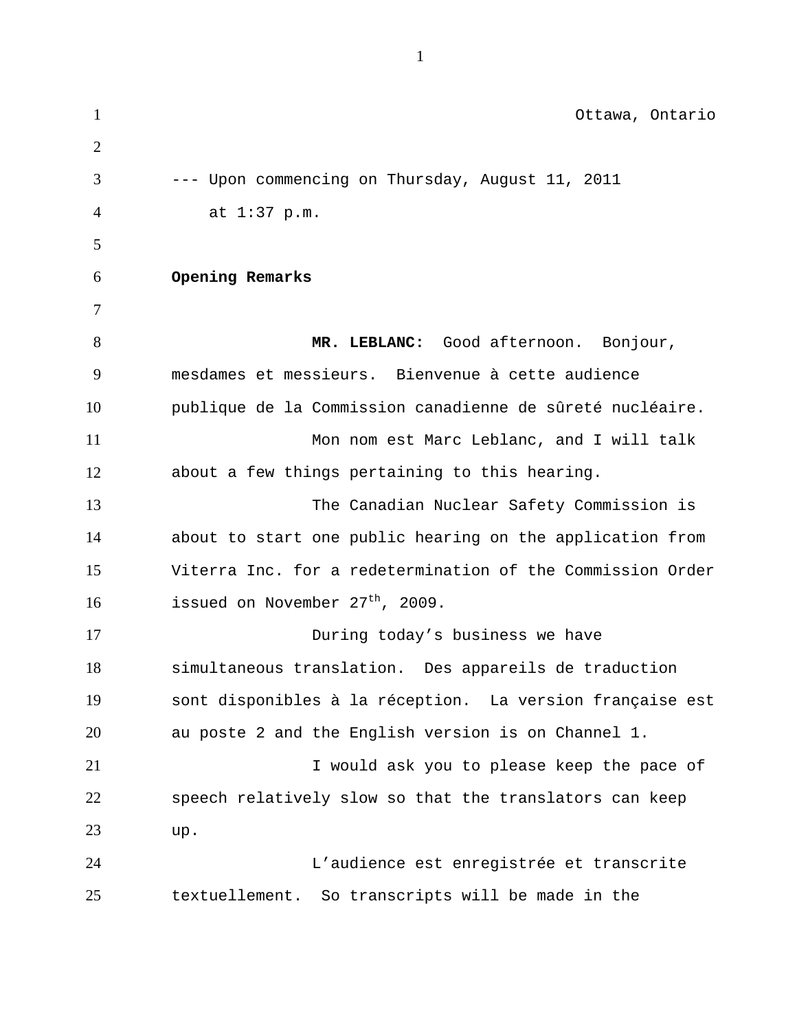Ottawa, Ontario

--- Upon commencing on Thursday, August 11, 2011 at 1:37 p.m.

**Opening Remarks**

**MR. LEBLANC:** Good afternoon. Bonjour, mesdames et messieurs. Bienvenue à cette audience publique de la Commission canadienne de sûreté nucléaire.

Mon nom est Marc Leblanc, and I will talk about a few things pertaining to this hearing.

The Canadian Nuclear Safety Commission is about to start one public hearing on the application from Viterra Inc. for a redetermination of the Commission Order issued on November 27th, 2009.

During today's business we have simultaneous translation. Des appareils de traduction sont disponibles à la réception. La version française est au poste 2 and the English version is on Channel 1.

I would ask you to please keep the pace of speech relatively slow so that the translators can keep up.

L'audience est enregistrée et transcrite textuellement. So transcripts will be made in the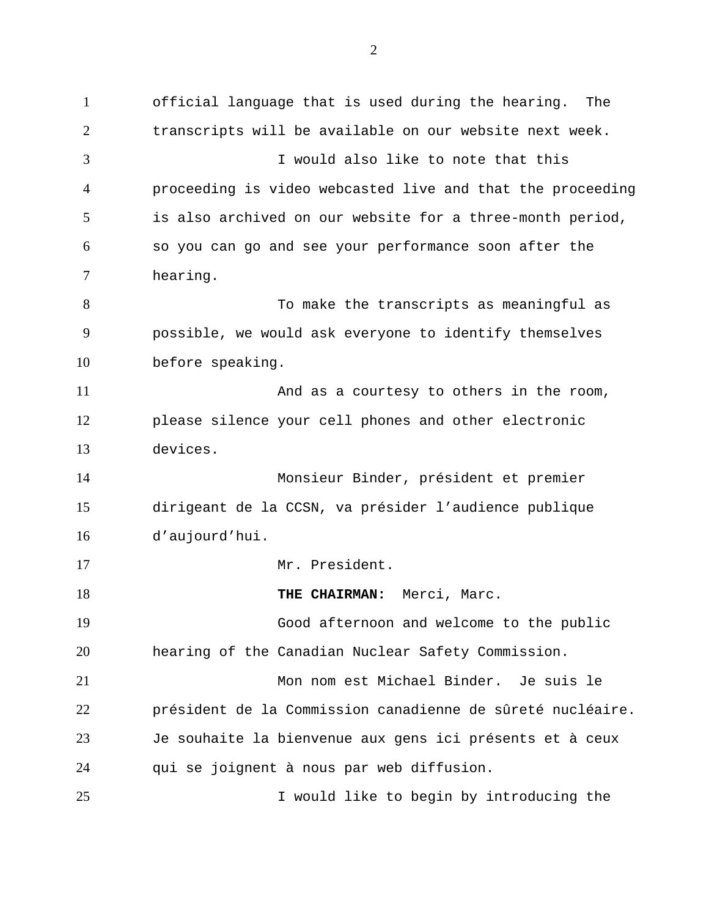official language that is used during the hearing. The transcripts will be available on our website next week.

I would also like to note that this proceeding is video webcasted live and that the proceeding is also archived on our website for a three-month period, so you can go and see your performance soon after the hearing.

To make the transcripts as meaningful as possible, we would ask everyone to identify themselves before speaking.

And as a courtesy to others in the room, please silence your cell phones and other electronic devices.

Monsieur Binder, président et premier dirigeant de la CCSN, va présider l’audience publique d’aujourd’hui.

Mr. President.

**THE CHAIRMAN:** Merci, Marc.

Good afternoon and welcome to the public hearing of the Canadian Nuclear Safety Commission.

Mon nom est Michael Binder. Je suis le président de la Commission canadienne de sûreté nucléaire. Je souhaite la bienvenue aux gens ici présents et à ceux qui se joignent à nous par web diffusion.

I would like to begin by introducing the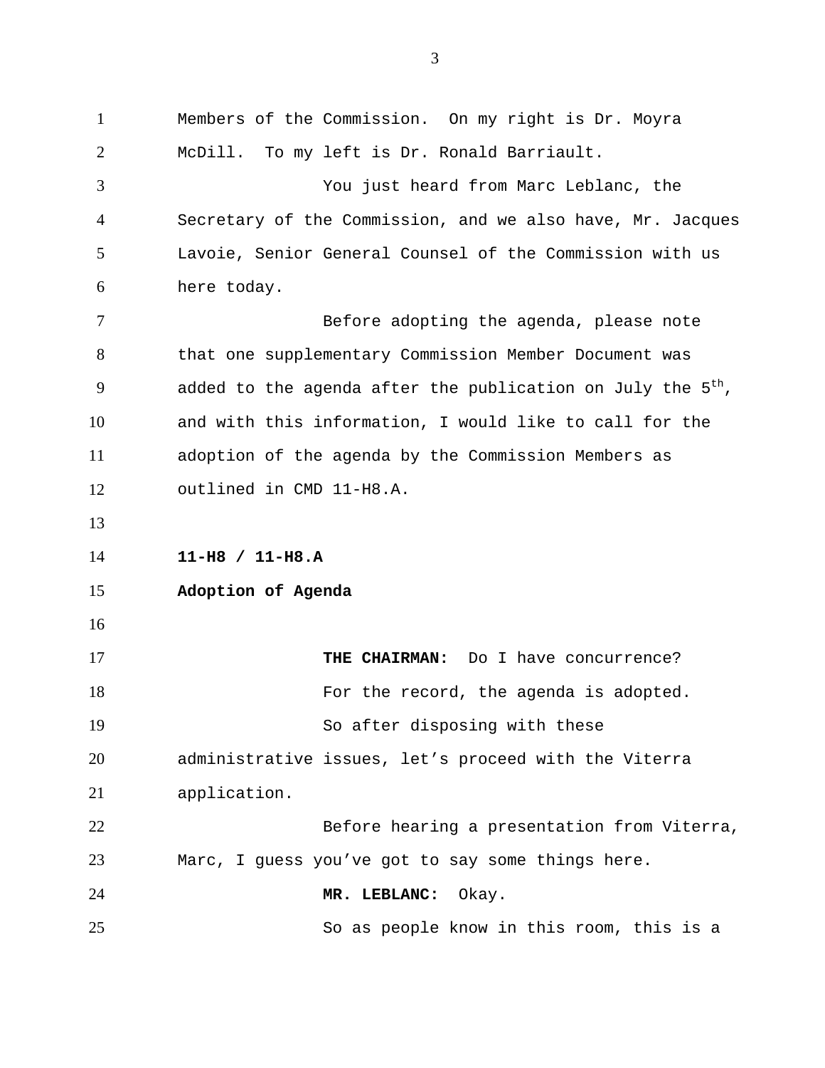Members of the Commission. On my right is Dr. Moyra McDill. To my left is Dr. Ronald Barriault.

You just heard from Marc Leblanc, the Secretary of the Commission, and we also have, Mr. Jacques Lavoie, Senior General Counsel of the Commission with us here today.

Before adopting the agenda, please note that one supplementary Commission Member Document was added to the agenda after the publication on July the 5th, and with this information, I would like to call for the adoption of the agenda by the Commission Members as outlined in CMD 11-H8.A.

**11-H8 / 11-H8.A**

**Adoption of Agenda**

**THE CHAIRMAN:** Do I have concurrence?

For the record, the agenda is adopted.

So after disposing with these administrative issues, let's proceed with the Viterra application.

Before hearing a presentation from Viterra, Marc, I guess you've got to say some things here.

**MR. LEBLANC:** Okay.

So as people know in this room, this is a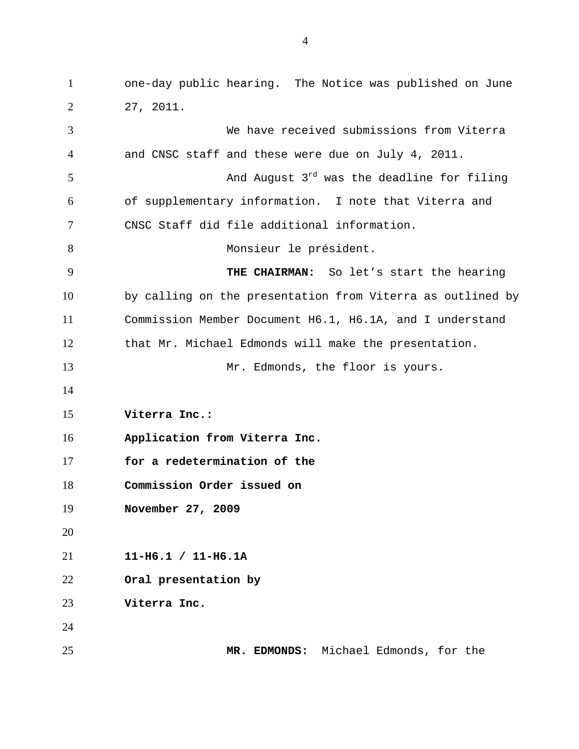one-day public hearing. The Notice was published on June 27, 2011.

We have received submissions from Viterra and CNSC staff and these were due on July 4, 2011.

And August 3rd was the deadline for filing of supplementary information. I note that Viterra and CNSC Staff did file additional information.

Monsieur le président.

**THE CHAIRMAN:** So let's start the hearing by calling on the presentation from Viterra as outlined by Commission Member Document H6.1, H6.1A, and I understand that Mr. Michael Edmonds will make the presentation.

Mr. Edmonds, the floor is yours.

**Viterra Inc.:**
**Application from Viterra Inc.**
**for a redetermination of the**
**Commission Order issued on**
**November 27, 2009**

**11-H6.1 / 11-H6.1A**
**Oral presentation by**
**Viterra Inc.**

**MR. EDMONDS:** Michael Edmonds, for the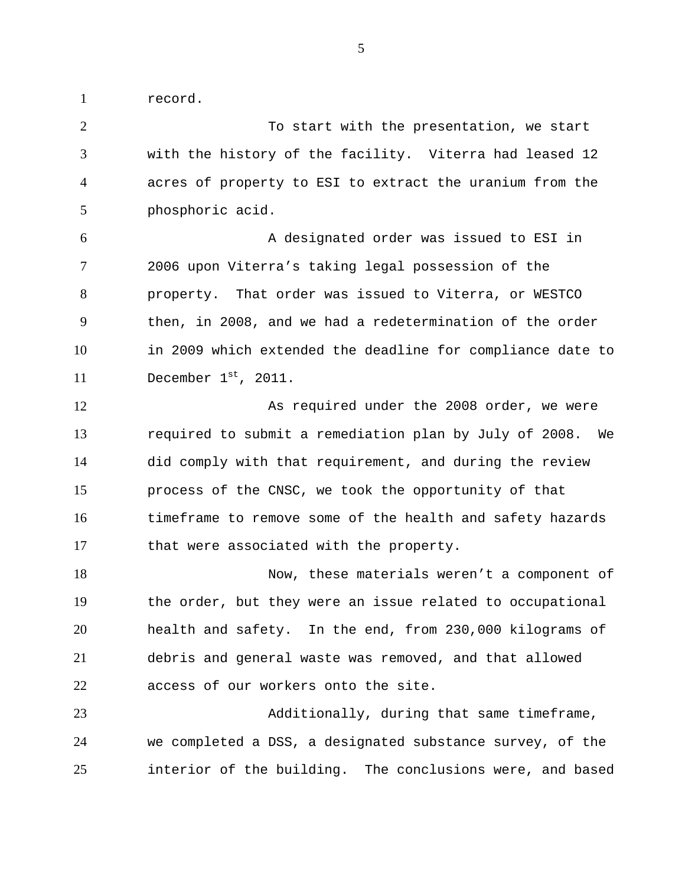record.

To start with the presentation, we start with the history of the facility. Viterra had leased 12 acres of property to ESI to extract the uranium from the phosphoric acid.

A designated order was issued to ESI in 2006 upon Viterra's taking legal possession of the property. That order was issued to Viterra, or WESTCO then, in 2008, and we had a redetermination of the order in 2009 which extended the deadline for compliance date to December 1st, 2011.

As required under the 2008 order, we were required to submit a remediation plan by July of 2008. We did comply with that requirement, and during the review process of the CNSC, we took the opportunity of that timeframe to remove some of the health and safety hazards that were associated with the property.

Now, these materials weren't a component of the order, but they were an issue related to occupational health and safety. In the end, from 230,000 kilograms of debris and general waste was removed, and that allowed access of our workers onto the site.

Additionally, during that same timeframe, we completed a DSS, a designated substance survey, of the interior of the building. The conclusions were, and based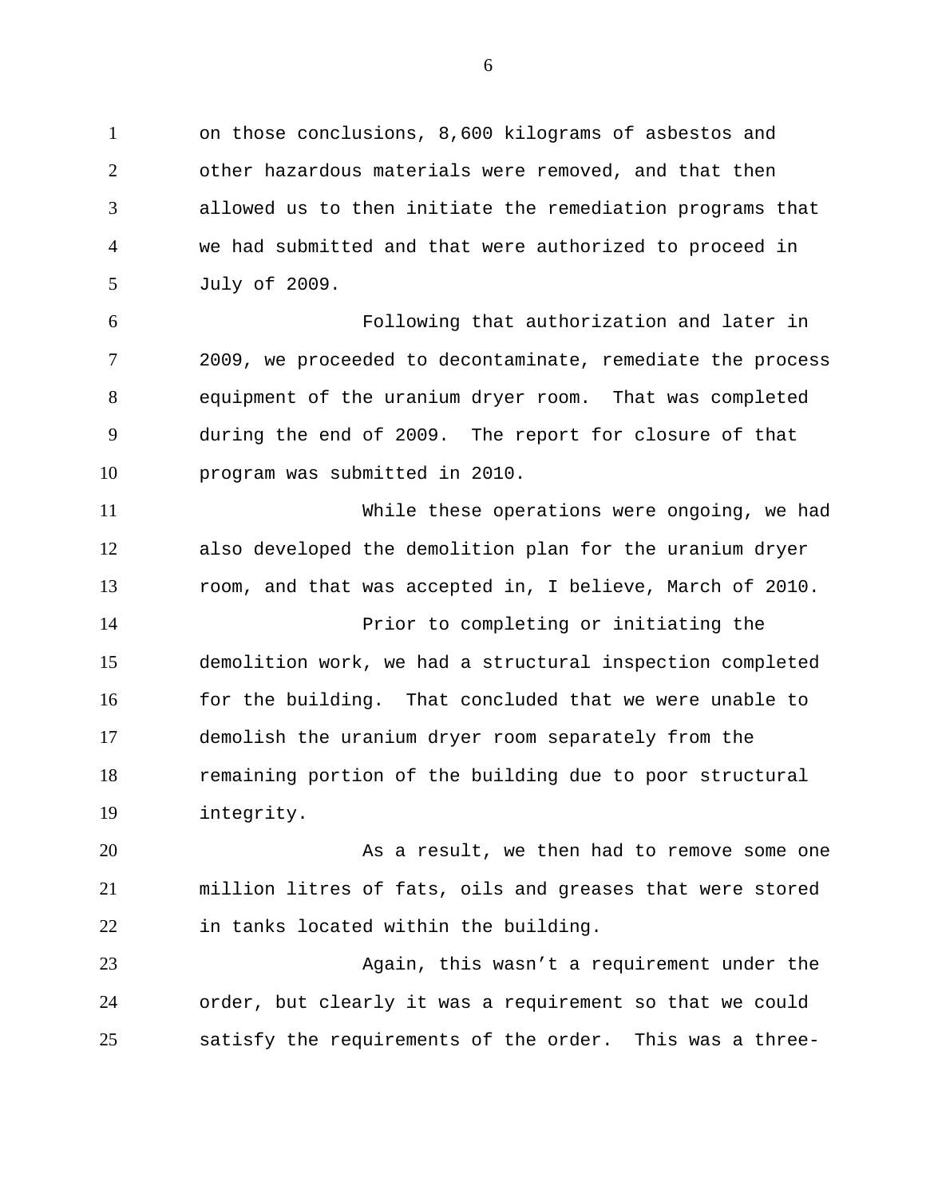on those conclusions, 8,600 kilograms of asbestos and other hazardous materials were removed, and that then allowed us to then initiate the remediation programs that we had submitted and that were authorized to proceed in July of 2009.

Following that authorization and later in 2009, we proceeded to decontaminate, remediate the process equipment of the uranium dryer room. That was completed during the end of 2009. The report for closure of that program was submitted in 2010.

While these operations were ongoing, we had also developed the demolition plan for the uranium dryer room, and that was accepted in, I believe, March of 2010.

Prior to completing or initiating the demolition work, we had a structural inspection completed for the building. That concluded that we were unable to demolish the uranium dryer room separately from the remaining portion of the building due to poor structural integrity.

As a result, we then had to remove some one million litres of fats, oils and greases that were stored in tanks located within the building.

Again, this wasn't a requirement under the order, but clearly it was a requirement so that we could satisfy the requirements of the order. This was a three-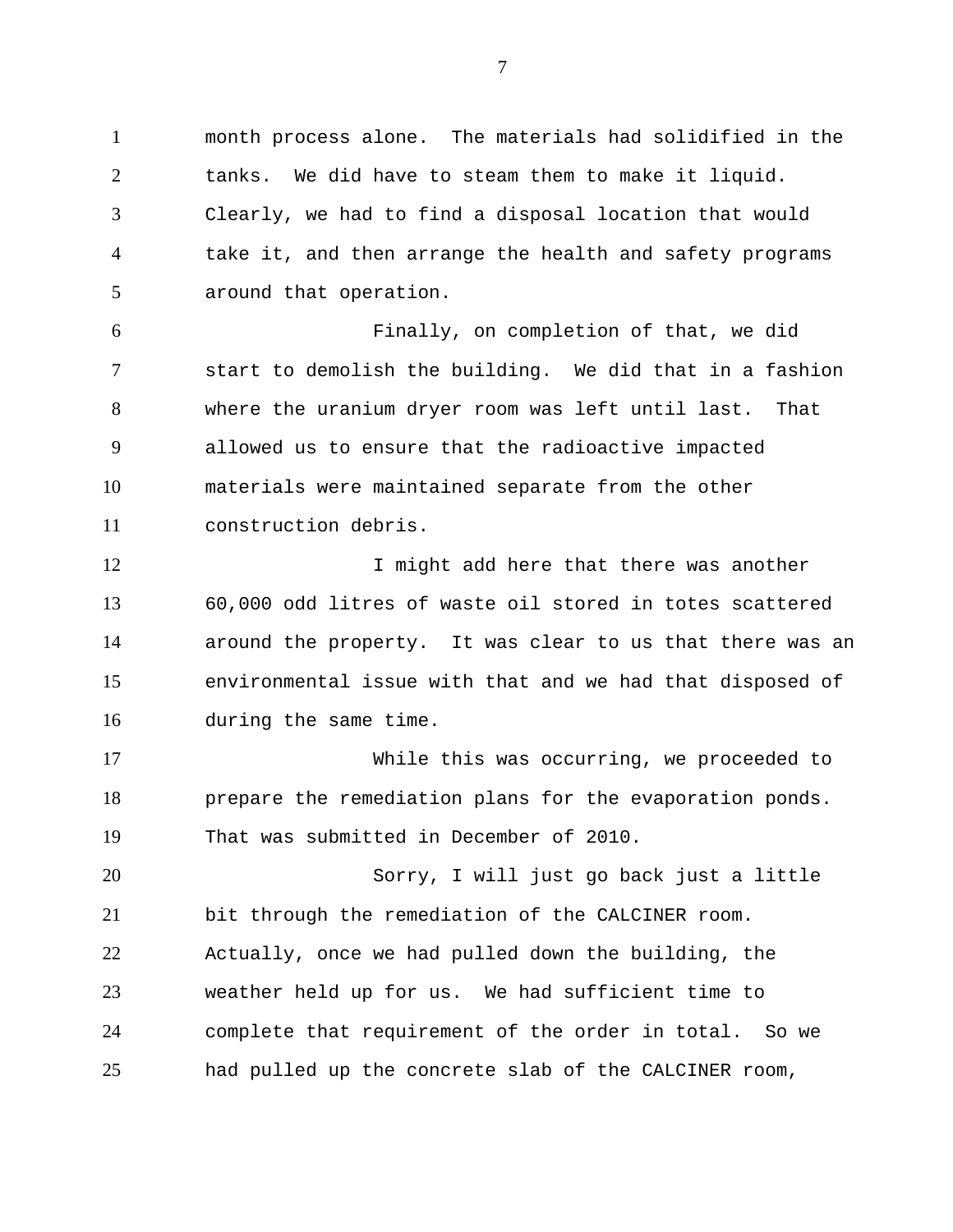month process alone. The materials had solidified in the tanks. We did have to steam them to make it liquid. Clearly, we had to find a disposal location that would take it, and then arrange the health and safety programs around that operation.

Finally, on completion of that, we did start to demolish the building. We did that in a fashion where the uranium dryer room was left until last. That allowed us to ensure that the radioactive impacted materials were maintained separate from the other construction debris.

I might add here that there was another 60,000 odd litres of waste oil stored in totes scattered around the property. It was clear to us that there was an environmental issue with that and we had that disposed of during the same time.

While this was occurring, we proceeded to prepare the remediation plans for the evaporation ponds. That was submitted in December of 2010.

Sorry, I will just go back just a little bit through the remediation of the CALCINER room. Actually, once we had pulled down the building, the weather held up for us. We had sufficient time to complete that requirement of the order in total. So we had pulled up the concrete slab of the CALCINER room,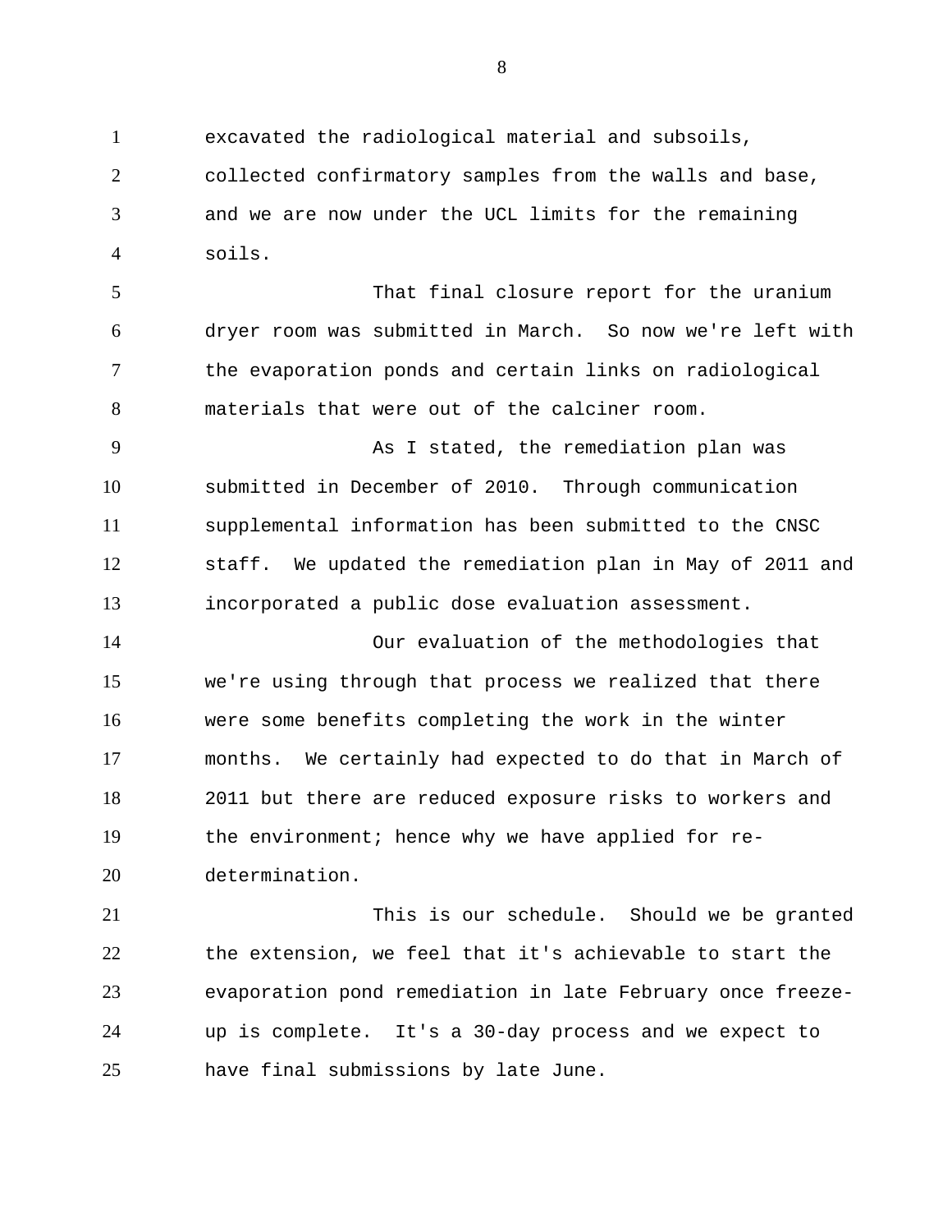excavated the radiological material and subsoils, collected confirmatory samples from the walls and base, and we are now under the UCL limits for the remaining soils.

That final closure report for the uranium dryer room was submitted in March. So now we're left with the evaporation ponds and certain links on radiological materials that were out of the calciner room.

As I stated, the remediation plan was submitted in December of 2010. Through communication supplemental information has been submitted to the CNSC staff. We updated the remediation plan in May of 2011 and incorporated a public dose evaluation assessment.

Our evaluation of the methodologies that we're using through that process we realized that there were some benefits completing the work in the winter months. We certainly had expected to do that in March of 2011 but there are reduced exposure risks to workers and the environment; hence why we have applied for re-determination.

This is our schedule. Should we be granted the extension, we feel that it's achievable to start the evaporation pond remediation in late February once freeze-up is complete. It's a 30-day process and we expect to have final submissions by late June.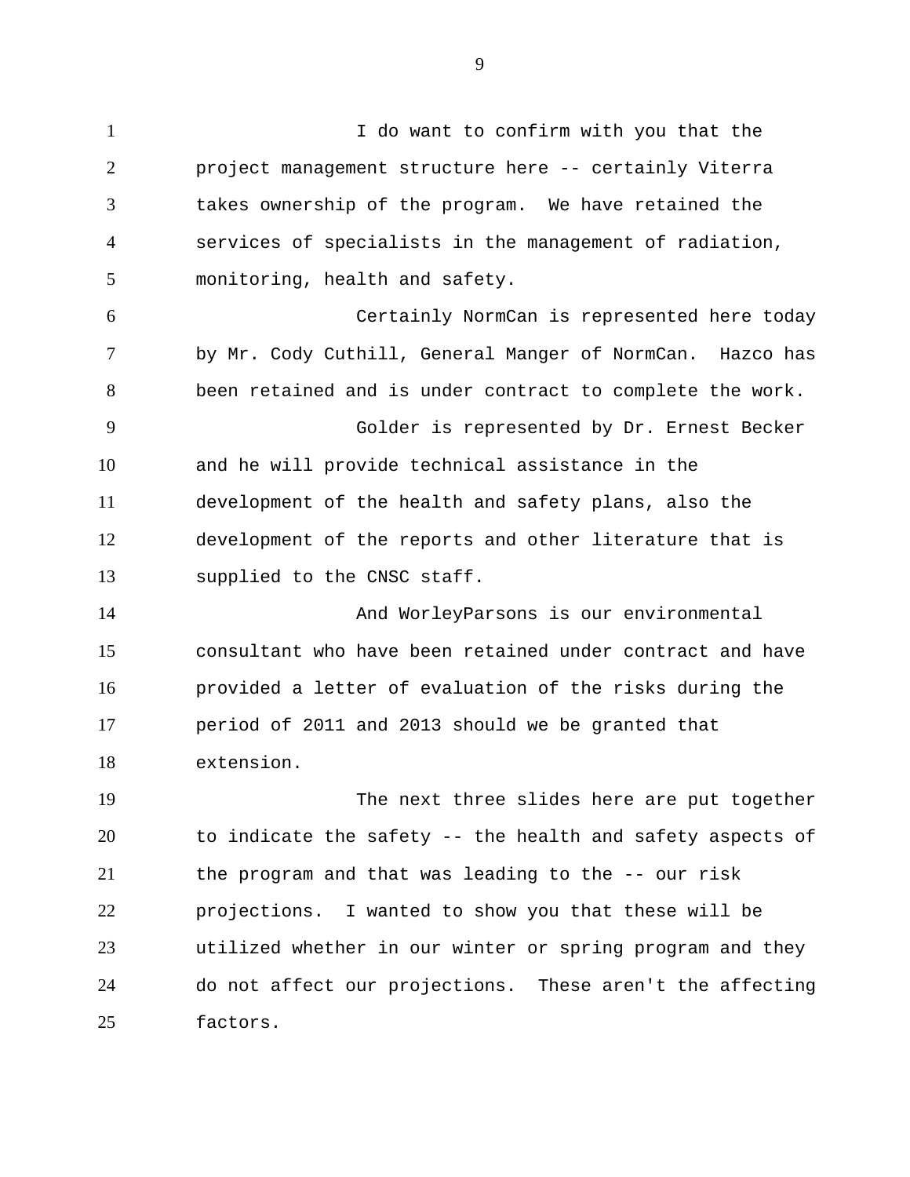I do want to confirm with you that the project management structure here -- certainly Viterra takes ownership of the program. We have retained the services of specialists in the management of radiation, monitoring, health and safety.

Certainly NormCan is represented here today by Mr. Cody Cuthill, General Manger of NormCan. Hazco has been retained and is under contract to complete the work.

Golder is represented by Dr. Ernest Becker and he will provide technical assistance in the development of the health and safety plans, also the development of the reports and other literature that is supplied to the CNSC staff.

And WorleyParsons is our environmental consultant who have been retained under contract and have provided a letter of evaluation of the risks during the period of 2011 and 2013 should we be granted that extension.

The next three slides here are put together to indicate the safety -- the health and safety aspects of the program and that was leading to the -- our risk projections. I wanted to show you that these will be utilized whether in our winter or spring program and they do not affect our projections. These aren't the affecting factors.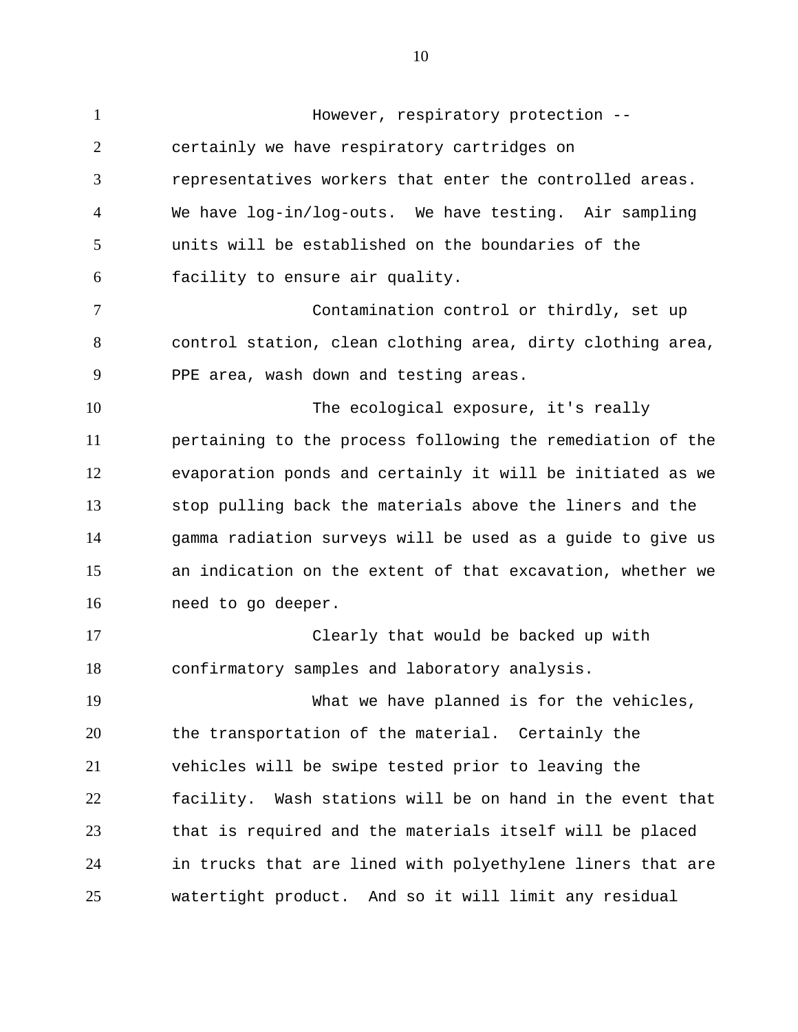However, respiratory protection -- certainly we have respiratory cartridges on representatives workers that enter the controlled areas. We have log-in/log-outs. We have testing. Air sampling units will be established on the boundaries of the facility to ensure air quality.

Contamination control or thirdly, set up control station, clean clothing area, dirty clothing area, PPE area, wash down and testing areas.

The ecological exposure, it's really pertaining to the process following the remediation of the evaporation ponds and certainly it will be initiated as we stop pulling back the materials above the liners and the gamma radiation surveys will be used as a guide to give us an indication on the extent of that excavation, whether we need to go deeper.

Clearly that would be backed up with confirmatory samples and laboratory analysis.

What we have planned is for the vehicles, the transportation of the material. Certainly the vehicles will be swipe tested prior to leaving the facility. Wash stations will be on hand in the event that that is required and the materials itself will be placed in trucks that are lined with polyethylene liners that are watertight product. And so it will limit any residual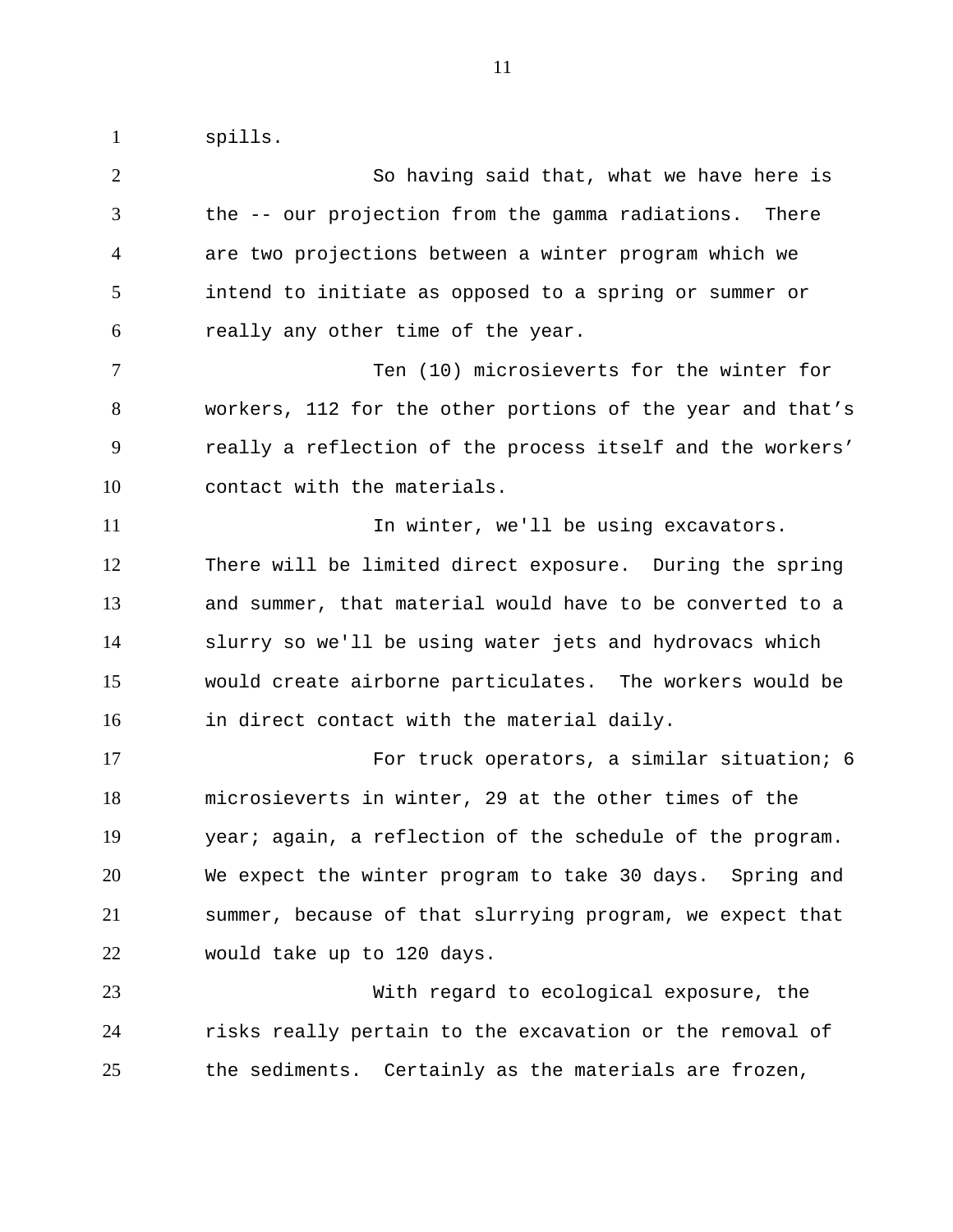spills.

So having said that, what we have here is the -- our projection from the gamma radiations. There are two projections between a winter program which we intend to initiate as opposed to a spring or summer or really any other time of the year.

Ten (10) microsieverts for the winter for workers, 112 for the other portions of the year and that's really a reflection of the process itself and the workers' contact with the materials.

In winter, we'll be using excavators. There will be limited direct exposure. During the spring and summer, that material would have to be converted to a slurry so we'll be using water jets and hydrovacs which would create airborne particulates. The workers would be in direct contact with the material daily.

For truck operators, a similar situation; 6 microsieverts in winter, 29 at the other times of the year; again, a reflection of the schedule of the program. We expect the winter program to take 30 days. Spring and summer, because of that slurrying program, we expect that would take up to 120 days.

With regard to ecological exposure, the risks really pertain to the excavation or the removal of the sediments. Certainly as the materials are frozen,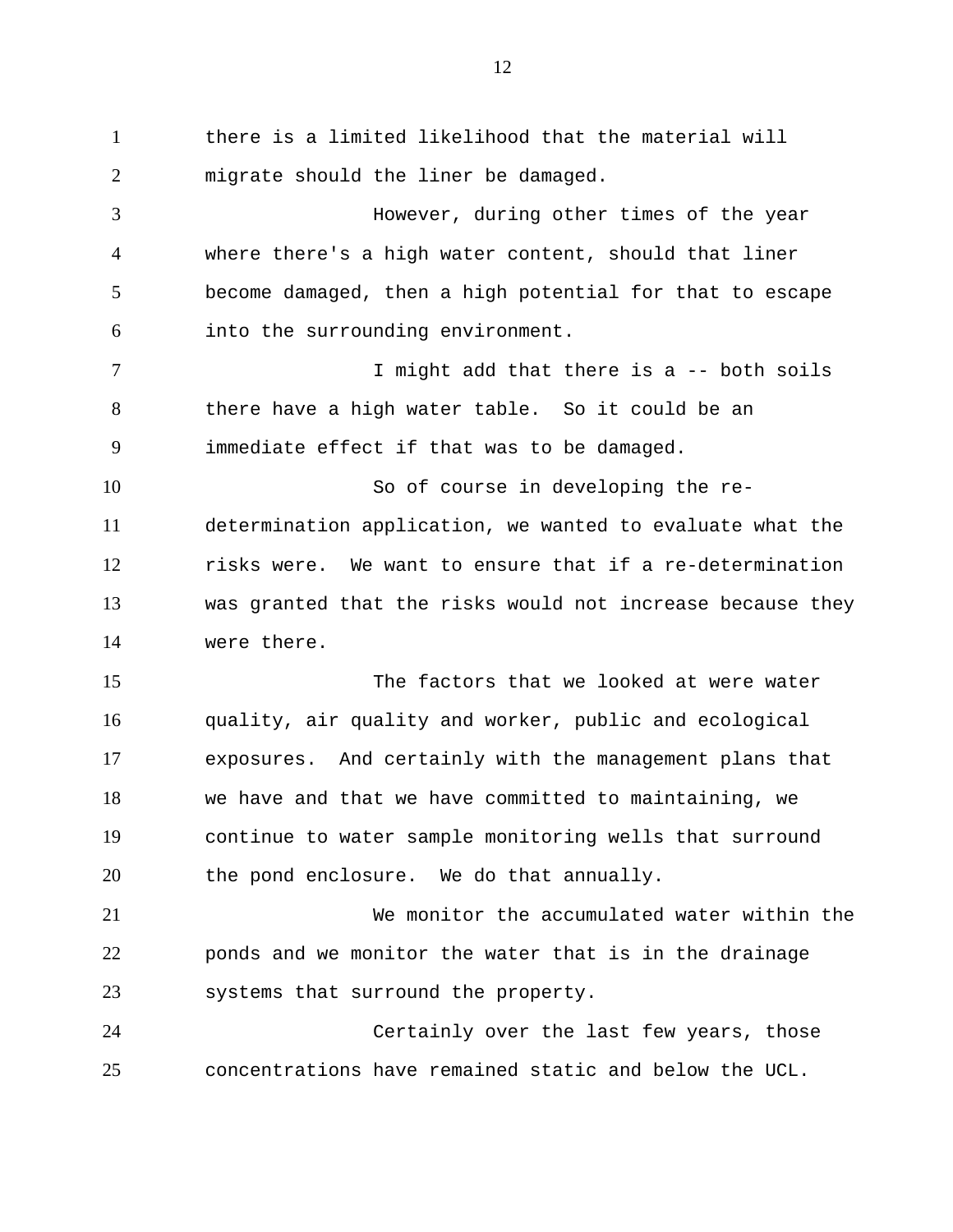there is a limited likelihood that the material will migrate should the liner be damaged.

However, during other times of the year where there's a high water content, should that liner become damaged, then a high potential for that to escape into the surrounding environment.

I might add that there is a -- both soils there have a high water table. So it could be an immediate effect if that was to be damaged.

So of course in developing the re-determination application, we wanted to evaluate what the risks were. We want to ensure that if a re-determination was granted that the risks would not increase because they were there.

The factors that we looked at were water quality, air quality and worker, public and ecological exposures. And certainly with the management plans that we have and that we have committed to maintaining, we continue to water sample monitoring wells that surround the pond enclosure. We do that annually.

We monitor the accumulated water within the ponds and we monitor the water that is in the drainage systems that surround the property.

Certainly over the last few years, those concentrations have remained static and below the UCL.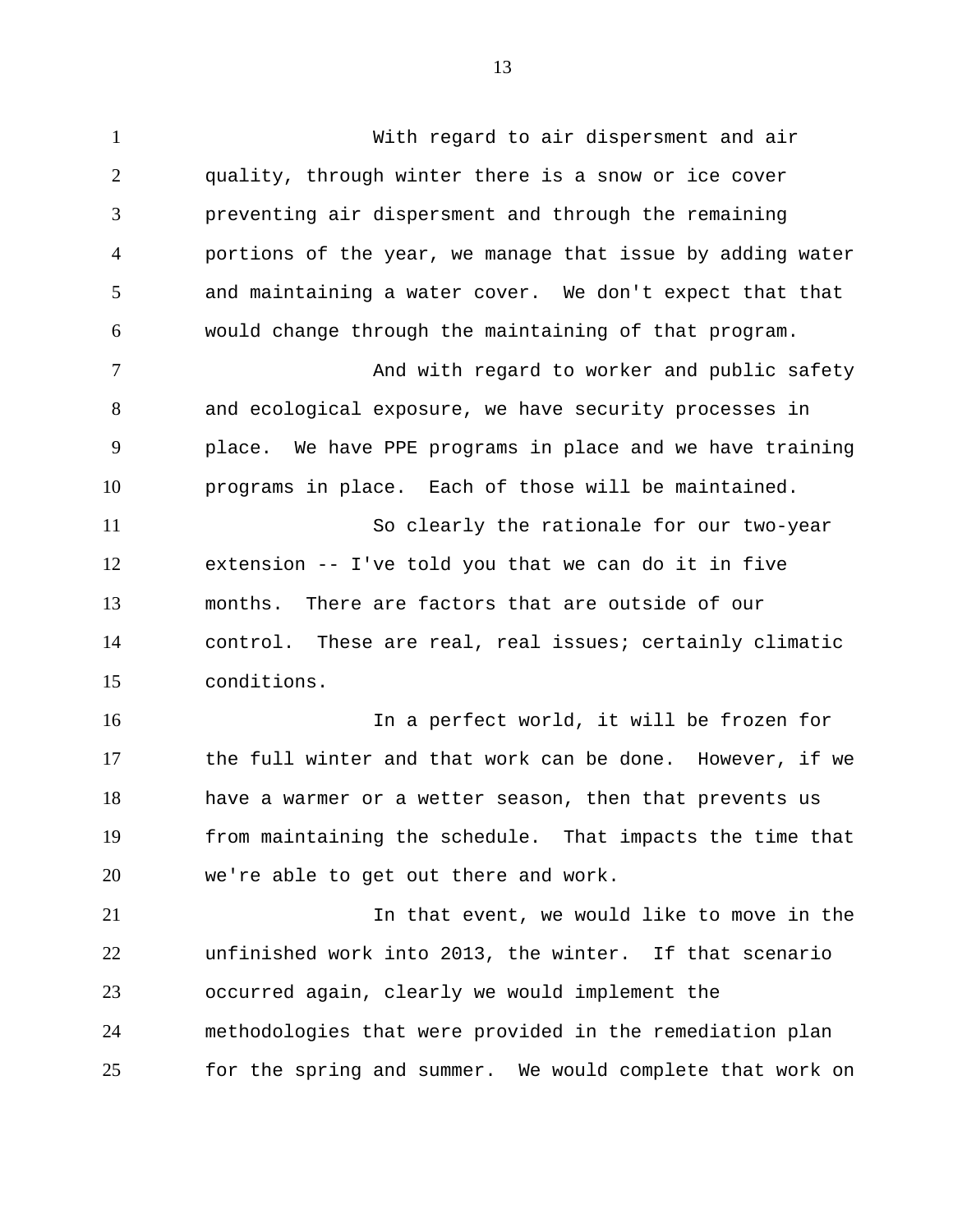With regard to air dispersment and air quality, through winter there is a snow or ice cover preventing air dispersment and through the remaining portions of the year, we manage that issue by adding water and maintaining a water cover. We don't expect that that would change through the maintaining of that program.

And with regard to worker and public safety and ecological exposure, we have security processes in place. We have PPE programs in place and we have training programs in place. Each of those will be maintained.

So clearly the rationale for our two-year extension -- I've told you that we can do it in five months. There are factors that are outside of our control. These are real, real issues; certainly climatic conditions.

In a perfect world, it will be frozen for the full winter and that work can be done. However, if we have a warmer or a wetter season, then that prevents us from maintaining the schedule. That impacts the time that we're able to get out there and work.

In that event, we would like to move in the unfinished work into 2013, the winter. If that scenario occurred again, clearly we would implement the methodologies that were provided in the remediation plan for the spring and summer. We would complete that work on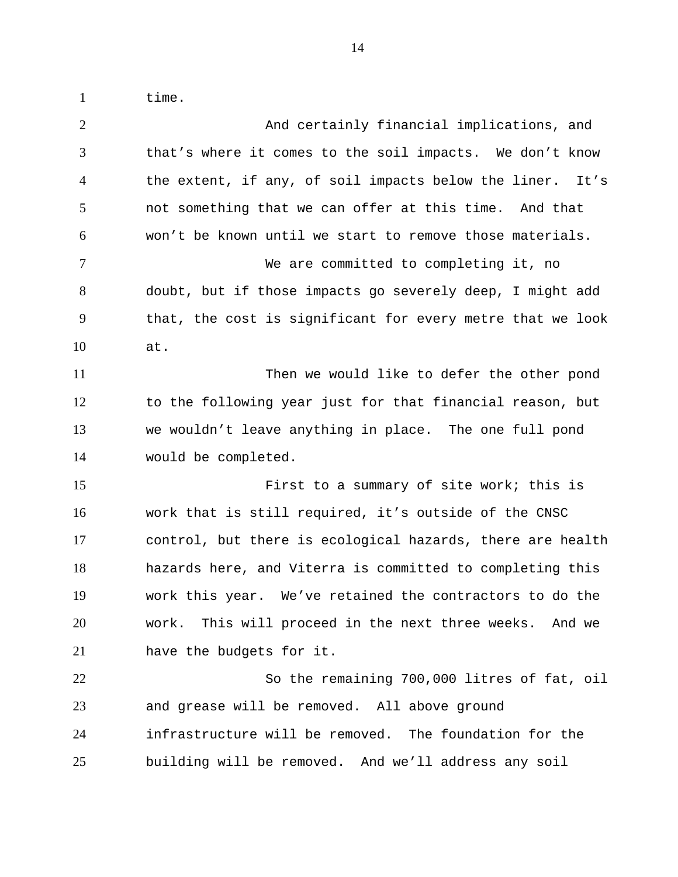time.

And certainly financial implications, and that's where it comes to the soil impacts. We don't know the extent, if any, of soil impacts below the liner. It's not something that we can offer at this time. And that won't be known until we start to remove those materials.

We are committed to completing it, no doubt, but if those impacts go severely deep, I might add that, the cost is significant for every metre that we look at.

Then we would like to defer the other pond to the following year just for that financial reason, but we wouldn't leave anything in place. The one full pond would be completed.

First to a summary of site work; this is work that is still required, it's outside of the CNSC control, but there is ecological hazards, there are health hazards here, and Viterra is committed to completing this work this year. We've retained the contractors to do the work. This will proceed in the next three weeks. And we have the budgets for it.

So the remaining 700,000 litres of fat, oil and grease will be removed. All above ground infrastructure will be removed. The foundation for the building will be removed. And we'll address any soil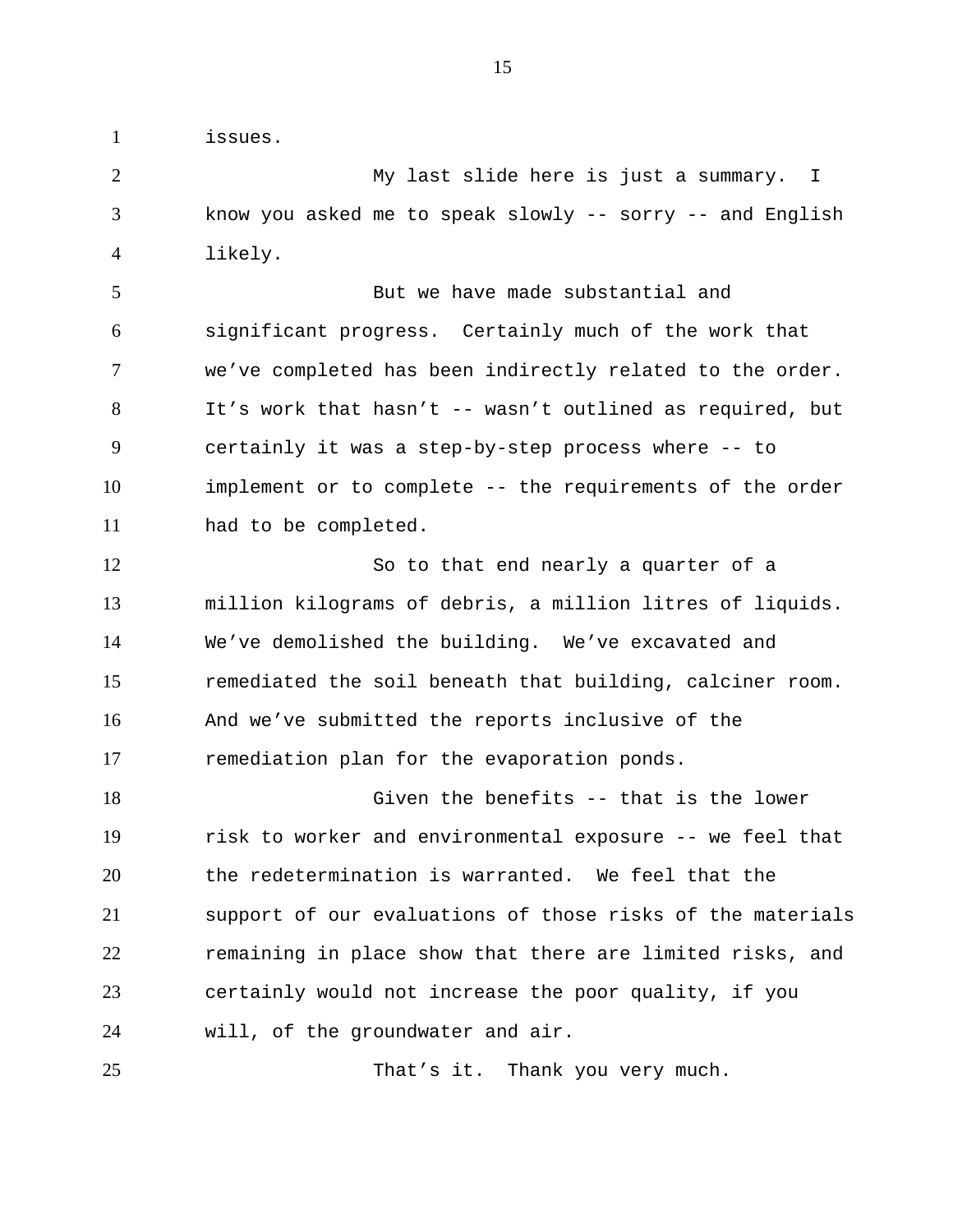issues.

My last slide here is just a summary. I know you asked me to speak slowly -- sorry -- and English likely.

But we have made substantial and significant progress. Certainly much of the work that we've completed has been indirectly related to the order. It's work that hasn't -- wasn't outlined as required, but certainly it was a step-by-step process where -- to implement or to complete -- the requirements of the order had to be completed.

So to that end nearly a quarter of a million kilograms of debris, a million litres of liquids. We've demolished the building. We've excavated and remediated the soil beneath that building, calciner room. And we've submitted the reports inclusive of the remediation plan for the evaporation ponds.

Given the benefits -- that is the lower risk to worker and environmental exposure -- we feel that the redetermination is warranted. We feel that the support of our evaluations of those risks of the materials remaining in place show that there are limited risks, and certainly would not increase the poor quality, if you will, of the groundwater and air.

That's it. Thank you very much.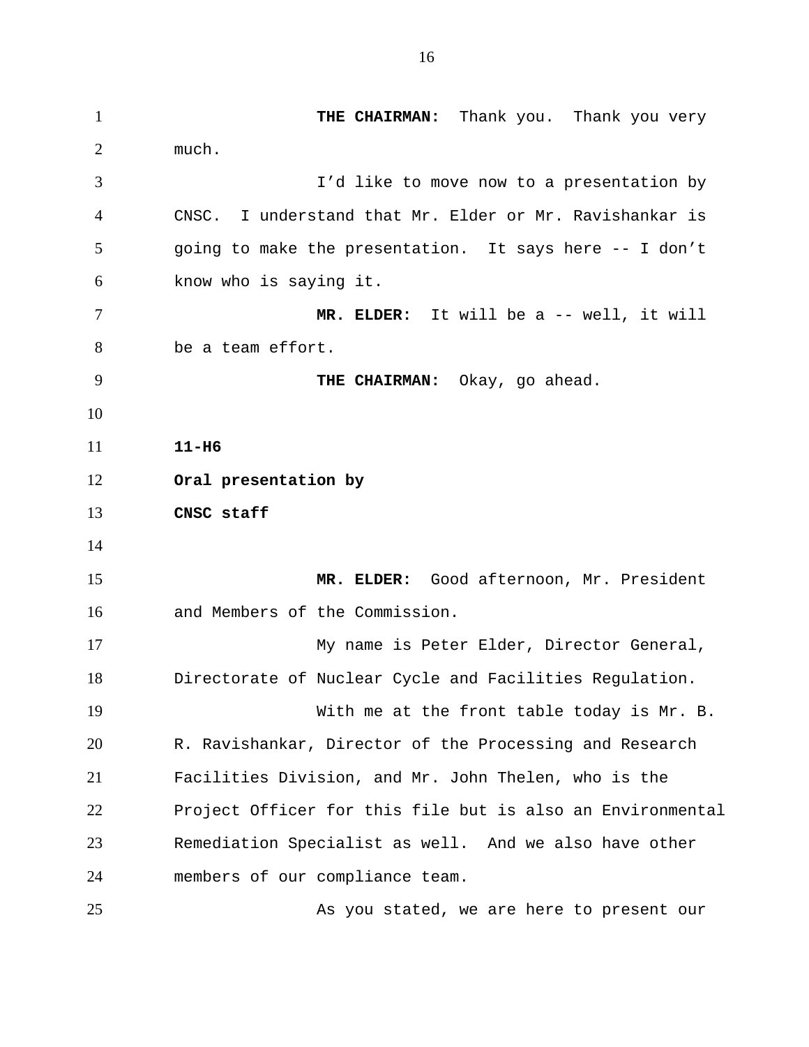**THE CHAIRMAN:** Thank you. Thank you very much.

I'd like to move now to a presentation by CNSC. I understand that Mr. Elder or Mr. Ravishankar is going to make the presentation. It says here -- I don't know who is saying it.

**MR. ELDER:** It will be a -- well, it will be a team effort.

**THE CHAIRMAN:** Okay, go ahead.

**11-H6**

**Oral presentation by**

**CNSC staff**

**MR. ELDER:** Good afternoon, Mr. President and Members of the Commission.

My name is Peter Elder, Director General, Directorate of Nuclear Cycle and Facilities Regulation.

With me at the front table today is Mr. B. R. Ravishankar, Director of the Processing and Research Facilities Division, and Mr. John Thelen, who is the Project Officer for this file but is also an Environmental Remediation Specialist as well. And we also have other members of our compliance team.

As you stated, we are here to present our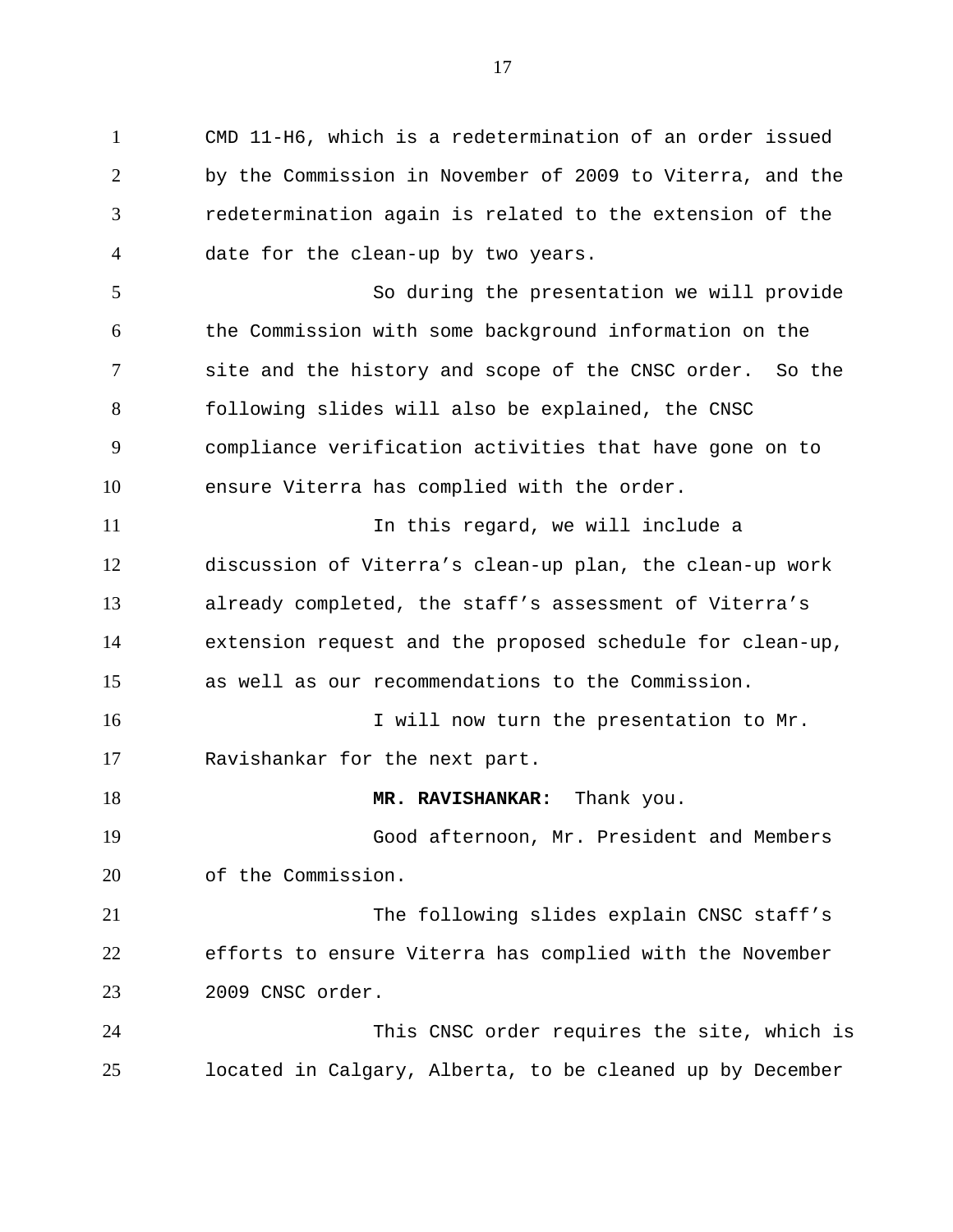CMD 11-H6, which is a redetermination of an order issued by the Commission in November of 2009 to Viterra, and the redetermination again is related to the extension of the date for the clean-up by two years.

So during the presentation we will provide the Commission with some background information on the site and the history and scope of the CNSC order. So the following slides will also be explained, the CNSC compliance verification activities that have gone on to ensure Viterra has complied with the order.

In this regard, we will include a discussion of Viterra's clean-up plan, the clean-up work already completed, the staff's assessment of Viterra's extension request and the proposed schedule for clean-up, as well as our recommendations to the Commission.

I will now turn the presentation to Mr. Ravishankar for the next part.

**MR. RAVISHANKAR:** Thank you.

Good afternoon, Mr. President and Members of the Commission.

The following slides explain CNSC staff's efforts to ensure Viterra has complied with the November 2009 CNSC order.

This CNSC order requires the site, which is located in Calgary, Alberta, to be cleaned up by December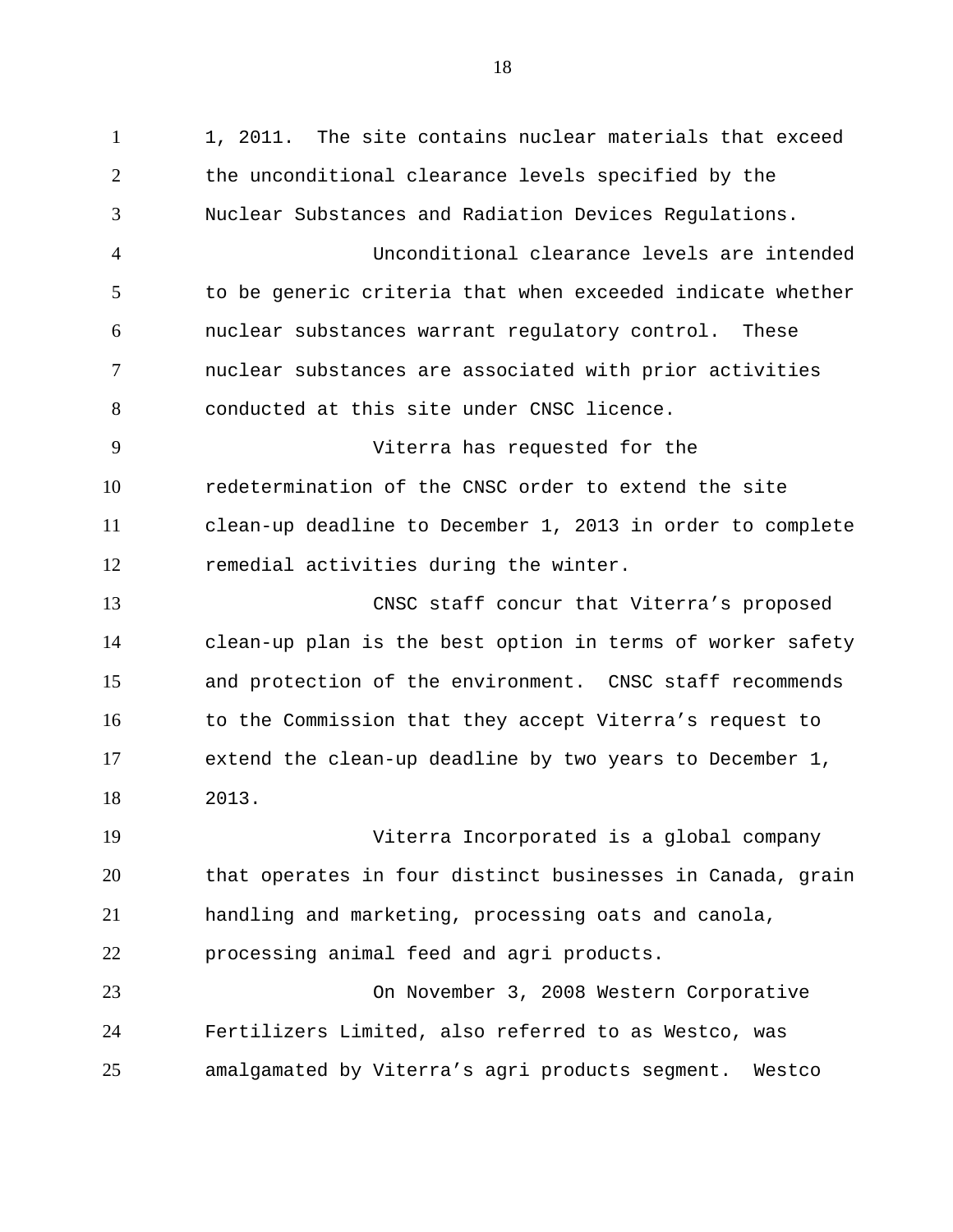1, 2011. The site contains nuclear materials that exceed the unconditional clearance levels specified by the Nuclear Substances and Radiation Devices Regulations.

Unconditional clearance levels are intended to be generic criteria that when exceeded indicate whether nuclear substances warrant regulatory control. These nuclear substances are associated with prior activities conducted at this site under CNSC licence.

Viterra has requested for the redetermination of the CNSC order to extend the site clean-up deadline to December 1, 2013 in order to complete remedial activities during the winter.

CNSC staff concur that Viterra's proposed clean-up plan is the best option in terms of worker safety and protection of the environment. CNSC staff recommends to the Commission that they accept Viterra's request to extend the clean-up deadline by two years to December 1, 2013.

Viterra Incorporated is a global company that operates in four distinct businesses in Canada, grain handling and marketing, processing oats and canola, processing animal feed and agri products.

On November 3, 2008 Western Corporative Fertilizers Limited, also referred to as Westco, was amalgamated by Viterra's agri products segment. Westco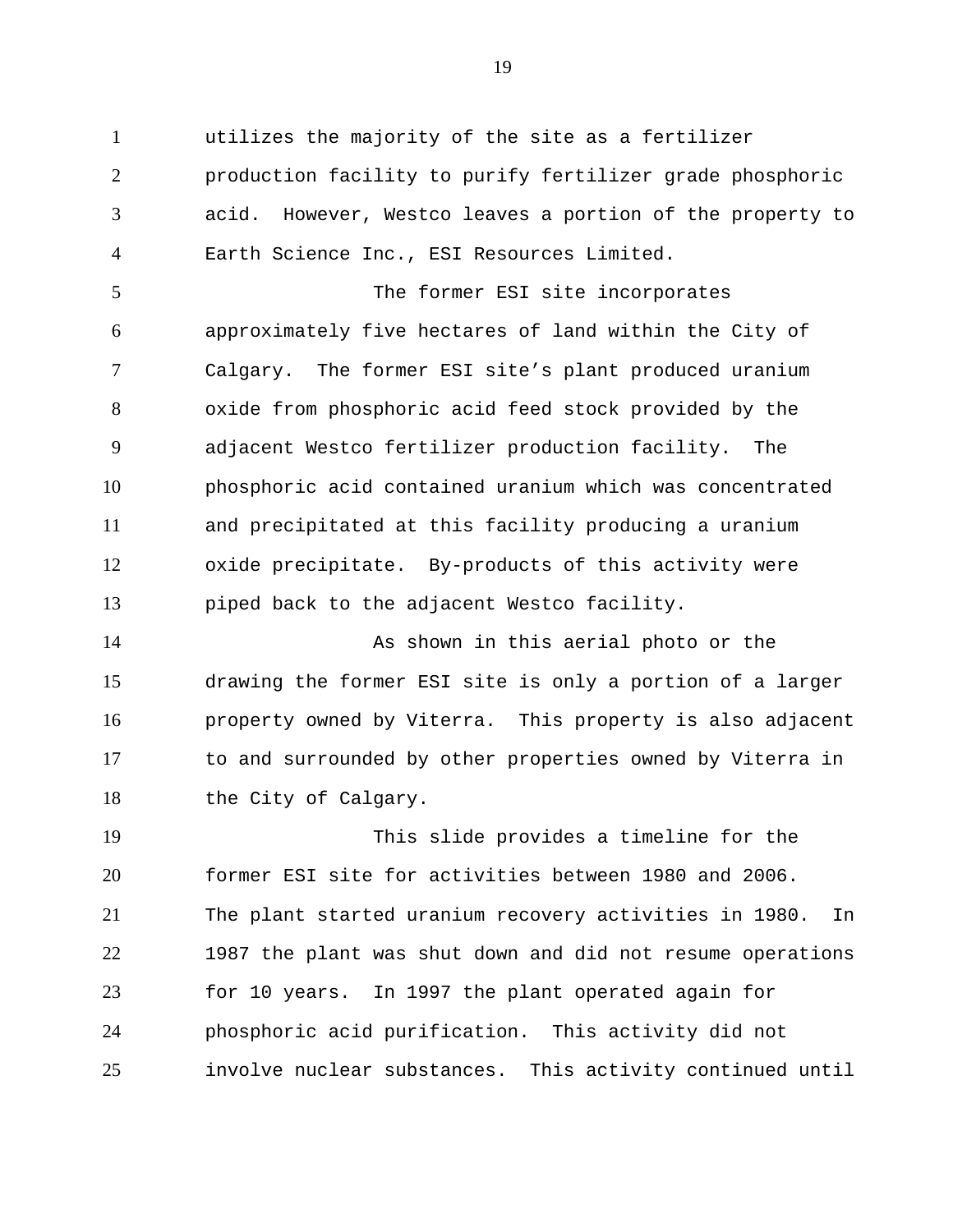utilizes the majority of the site as a fertilizer production facility to purify fertilizer grade phosphoric acid. However, Westco leaves a portion of the property to Earth Science Inc., ESI Resources Limited.

The former ESI site incorporates approximately five hectares of land within the City of Calgary. The former ESI site's plant produced uranium oxide from phosphoric acid feed stock provided by the adjacent Westco fertilizer production facility. The phosphoric acid contained uranium which was concentrated and precipitated at this facility producing a uranium oxide precipitate. By-products of this activity were piped back to the adjacent Westco facility.

As shown in this aerial photo or the drawing the former ESI site is only a portion of a larger property owned by Viterra. This property is also adjacent to and surrounded by other properties owned by Viterra in the City of Calgary.

This slide provides a timeline for the former ESI site for activities between 1980 and 2006. The plant started uranium recovery activities in 1980. In 1987 the plant was shut down and did not resume operations for 10 years. In 1997 the plant operated again for phosphoric acid purification. This activity did not involve nuclear substances. This activity continued until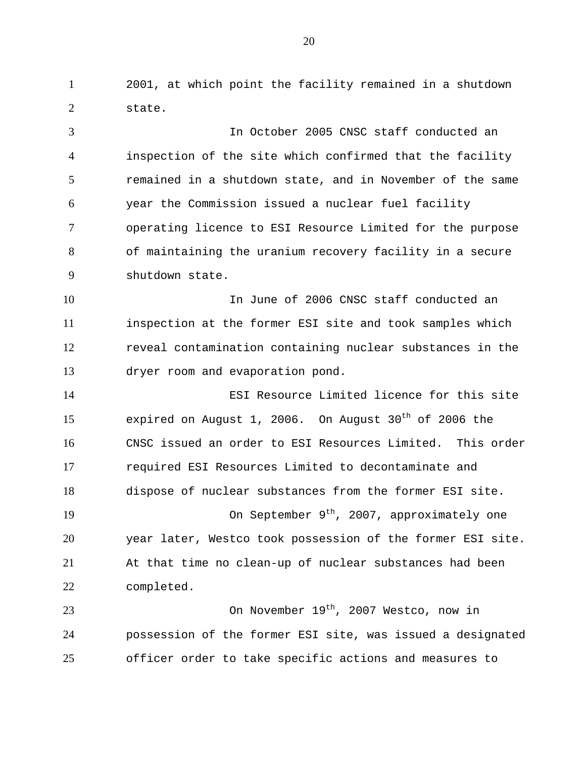2001, at which point the facility remained in a shutdown state.

In October 2005 CNSC staff conducted an inspection of the site which confirmed that the facility remained in a shutdown state, and in November of the same year the Commission issued a nuclear fuel facility operating licence to ESI Resource Limited for the purpose of maintaining the uranium recovery facility in a secure shutdown state.

In June of 2006 CNSC staff conducted an inspection at the former ESI site and took samples which reveal contamination containing nuclear substances in the dryer room and evaporation pond.

ESI Resource Limited licence for this site expired on August 1, 2006. On August 30th of 2006 the CNSC issued an order to ESI Resources Limited. This order required ESI Resources Limited to decontaminate and dispose of nuclear substances from the former ESI site.

On September 9th, 2007, approximately one year later, Westco took possession of the former ESI site. At that time no clean-up of nuclear substances had been completed.

On November 19th, 2007 Westco, now in possession of the former ESI site, was issued a designated officer order to take specific actions and measures to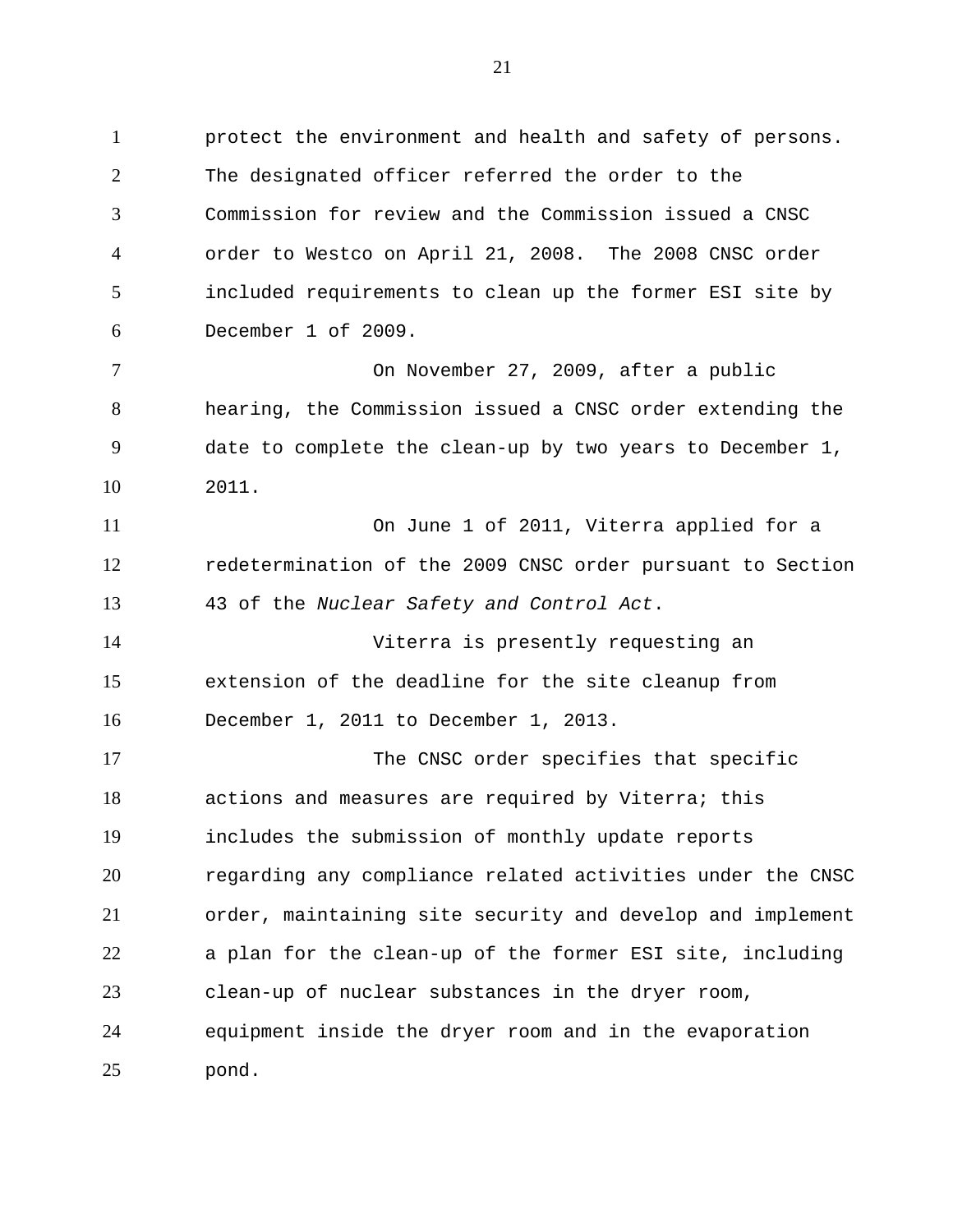protect the environment and health and safety of persons. The designated officer referred the order to the Commission for review and the Commission issued a CNSC order to Westco on April 21, 2008. The 2008 CNSC order included requirements to clean up the former ESI site by December 1 of 2009.

On November 27, 2009, after a public hearing, the Commission issued a CNSC order extending the date to complete the clean-up by two years to December 1, 2011.

On June 1 of 2011, Viterra applied for a redetermination of the 2009 CNSC order pursuant to Section 43 of the *Nuclear Safety and Control Act*.

Viterra is presently requesting an extension of the deadline for the site cleanup from December 1, 2011 to December 1, 2013.

The CNSC order specifies that specific actions and measures are required by Viterra; this includes the submission of monthly update reports regarding any compliance related activities under the CNSC order, maintaining site security and develop and implement a plan for the clean-up of the former ESI site, including clean-up of nuclear substances in the dryer room, equipment inside the dryer room and in the evaporation pond.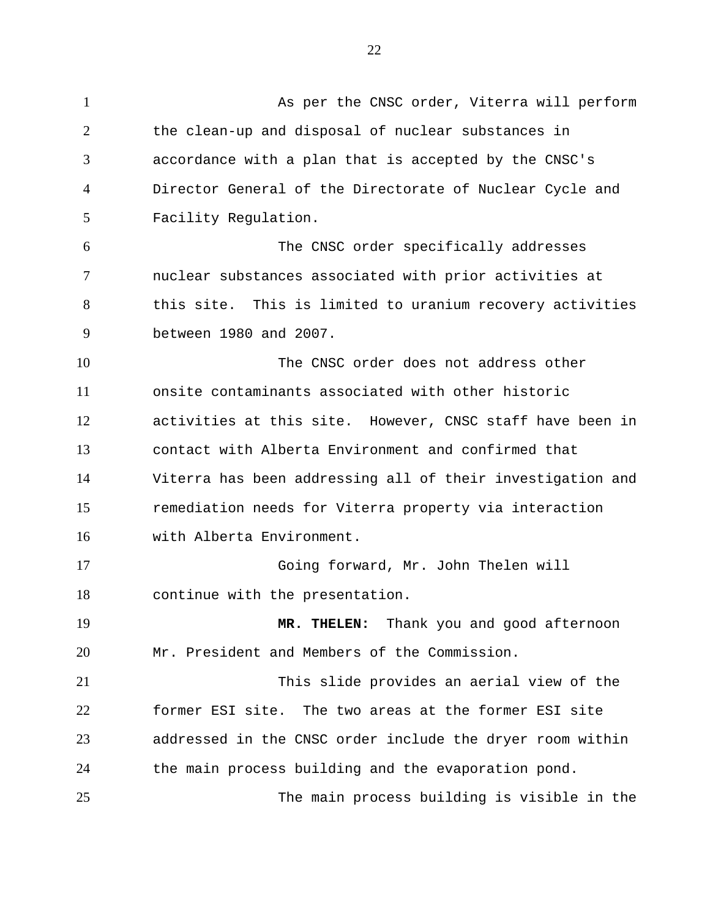As per the CNSC order, Viterra will perform the clean-up and disposal of nuclear substances in accordance with a plan that is accepted by the CNSC's Director General of the Directorate of Nuclear Cycle and Facility Regulation.

The CNSC order specifically addresses nuclear substances associated with prior activities at this site. This is limited to uranium recovery activities between 1980 and 2007.

The CNSC order does not address other onsite contaminants associated with other historic activities at this site. However, CNSC staff have been in contact with Alberta Environment and confirmed that Viterra has been addressing all of their investigation and remediation needs for Viterra property via interaction with Alberta Environment.

Going forward, Mr. John Thelen will continue with the presentation.

**MR. THELEN:** Thank you and good afternoon Mr. President and Members of the Commission.

This slide provides an aerial view of the former ESI site. The two areas at the former ESI site addressed in the CNSC order include the dryer room within the main process building and the evaporation pond.

The main process building is visible in the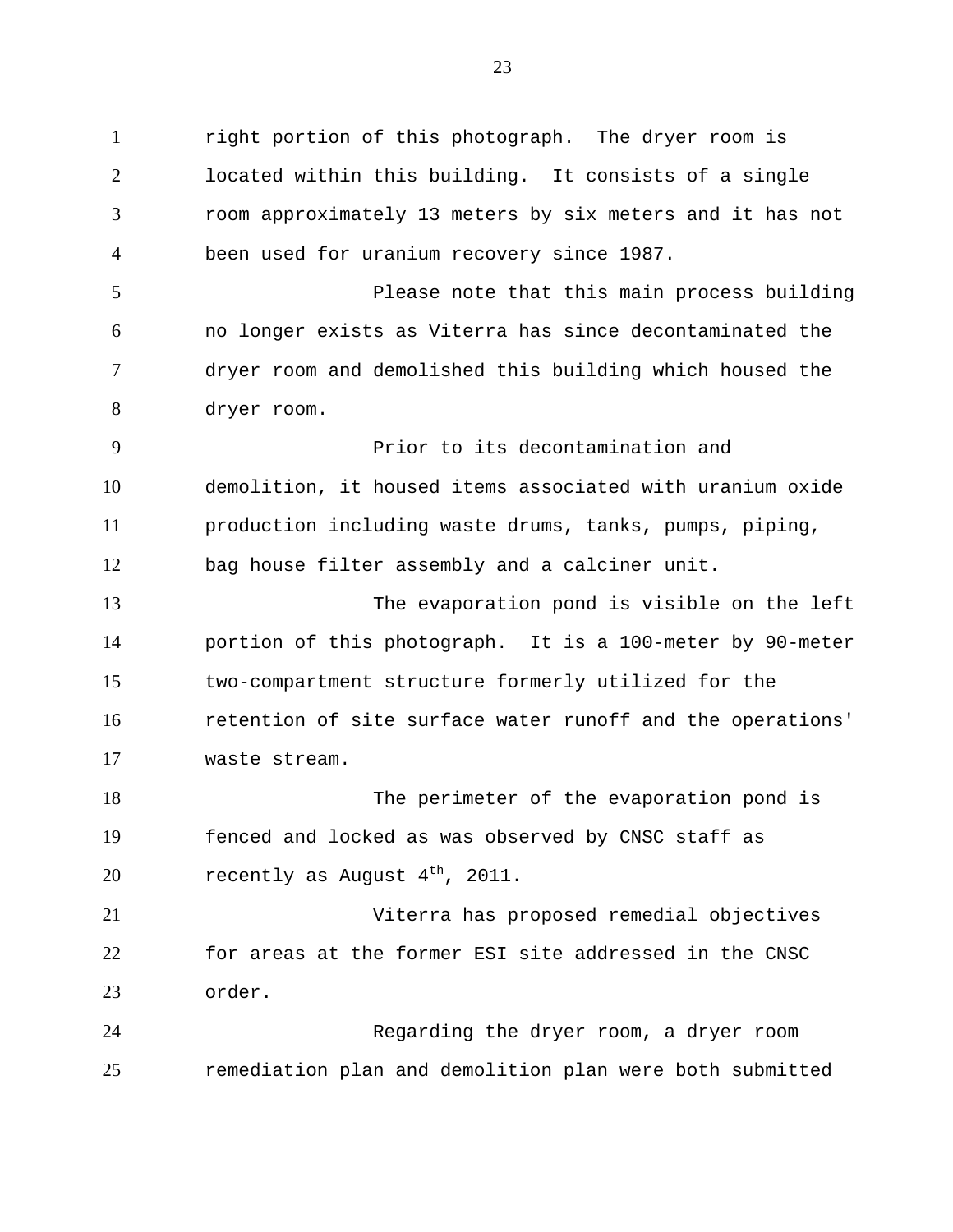right portion of this photograph. The dryer room is located within this building. It consists of a single room approximately 13 meters by six meters and it has not been used for uranium recovery since 1987.

Please note that this main process building no longer exists as Viterra has since decontaminated the dryer room and demolished this building which housed the dryer room.

Prior to its decontamination and demolition, it housed items associated with uranium oxide production including waste drums, tanks, pumps, piping, bag house filter assembly and a calciner unit.

The evaporation pond is visible on the left portion of this photograph. It is a 100-meter by 90-meter two-compartment structure formerly utilized for the retention of site surface water runoff and the operations' waste stream.

The perimeter of the evaporation pond is fenced and locked as was observed by CNSC staff as recently as August 4th, 2011.

Viterra has proposed remedial objectives for areas at the former ESI site addressed in the CNSC order.

Regarding the dryer room, a dryer room remediation plan and demolition plan were both submitted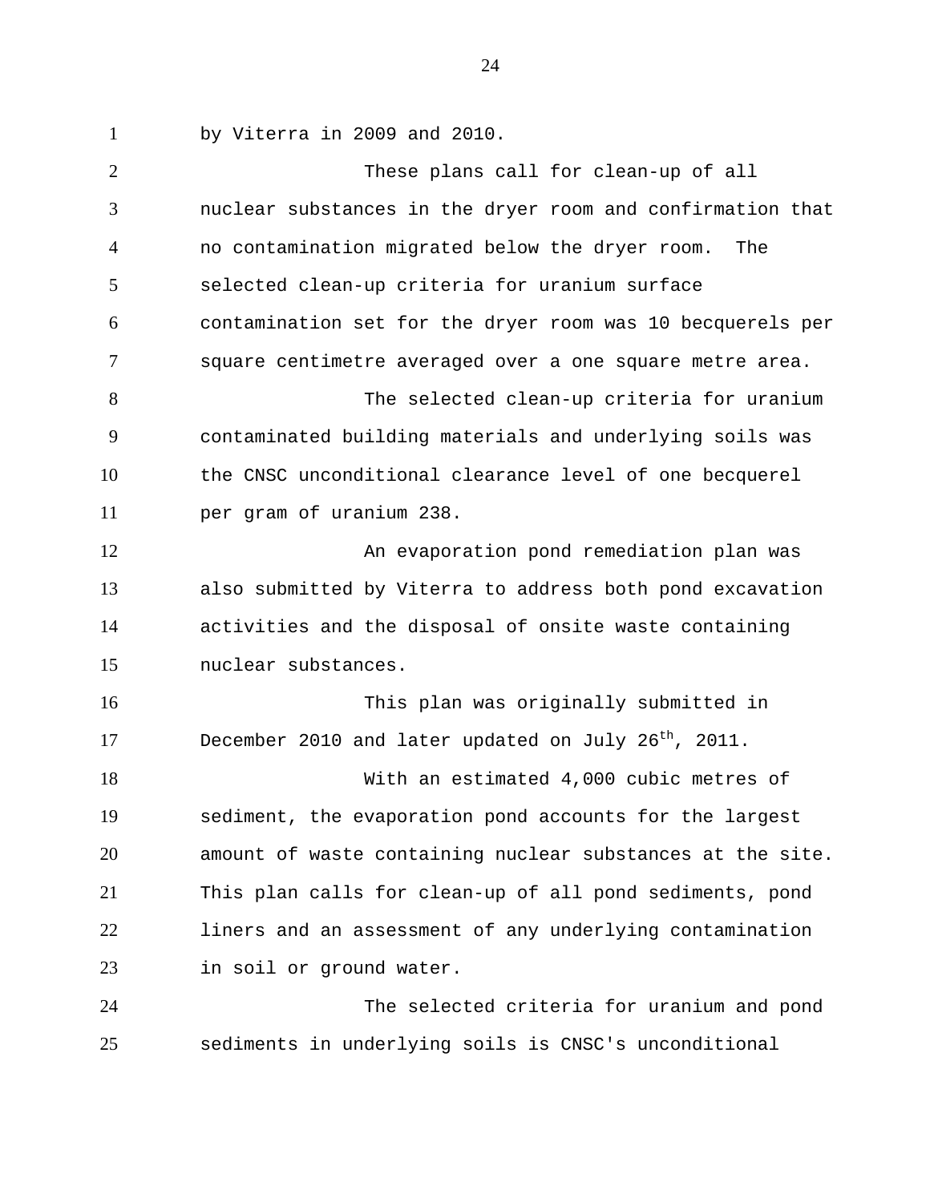by Viterra in 2009 and 2010.

These plans call for clean-up of all nuclear substances in the dryer room and confirmation that no contamination migrated below the dryer room. The selected clean-up criteria for uranium surface contamination set for the dryer room was 10 becquerels per square centimetre averaged over a one square metre area.

The selected clean-up criteria for uranium contaminated building materials and underlying soils was the CNSC unconditional clearance level of one becquerel per gram of uranium 238.

An evaporation pond remediation plan was also submitted by Viterra to address both pond excavation activities and the disposal of onsite waste containing nuclear substances.

This plan was originally submitted in December 2010 and later updated on July 26th, 2011.

With an estimated 4,000 cubic metres of sediment, the evaporation pond accounts for the largest amount of waste containing nuclear substances at the site. This plan calls for clean-up of all pond sediments, pond liners and an assessment of any underlying contamination in soil or ground water.

The selected criteria for uranium and pond sediments in underlying soils is CNSC's unconditional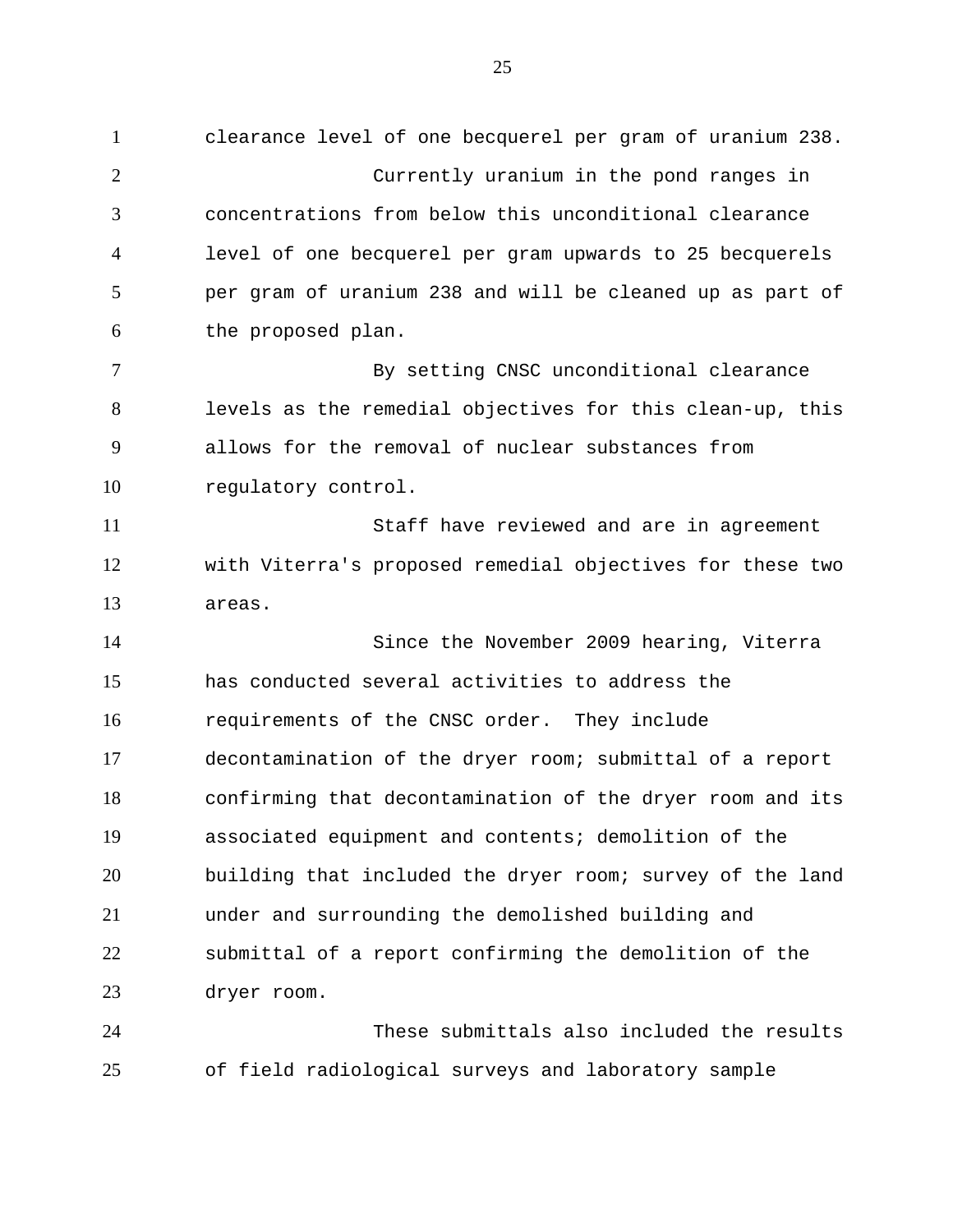clearance level of one becquerel per gram of uranium 238.

Currently uranium in the pond ranges in concentrations from below this unconditional clearance level of one becquerel per gram upwards to 25 becquerels per gram of uranium 238 and will be cleaned up as part of the proposed plan.

By setting CNSC unconditional clearance levels as the remedial objectives for this clean-up, this allows for the removal of nuclear substances from regulatory control.

Staff have reviewed and are in agreement with Viterra's proposed remedial objectives for these two areas.

Since the November 2009 hearing, Viterra has conducted several activities to address the requirements of the CNSC order. They include decontamination of the dryer room; submittal of a report confirming that decontamination of the dryer room and its associated equipment and contents; demolition of the building that included the dryer room; survey of the land under and surrounding the demolished building and submittal of a report confirming the demolition of the dryer room.

These submittals also included the results of field radiological surveys and laboratory sample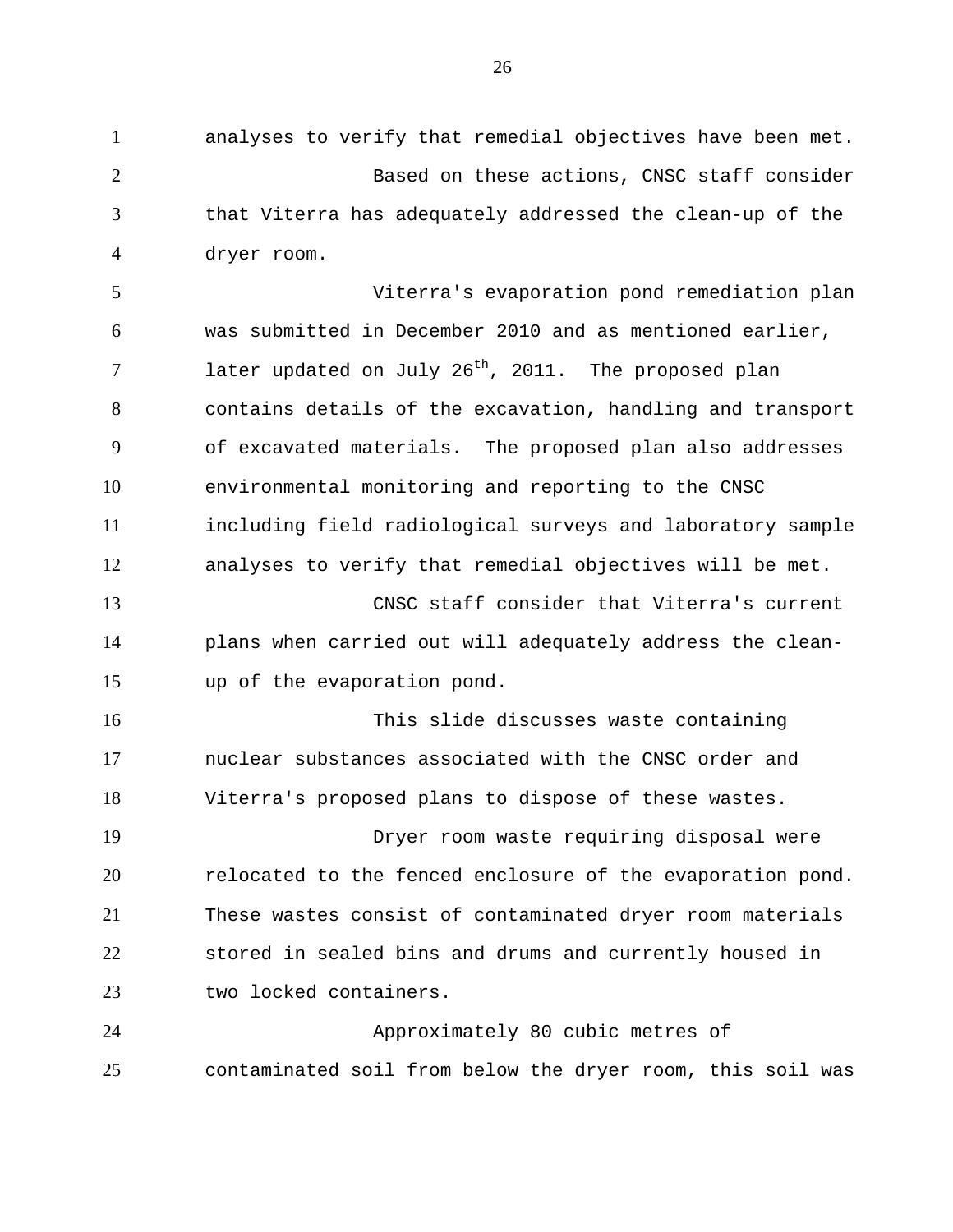analyses to verify that remedial objectives have been met.

Based on these actions, CNSC staff consider that Viterra has adequately addressed the clean-up of the dryer room.

Viterra's evaporation pond remediation plan was submitted in December 2010 and as mentioned earlier, later updated on July 26th, 2011. The proposed plan contains details of the excavation, handling and transport of excavated materials. The proposed plan also addresses environmental monitoring and reporting to the CNSC including field radiological surveys and laboratory sample analyses to verify that remedial objectives will be met.

CNSC staff consider that Viterra's current plans when carried out will adequately address the clean-up of the evaporation pond.

This slide discusses waste containing nuclear substances associated with the CNSC order and Viterra's proposed plans to dispose of these wastes.

Dryer room waste requiring disposal were relocated to the fenced enclosure of the evaporation pond. These wastes consist of contaminated dryer room materials stored in sealed bins and drums and currently housed in two locked containers.

Approximately 80 cubic metres of contaminated soil from below the dryer room, this soil was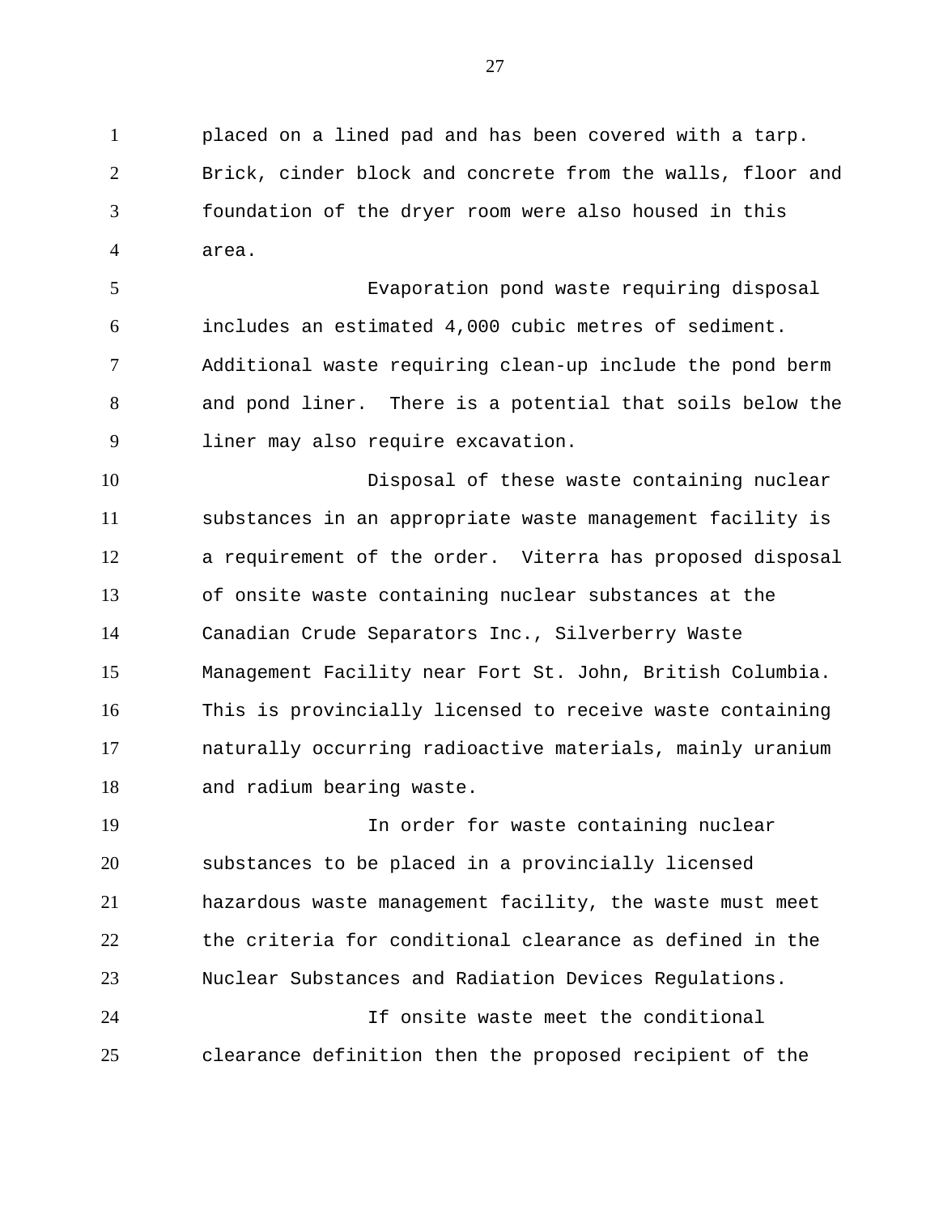placed on a lined pad and has been covered with a tarp. Brick, cinder block and concrete from the walls, floor and foundation of the dryer room were also housed in this area.

Evaporation pond waste requiring disposal includes an estimated 4,000 cubic metres of sediment. Additional waste requiring clean-up include the pond berm and pond liner. There is a potential that soils below the liner may also require excavation.

Disposal of these waste containing nuclear substances in an appropriate waste management facility is a requirement of the order. Viterra has proposed disposal of onsite waste containing nuclear substances at the Canadian Crude Separators Inc., Silverberry Waste Management Facility near Fort St. John, British Columbia. This is provincially licensed to receive waste containing naturally occurring radioactive materials, mainly uranium and radium bearing waste.

In order for waste containing nuclear substances to be placed in a provincially licensed hazardous waste management facility, the waste must meet the criteria for conditional clearance as defined in the Nuclear Substances and Radiation Devices Regulations.

If onsite waste meet the conditional clearance definition then the proposed recipient of the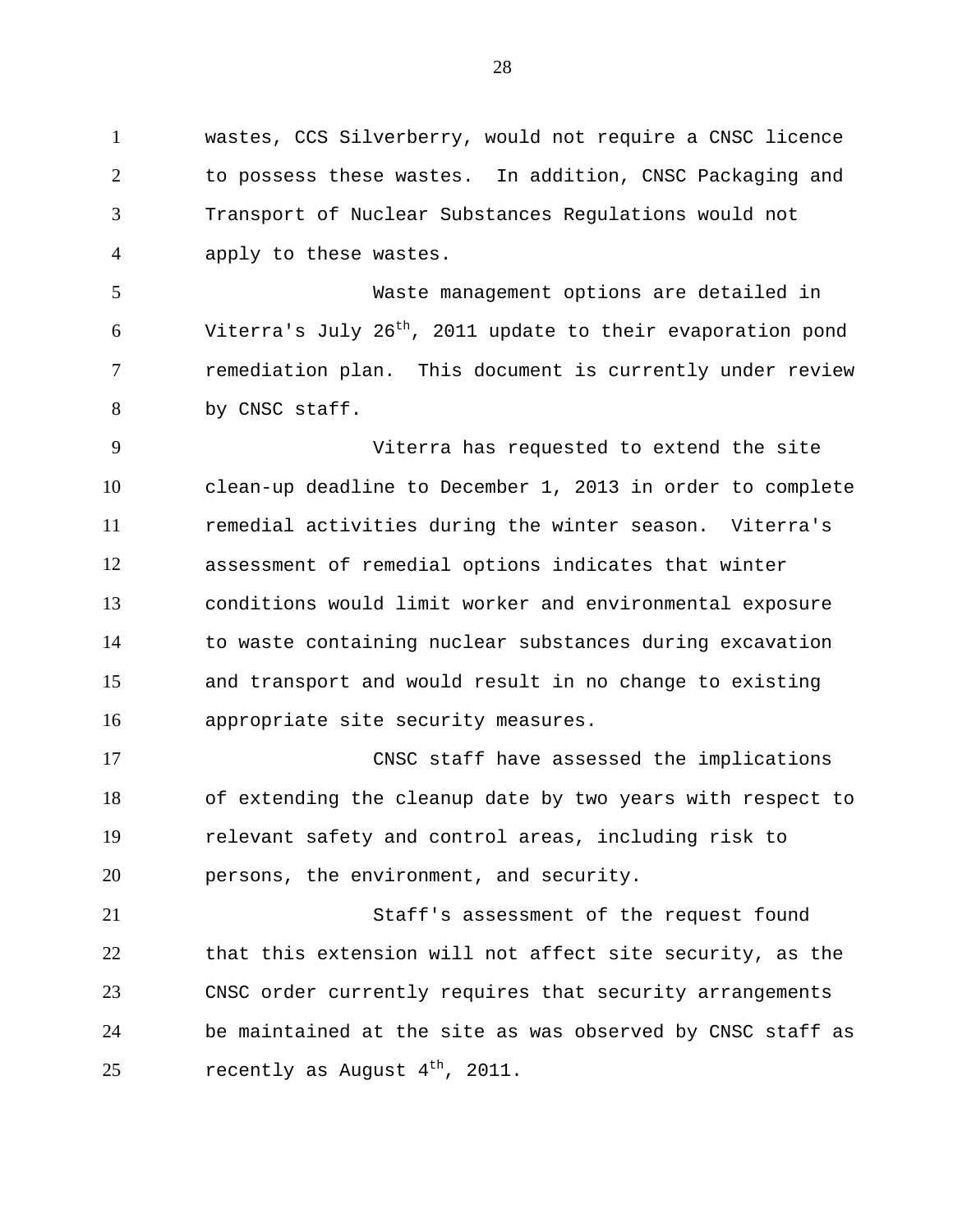wastes, CCS Silverberry, would not require a CNSC licence to possess these wastes. In addition, CNSC Packaging and Transport of Nuclear Substances Regulations would not apply to these wastes.

Waste management options are detailed in Viterra's July 26th, 2011 update to their evaporation pond remediation plan. This document is currently under review by CNSC staff.

Viterra has requested to extend the site clean-up deadline to December 1, 2013 in order to complete remedial activities during the winter season. Viterra's assessment of remedial options indicates that winter conditions would limit worker and environmental exposure to waste containing nuclear substances during excavation and transport and would result in no change to existing appropriate site security measures.

CNSC staff have assessed the implications of extending the cleanup date by two years with respect to relevant safety and control areas, including risk to persons, the environment, and security.

Staff's assessment of the request found that this extension will not affect site security, as the CNSC order currently requires that security arrangements be maintained at the site as was observed by CNSC staff as recently as August 4th, 2011.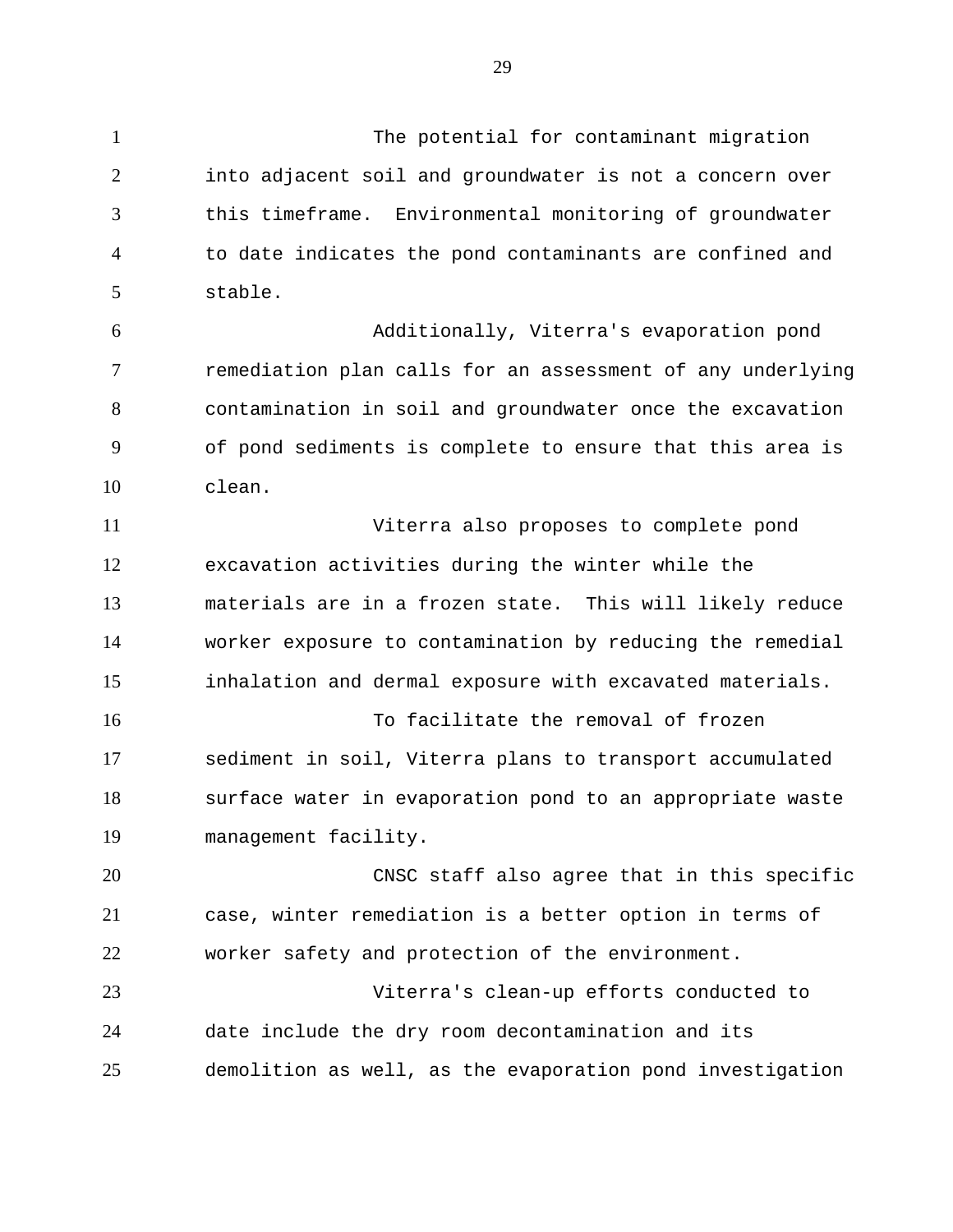The potential for contaminant migration into adjacent soil and groundwater is not a concern over this timeframe. Environmental monitoring of groundwater to date indicates the pond contaminants are confined and stable.

Additionally, Viterra's evaporation pond remediation plan calls for an assessment of any underlying contamination in soil and groundwater once the excavation of pond sediments is complete to ensure that this area is clean.

Viterra also proposes to complete pond excavation activities during the winter while the materials are in a frozen state. This will likely reduce worker exposure to contamination by reducing the remedial inhalation and dermal exposure with excavated materials.

To facilitate the removal of frozen sediment in soil, Viterra plans to transport accumulated surface water in evaporation pond to an appropriate waste management facility.

CNSC staff also agree that in this specific case, winter remediation is a better option in terms of worker safety and protection of the environment.

Viterra's clean-up efforts conducted to date include the dry room decontamination and its demolition as well, as the evaporation pond investigation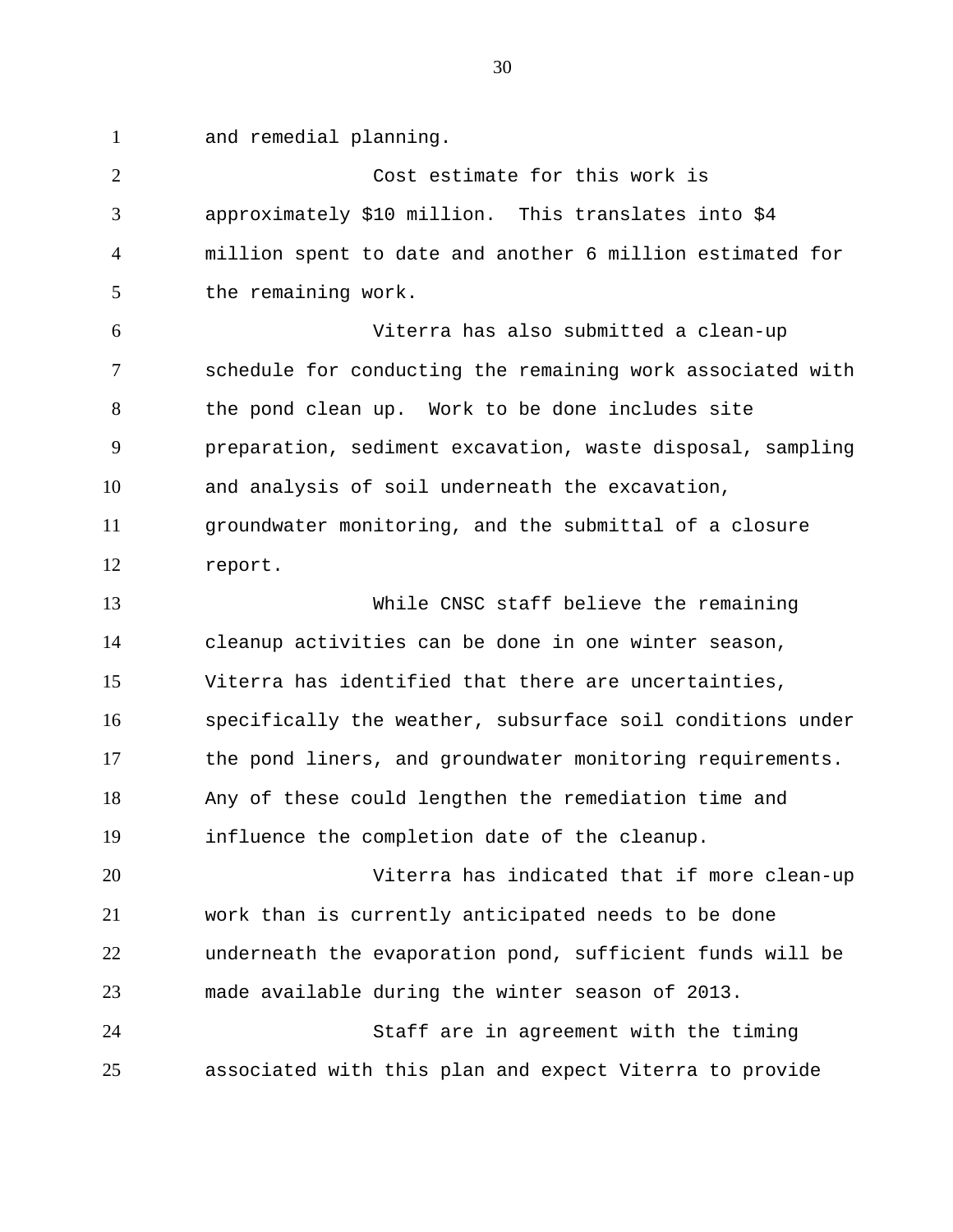and remedial planning.

Cost estimate for this work is approximately $10 million. This translates into $4 million spent to date and another 6 million estimated for the remaining work.

Viterra has also submitted a clean-up schedule for conducting the remaining work associated with the pond clean up. Work to be done includes site preparation, sediment excavation, waste disposal, sampling and analysis of soil underneath the excavation, groundwater monitoring, and the submittal of a closure report.

While CNSC staff believe the remaining cleanup activities can be done in one winter season, Viterra has identified that there are uncertainties, specifically the weather, subsurface soil conditions under the pond liners, and groundwater monitoring requirements. Any of these could lengthen the remediation time and influence the completion date of the cleanup.

Viterra has indicated that if more clean-up work than is currently anticipated needs to be done underneath the evaporation pond, sufficient funds will be made available during the winter season of 2013.

Staff are in agreement with the timing associated with this plan and expect Viterra to provide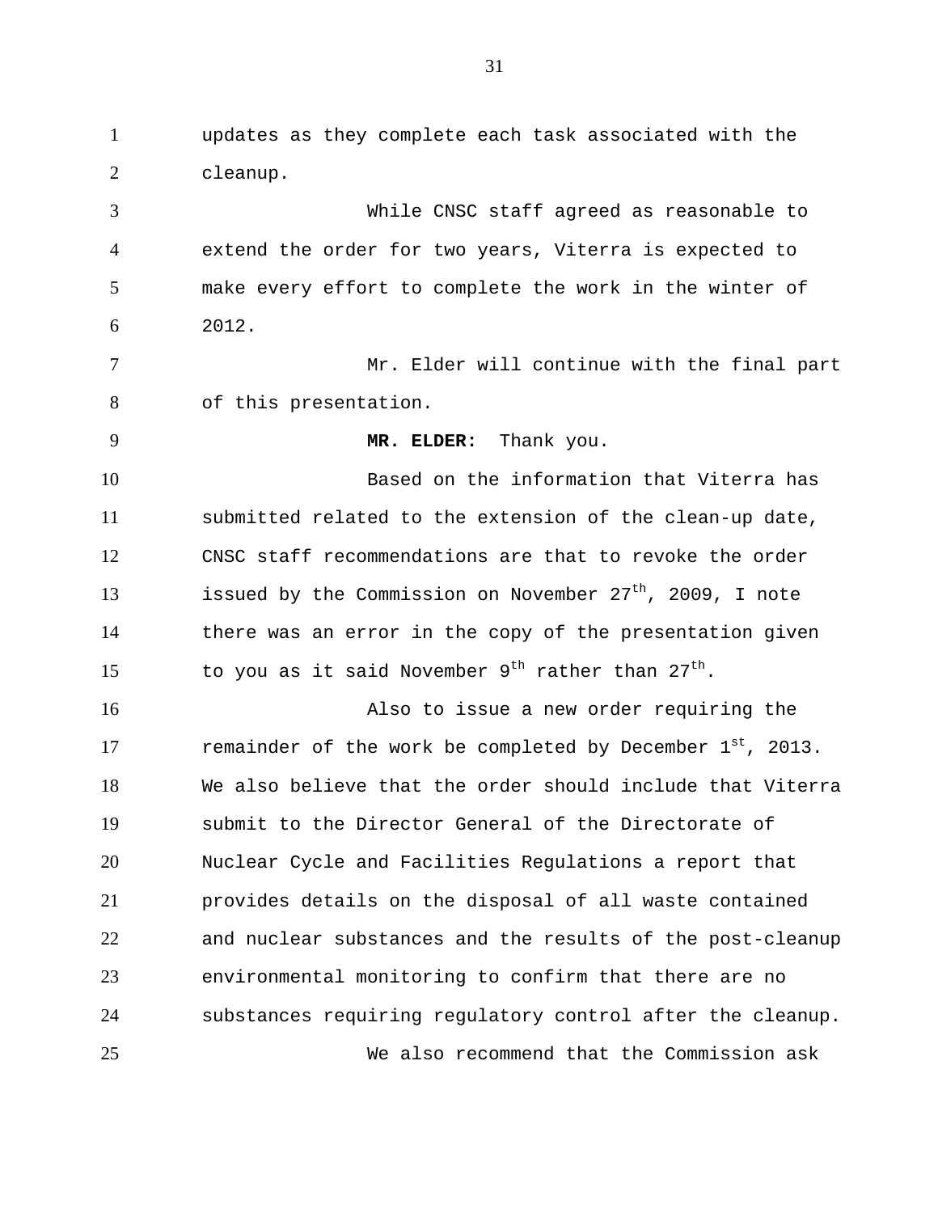updates as they complete each task associated with the cleanup.

While CNSC staff agreed as reasonable to extend the order for two years, Viterra is expected to make every effort to complete the work in the winter of 2012.

Mr. Elder will continue with the final part of this presentation.

**MR. ELDER:** Thank you.

Based on the information that Viterra has submitted related to the extension of the clean-up date, CNSC staff recommendations are that to revoke the order issued by the Commission on November 27th, 2009, I note there was an error in the copy of the presentation given to you as it said November 9th rather than 27th.

Also to issue a new order requiring the remainder of the work be completed by December 1st, 2013. We also believe that the order should include that Viterra submit to the Director General of the Directorate of Nuclear Cycle and Facilities Regulations a report that provides details on the disposal of all waste contained and nuclear substances and the results of the post-cleanup environmental monitoring to confirm that there are no substances requiring regulatory control after the cleanup.

We also recommend that the Commission ask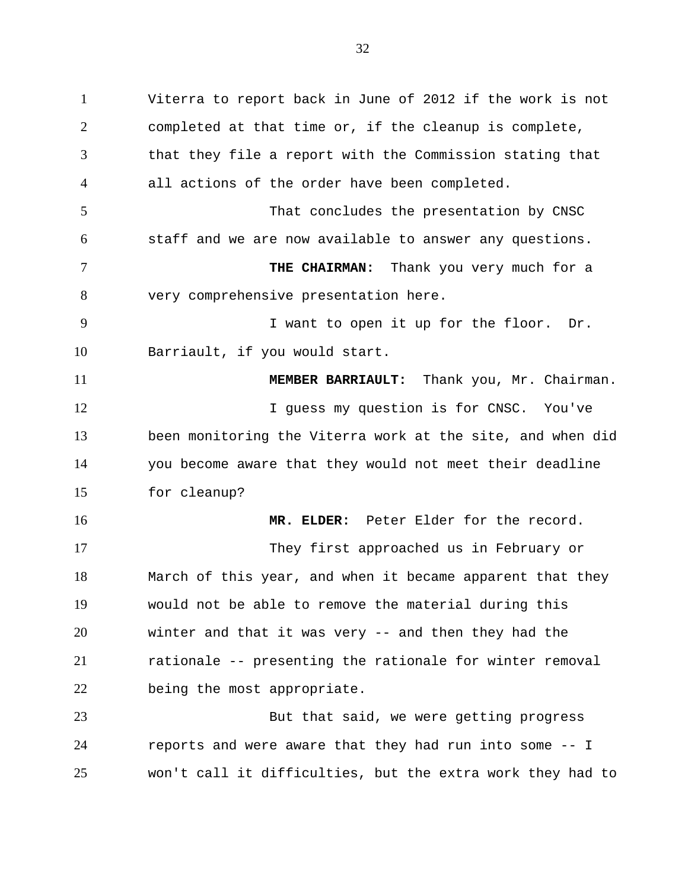Viterra to report back in June of 2012 if the work is not completed at that time or, if the cleanup is complete, that they file a report with the Commission stating that all actions of the order have been completed.

That concludes the presentation by CNSC staff and we are now available to answer any questions.

**THE CHAIRMAN:** Thank you very much for a very comprehensive presentation here.

I want to open it up for the floor. Dr. Barriault, if you would start.

**MEMBER BARRIAULT:** Thank you, Mr. Chairman.

I guess my question is for CNSC. You've been monitoring the Viterra work at the site, and when did you become aware that they would not meet their deadline for cleanup?

**MR. ELDER:** Peter Elder for the record.

They first approached us in February or March of this year, and when it became apparent that they would not be able to remove the material during this winter and that it was very -- and then they had the rationale -- presenting the rationale for winter removal being the most appropriate.

But that said, we were getting progress reports and were aware that they had run into some -- I won't call it difficulties, but the extra work they had to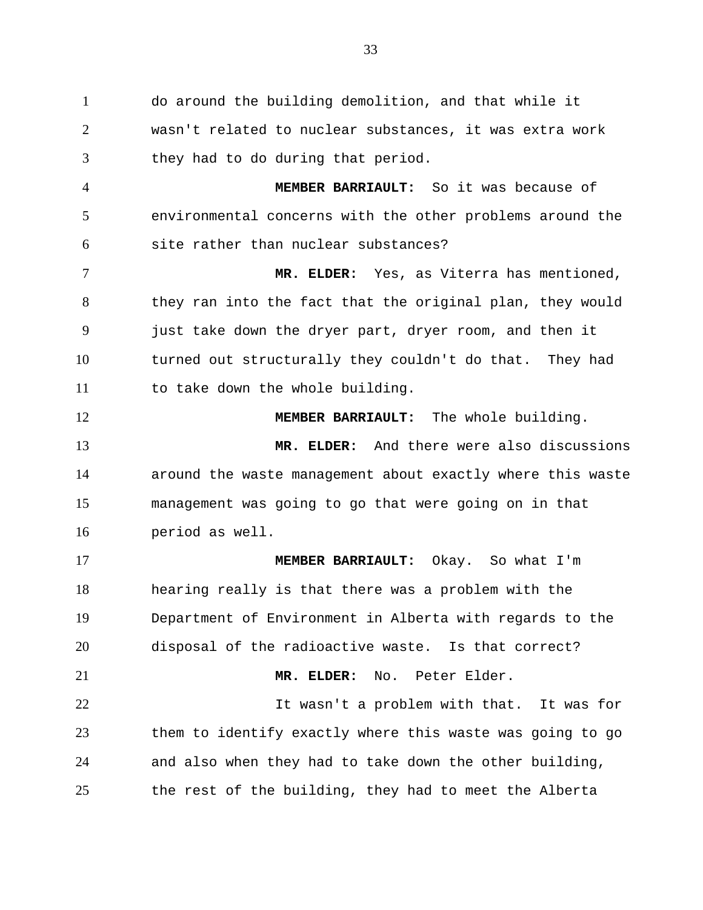do around the building demolition, and that while it wasn't related to nuclear substances, it was extra work they had to do during that period.

**MEMBER BARRIAULT:** So it was because of environmental concerns with the other problems around the site rather than nuclear substances?

**MR. ELDER:** Yes, as Viterra has mentioned, they ran into the fact that the original plan, they would just take down the dryer part, dryer room, and then it turned out structurally they couldn't do that. They had to take down the whole building.

**MEMBER BARRIAULT:** The whole building.

**MR. ELDER:** And there were also discussions around the waste management about exactly where this waste management was going to go that were going on in that period as well.

**MEMBER BARRIAULT:** Okay. So what I'm hearing really is that there was a problem with the Department of Environment in Alberta with regards to the disposal of the radioactive waste. Is that correct?

**MR. ELDER:** No. Peter Elder.

It wasn't a problem with that. It was for them to identify exactly where this waste was going to go and also when they had to take down the other building, the rest of the building, they had to meet the Alberta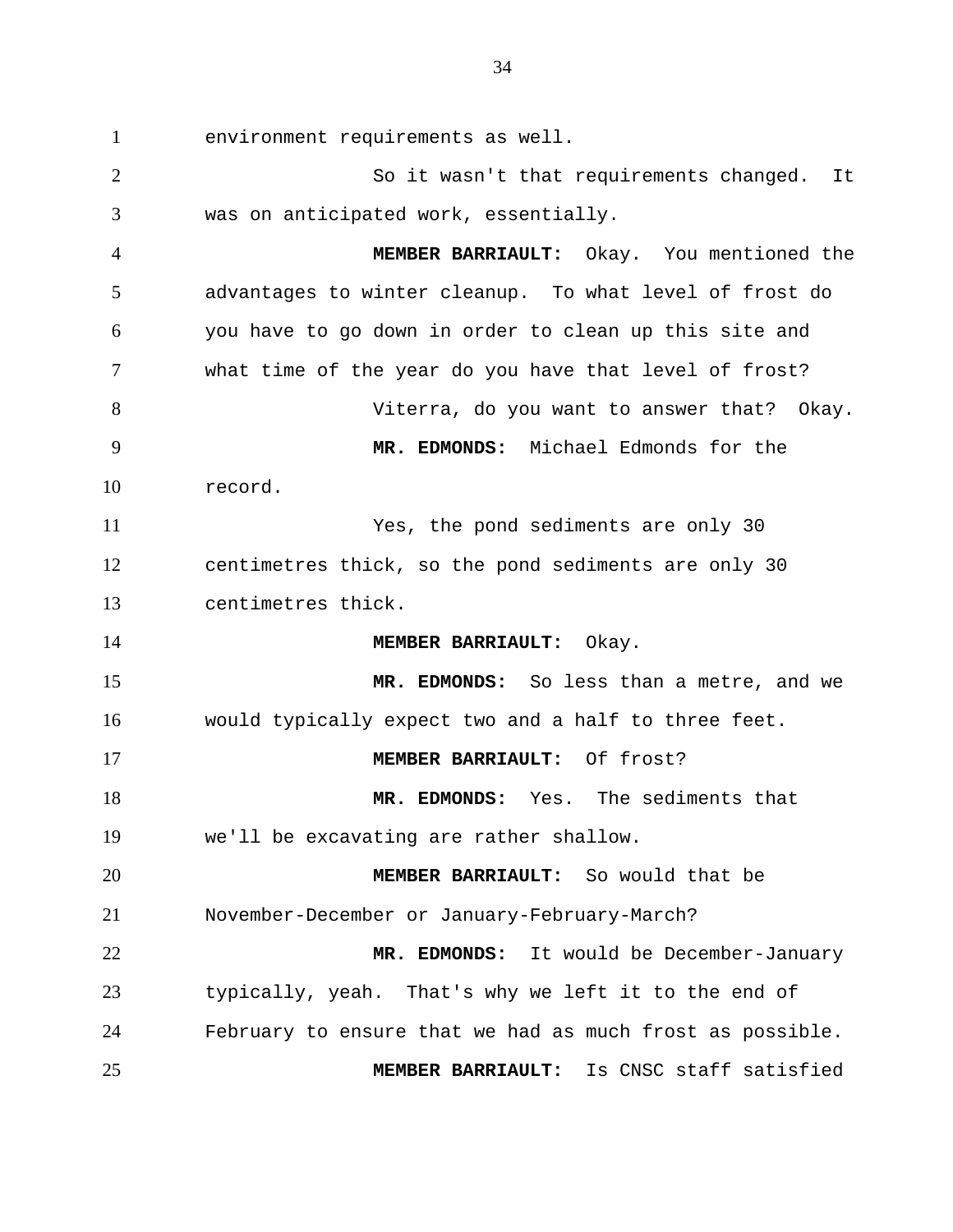environment requirements as well.

So it wasn't that requirements changed. It was on anticipated work, essentially.

**MEMBER BARRIAULT:** Okay. You mentioned the advantages to winter cleanup. To what level of frost do you have to go down in order to clean up this site and what time of the year do you have that level of frost?

Viterra, do you want to answer that? Okay.

**MR. EDMONDS:** Michael Edmonds for the record.

Yes, the pond sediments are only 30 centimetres thick, so the pond sediments are only 30 centimetres thick.

**MEMBER BARRIAULT:** Okay.

**MR. EDMONDS:** So less than a metre, and we would typically expect two and a half to three feet.

**MEMBER BARRIAULT:** Of frost?

**MR. EDMONDS:** Yes. The sediments that we'll be excavating are rather shallow.

**MEMBER BARRIAULT:** So would that be November-December or January-February-March?

**MR. EDMONDS:** It would be December-January typically, yeah. That's why we left it to the end of February to ensure that we had as much frost as possible.

**MEMBER BARRIAULT:** Is CNSC staff satisfied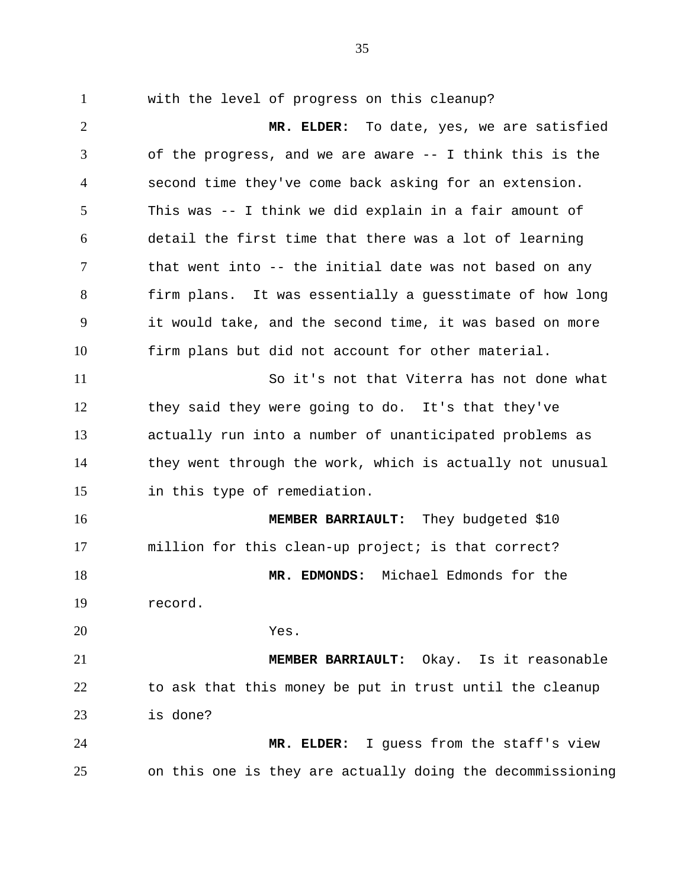with the level of progress on this cleanup?

**MR. ELDER:** To date, yes, we are satisfied of the progress, and we are aware -- I think this is the second time they've come back asking for an extension. This was -- I think we did explain in a fair amount of detail the first time that there was a lot of learning that went into -- the initial date was not based on any firm plans. It was essentially a guesstimate of how long it would take, and the second time, it was based on more firm plans but did not account for other material.

So it's not that Viterra has not done what they said they were going to do. It's that they've actually run into a number of unanticipated problems as they went through the work, which is actually not unusual in this type of remediation.

**MEMBER BARRIAULT:** They budgeted $10 million for this clean-up project; is that correct?

**MR. EDMONDS:** Michael Edmonds for the record.

Yes.

**MEMBER BARRIAULT:** Okay. Is it reasonable to ask that this money be put in trust until the cleanup is done?

**MR. ELDER:** I guess from the staff's view on this one is they are actually doing the decommissioning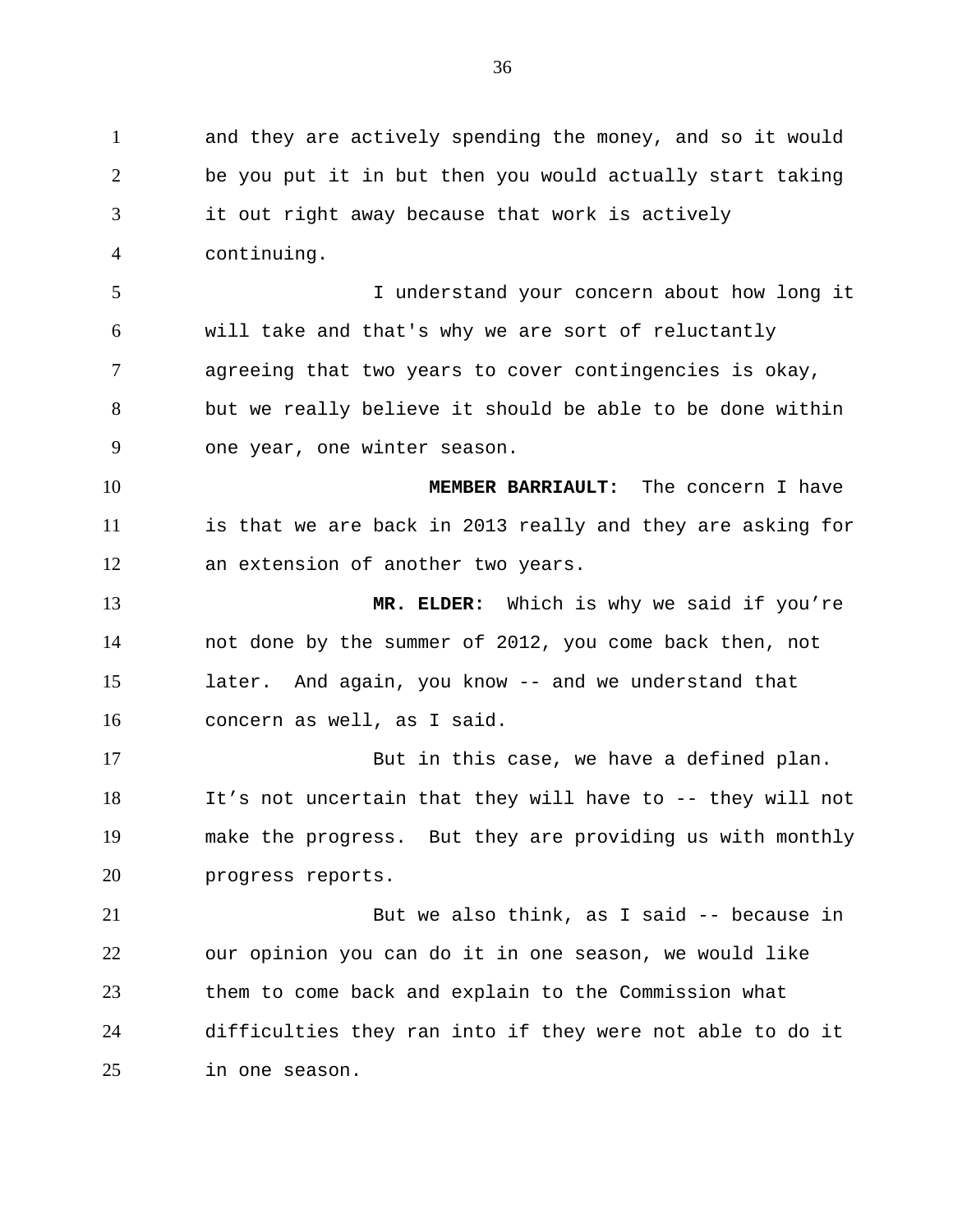and they are actively spending the money, and so it would be you put it in but then you would actually start taking it out right away because that work is actively continuing.

I understand your concern about how long it will take and that's why we are sort of reluctantly agreeing that two years to cover contingencies is okay, but we really believe it should be able to be done within one year, one winter season.

**MEMBER BARRIAULT:** The concern I have is that we are back in 2013 really and they are asking for an extension of another two years.

**MR. ELDER:** Which is why we said if you're not done by the summer of 2012, you come back then, not later. And again, you know -- and we understand that concern as well, as I said.

But in this case, we have a defined plan. It's not uncertain that they will have to -- they will not make the progress. But they are providing us with monthly progress reports.

But we also think, as I said -- because in our opinion you can do it in one season, we would like them to come back and explain to the Commission what difficulties they ran into if they were not able to do it in one season.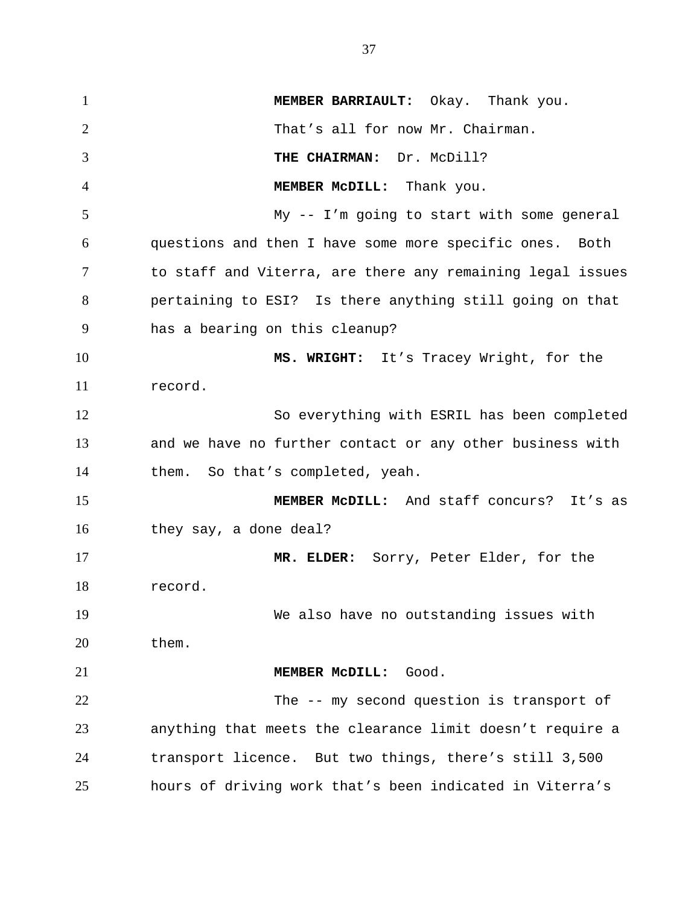**MEMBER BARRIAULT:** Okay. Thank you.

That's all for now Mr. Chairman.

**THE CHAIRMAN:** Dr. McDill?

**MEMBER McDILL:** Thank you.

My -- I'm going to start with some general questions and then I have some more specific ones. Both to staff and Viterra, are there any remaining legal issues pertaining to ESI? Is there anything still going on that has a bearing on this cleanup?

**MS. WRIGHT:** It's Tracey Wright, for the record.

So everything with ESRIL has been completed and we have no further contact or any other business with them. So that's completed, yeah.

**MEMBER McDILL:** And staff concurs? It's as they say, a done deal?

**MR. ELDER:** Sorry, Peter Elder, for the record.

We also have no outstanding issues with them.

**MEMBER McDILL:** Good.

The -- my second question is transport of anything that meets the clearance limit doesn't require a transport licence. But two things, there's still 3,500 hours of driving work that's been indicated in Viterra's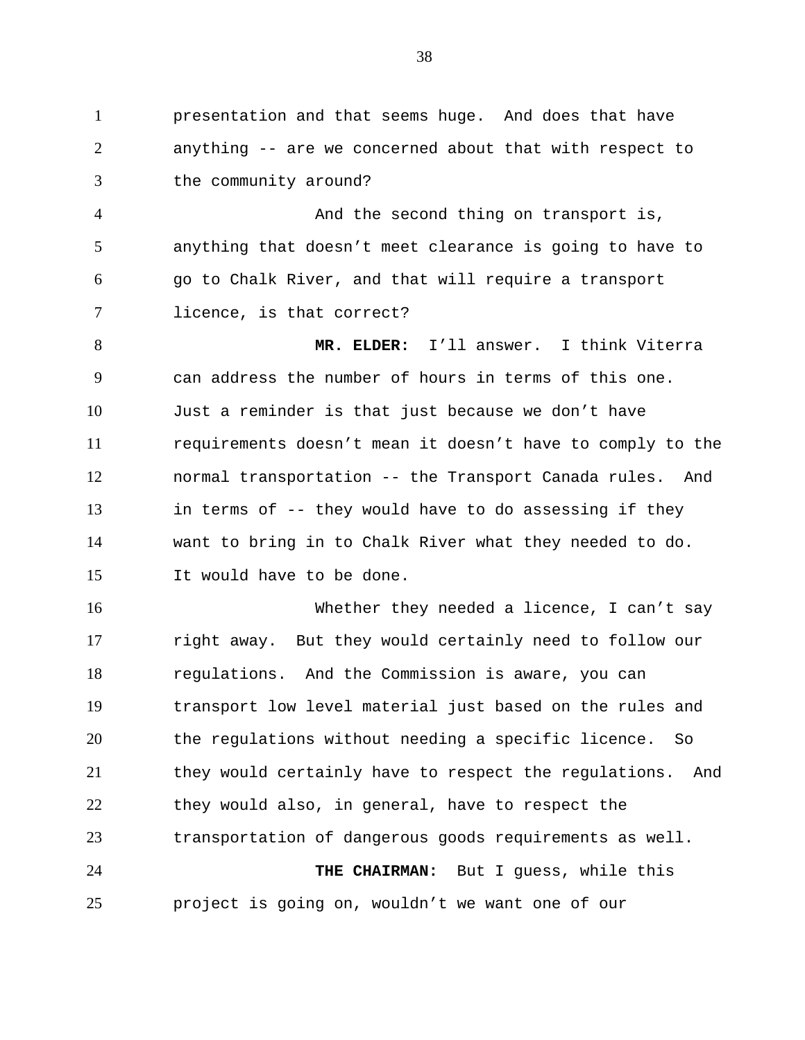presentation and that seems huge. And does that have anything -- are we concerned about that with respect to the community around?

And the second thing on transport is, anything that doesn't meet clearance is going to have to go to Chalk River, and that will require a transport licence, is that correct?

**MR. ELDER:** I'll answer. I think Viterra can address the number of hours in terms of this one. Just a reminder is that just because we don't have requirements doesn't mean it doesn't have to comply to the normal transportation -- the Transport Canada rules. And in terms of -- they would have to do assessing if they want to bring in to Chalk River what they needed to do. It would have to be done.

Whether they needed a licence, I can't say right away. But they would certainly need to follow our regulations. And the Commission is aware, you can transport low level material just based on the rules and the regulations without needing a specific licence. So they would certainly have to respect the regulations. And they would also, in general, have to respect the transportation of dangerous goods requirements as well.

**THE CHAIRMAN:** But I guess, while this project is going on, wouldn't we want one of our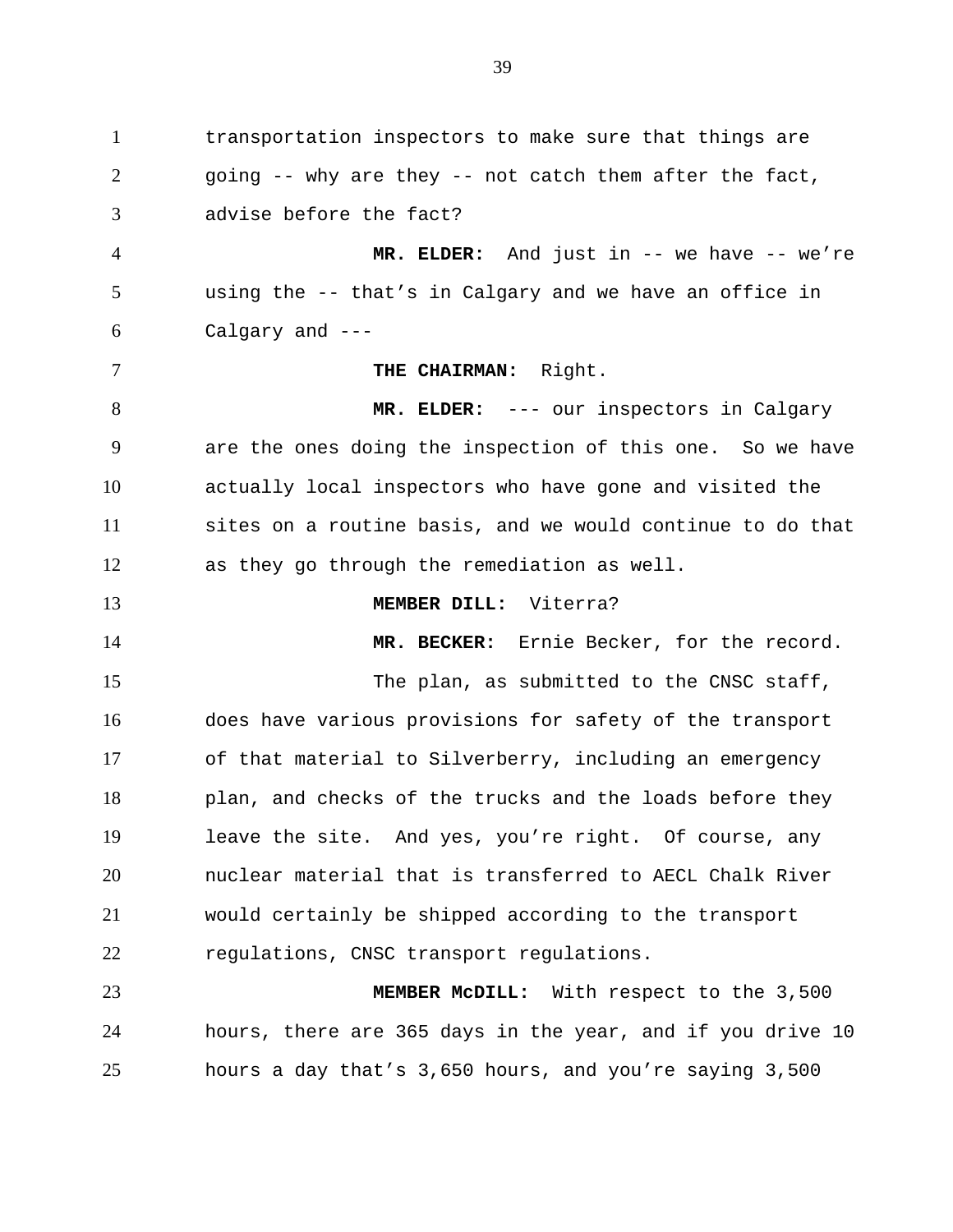transportation inspectors to make sure that things are going -- why are they -- not catch them after the fact, advise before the fact?

**MR. ELDER:** And just in -- we have -- we're using the -- that's in Calgary and we have an office in Calgary and ---

**THE CHAIRMAN:** Right.

**MR. ELDER:** --- our inspectors in Calgary are the ones doing the inspection of this one. So we have actually local inspectors who have gone and visited the sites on a routine basis, and we would continue to do that as they go through the remediation as well.

**MEMBER DILL:** Viterra?

**MR. BECKER:** Ernie Becker, for the record.

The plan, as submitted to the CNSC staff, does have various provisions for safety of the transport of that material to Silverberry, including an emergency plan, and checks of the trucks and the loads before they leave the site. And yes, you're right. Of course, any nuclear material that is transferred to AECL Chalk River would certainly be shipped according to the transport regulations, CNSC transport regulations.

**MEMBER McDILL:** With respect to the 3,500 hours, there are 365 days in the year, and if you drive 10 hours a day that's 3,650 hours, and you're saying 3,500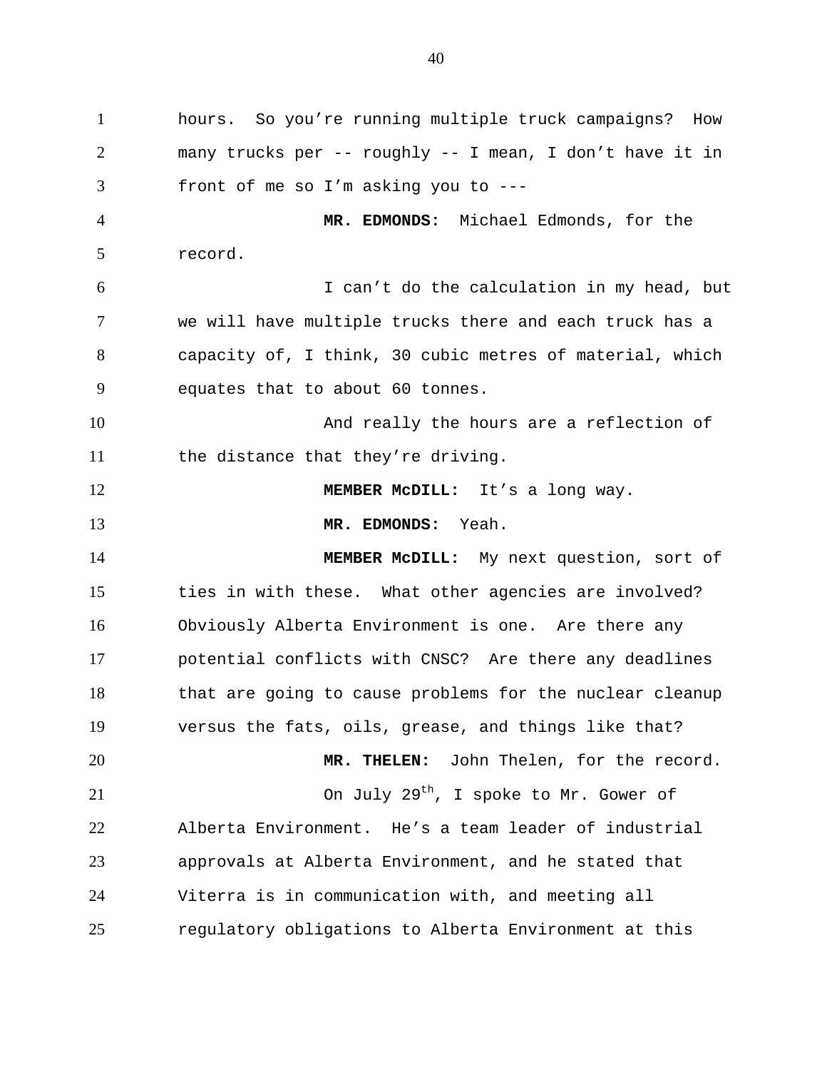hours. So you're running multiple truck campaigns? How many trucks per -- roughly -- I mean, I don't have it in front of me so I'm asking you to ---

**MR. EDMONDS:** Michael Edmonds, for the record.

I can't do the calculation in my head, but we will have multiple trucks there and each truck has a capacity of, I think, 30 cubic metres of material, which equates that to about 60 tonnes.

And really the hours are a reflection of the distance that they're driving.

**MEMBER McDILL:** It's a long way.

**MR. EDMONDS:** Yeah.

**MEMBER McDILL:** My next question, sort of ties in with these. What other agencies are involved? Obviously Alberta Environment is one. Are there any potential conflicts with CNSC? Are there any deadlines that are going to cause problems for the nuclear cleanup versus the fats, oils, grease, and things like that?

**MR. THELEN:** John Thelen, for the record.

On July 29th, I spoke to Mr. Gower of Alberta Environment. He's a team leader of industrial approvals at Alberta Environment, and he stated that Viterra is in communication with, and meeting all regulatory obligations to Alberta Environment at this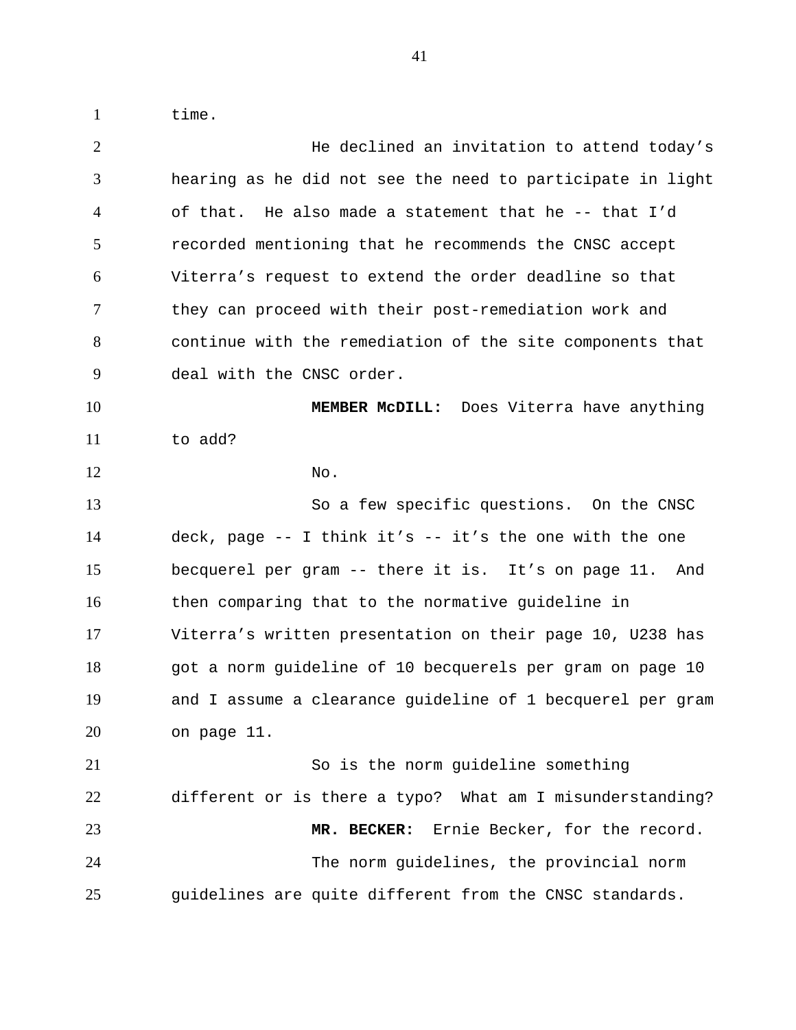time.

He declined an invitation to attend today's hearing as he did not see the need to participate in light of that. He also made a statement that he -- that I'd recorded mentioning that he recommends the CNSC accept Viterra's request to extend the order deadline so that they can proceed with their post-remediation work and continue with the remediation of the site components that deal with the CNSC order.

**MEMBER McDILL:** Does Viterra have anything to add?

No.

So a few specific questions. On the CNSC deck, page -- I think it's -- it's the one with the one becquerel per gram -- there it is. It's on page 11. And then comparing that to the normative guideline in Viterra's written presentation on their page 10, U238 has got a norm guideline of 10 becquerels per gram on page 10 and I assume a clearance guideline of 1 becquerel per gram on page 11.

So is the norm guideline something different or is there a typo? What am I misunderstanding?

**MR. BECKER:** Ernie Becker, for the record.

The norm guidelines, the provincial norm guidelines are quite different from the CNSC standards.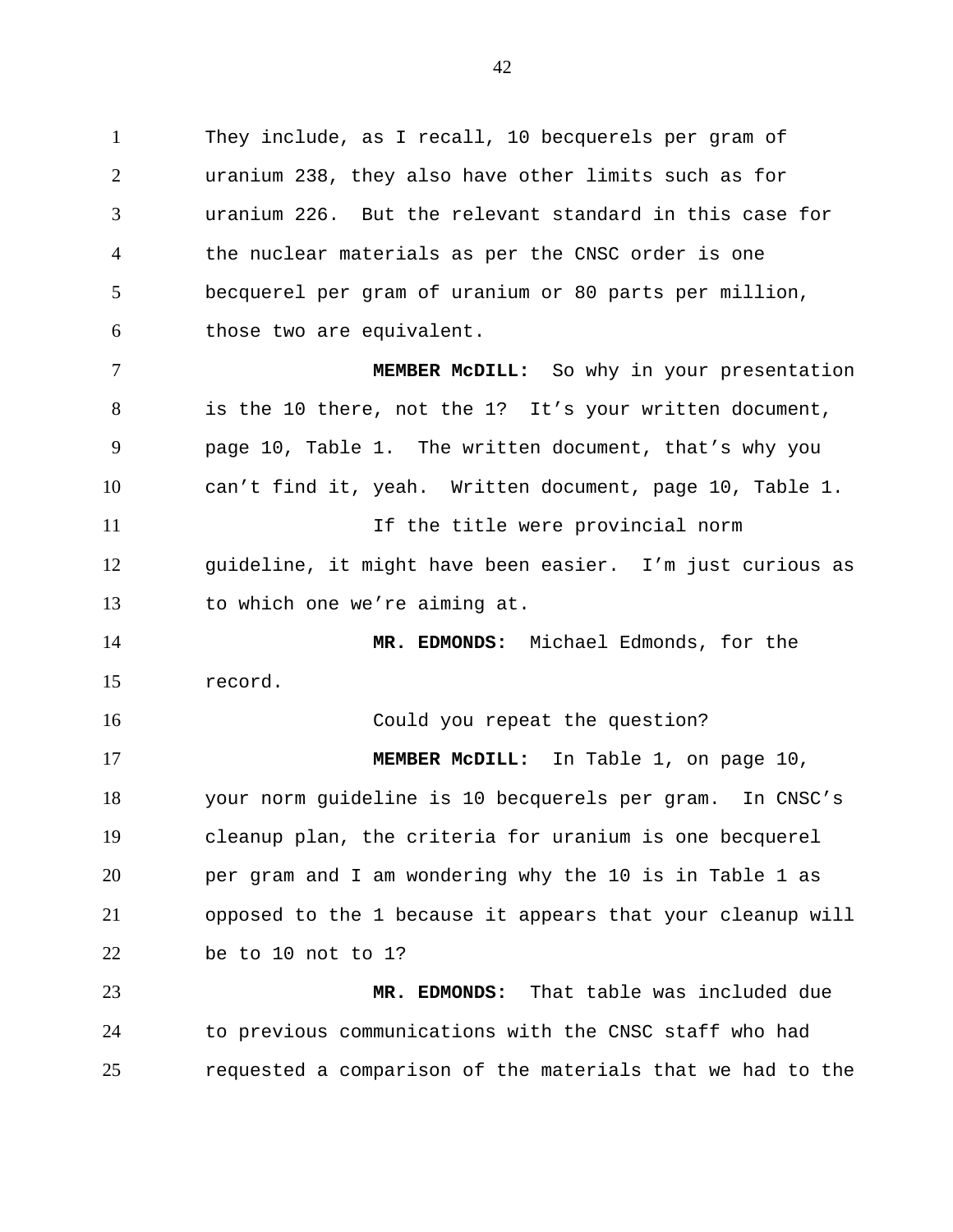They include, as I recall, 10 becquerels per gram of uranium 238, they also have other limits such as for uranium 226. But the relevant standard in this case for the nuclear materials as per the CNSC order is one becquerel per gram of uranium or 80 parts per million, those two are equivalent.

**MEMBER McDILL:** So why in your presentation is the 10 there, not the 1? It's your written document, page 10, Table 1. The written document, that's why you can't find it, yeah. Written document, page 10, Table 1.

If the title were provincial norm guideline, it might have been easier. I'm just curious as to which one we're aiming at.

**MR. EDMONDS:** Michael Edmonds, for the record.

Could you repeat the question?

**MEMBER McDILL:** In Table 1, on page 10, your norm guideline is 10 becquerels per gram. In CNSC's cleanup plan, the criteria for uranium is one becquerel per gram and I am wondering why the 10 is in Table 1 as opposed to the 1 because it appears that your cleanup will be to 10 not to 1?

**MR. EDMONDS:** That table was included due to previous communications with the CNSC staff who had requested a comparison of the materials that we had to the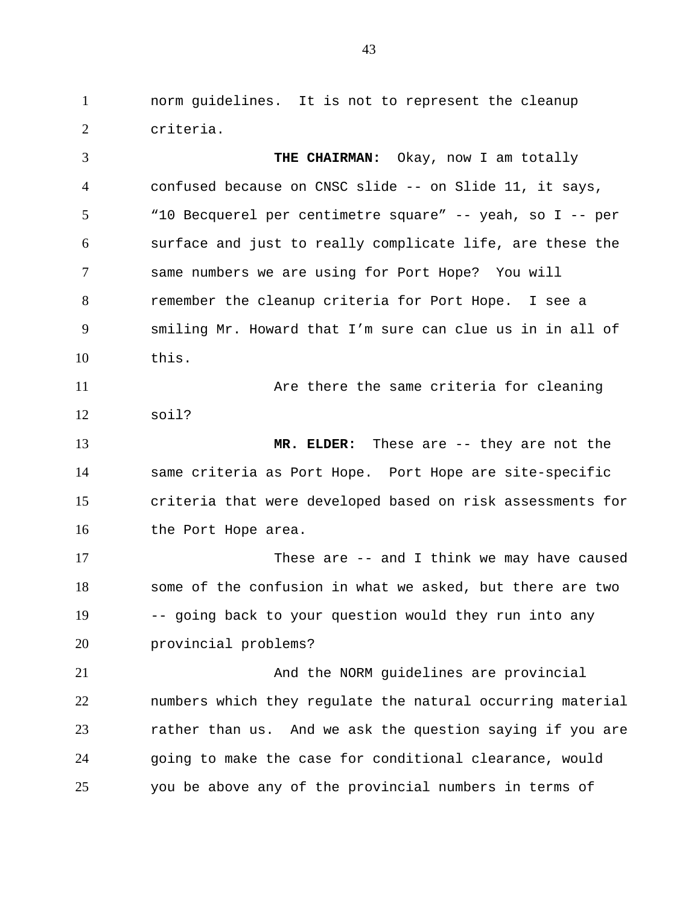norm guidelines. It is not to represent the cleanup criteria.

**THE CHAIRMAN:** Okay, now I am totally confused because on CNSC slide -- on Slide 11, it says, “10 Becquerel per centimetre square” -- yeah, so I -- per surface and just to really complicate life, are these the same numbers we are using for Port Hope? You will remember the cleanup criteria for Port Hope. I see a smiling Mr. Howard that I’m sure can clue us in in all of this.

Are there the same criteria for cleaning soil?

**MR. ELDER:** These are -- they are not the same criteria as Port Hope. Port Hope are site-specific criteria that were developed based on risk assessments for the Port Hope area.

These are -- and I think we may have caused some of the confusion in what we asked, but there are two -- going back to your question would they run into any provincial problems?

And the NORM guidelines are provincial numbers which they regulate the natural occurring material rather than us. And we ask the question saying if you are going to make the case for conditional clearance, would you be above any of the provincial numbers in terms of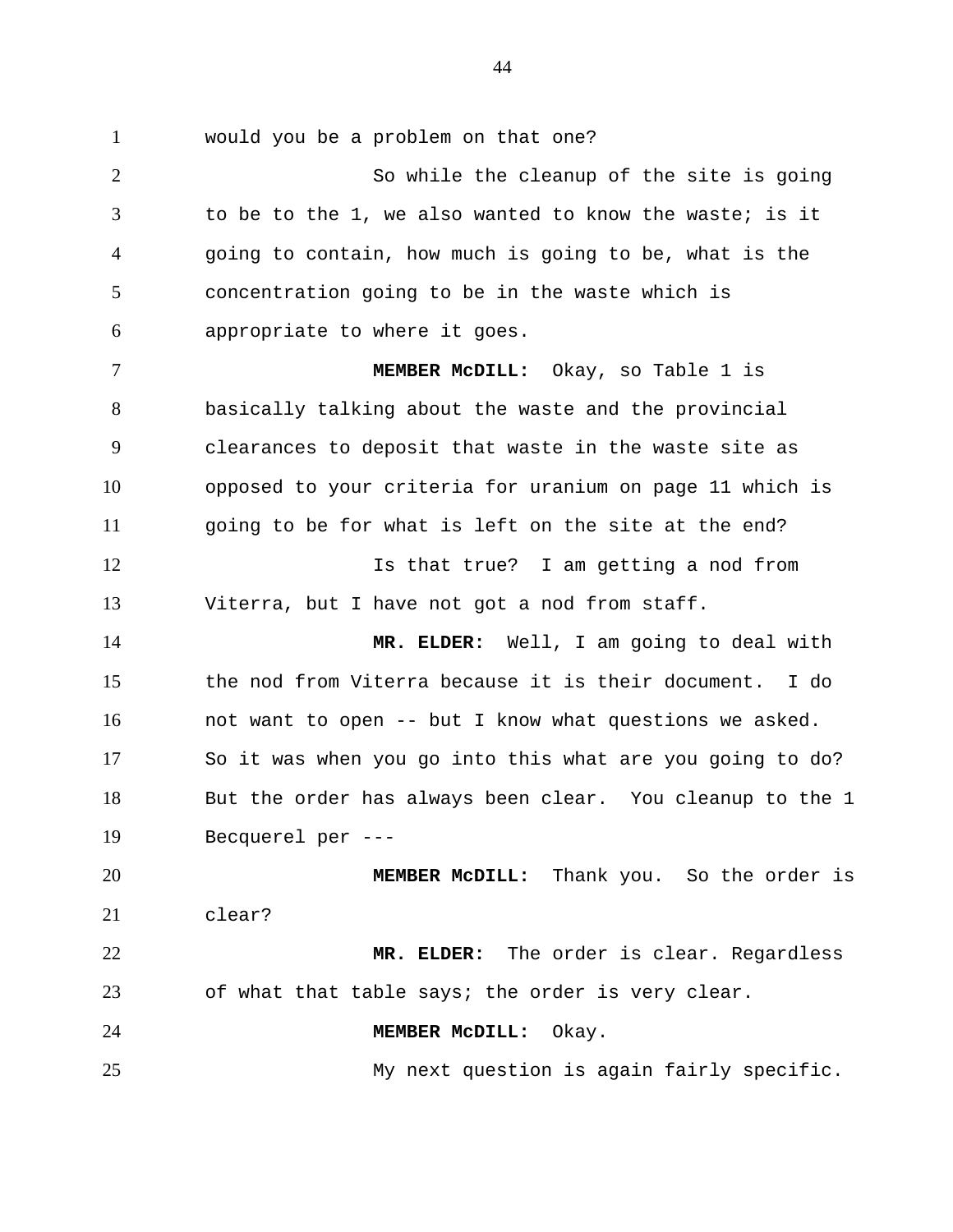would you be a problem on that one?

So while the cleanup of the site is going to be to the 1, we also wanted to know the waste; is it going to contain, how much is going to be, what is the concentration going to be in the waste which is appropriate to where it goes.

**MEMBER McDILL:** Okay, so Table 1 is basically talking about the waste and the provincial clearances to deposit that waste in the waste site as opposed to your criteria for uranium on page 11 which is going to be for what is left on the site at the end?

Is that true? I am getting a nod from Viterra, but I have not got a nod from staff.

**MR. ELDER:** Well, I am going to deal with the nod from Viterra because it is their document. I do not want to open -- but I know what questions we asked. So it was when you go into this what are you going to do? But the order has always been clear. You cleanup to the 1 Becquerel per ---

**MEMBER McDILL:** Thank you. So the order is clear?

**MR. ELDER:** The order is clear. Regardless of what that table says; the order is very clear.

**MEMBER McDILL:** Okay.

My next question is again fairly specific.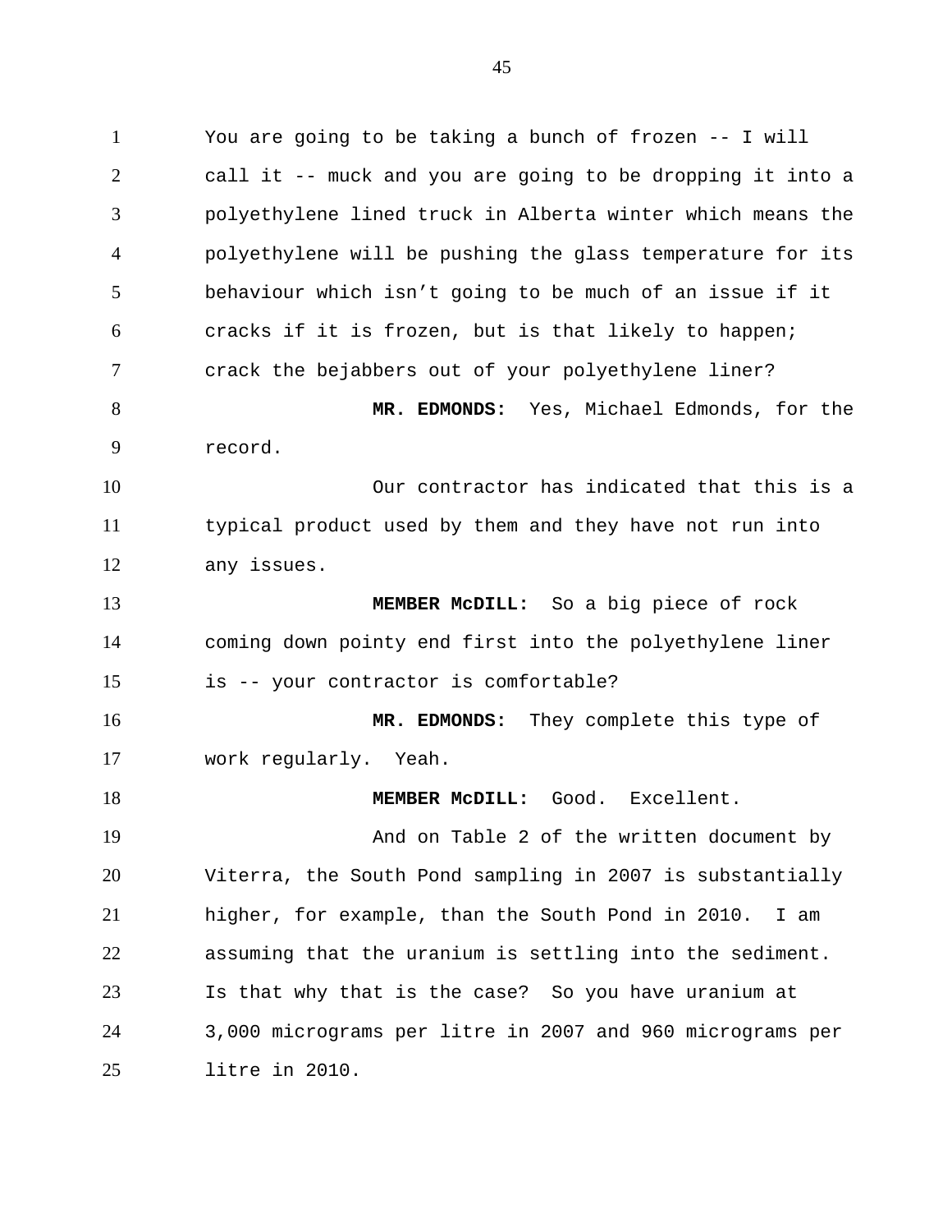You are going to be taking a bunch of frozen -- I will call it -- muck and you are going to be dropping it into a polyethylene lined truck in Alberta winter which means the polyethylene will be pushing the glass temperature for its behaviour which isn't going to be much of an issue if it cracks if it is frozen, but is that likely to happen; crack the bejabbers out of your polyethylene liner?

**MR. EDMONDS:** Yes, Michael Edmonds, for the record.

Our contractor has indicated that this is a typical product used by them and they have not run into any issues.

**MEMBER McDILL:** So a big piece of rock coming down pointy end first into the polyethylene liner is -- your contractor is comfortable?

**MR. EDMONDS:** They complete this type of work regularly. Yeah.

**MEMBER McDILL:** Good. Excellent.

And on Table 2 of the written document by Viterra, the South Pond sampling in 2007 is substantially higher, for example, than the South Pond in 2010. I am assuming that the uranium is settling into the sediment. Is that why that is the case? So you have uranium at 3,000 micrograms per litre in 2007 and 960 micrograms per litre in 2010.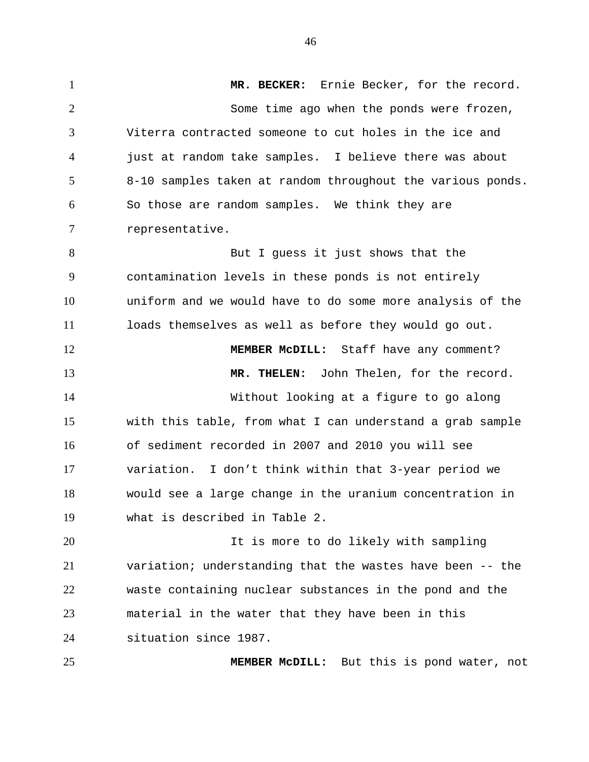**MR. BECKER:** Ernie Becker, for the record.

Some time ago when the ponds were frozen, Viterra contracted someone to cut holes in the ice and just at random take samples. I believe there was about 8-10 samples taken at random throughout the various ponds. So those are random samples. We think they are representative.

But I guess it just shows that the contamination levels in these ponds is not entirely uniform and we would have to do some more analysis of the loads themselves as well as before they would go out.

**MEMBER McDILL:** Staff have any comment?

**MR. THELEN:** John Thelen, for the record.

Without looking at a figure to go along with this table, from what I can understand a grab sample of sediment recorded in 2007 and 2010 you will see variation. I don't think within that 3-year period we would see a large change in the uranium concentration in what is described in Table 2.

It is more to do likely with sampling variation; understanding that the wastes have been -- the waste containing nuclear substances in the pond and the material in the water that they have been in this situation since 1987.

**MEMBER McDILL:** But this is pond water, not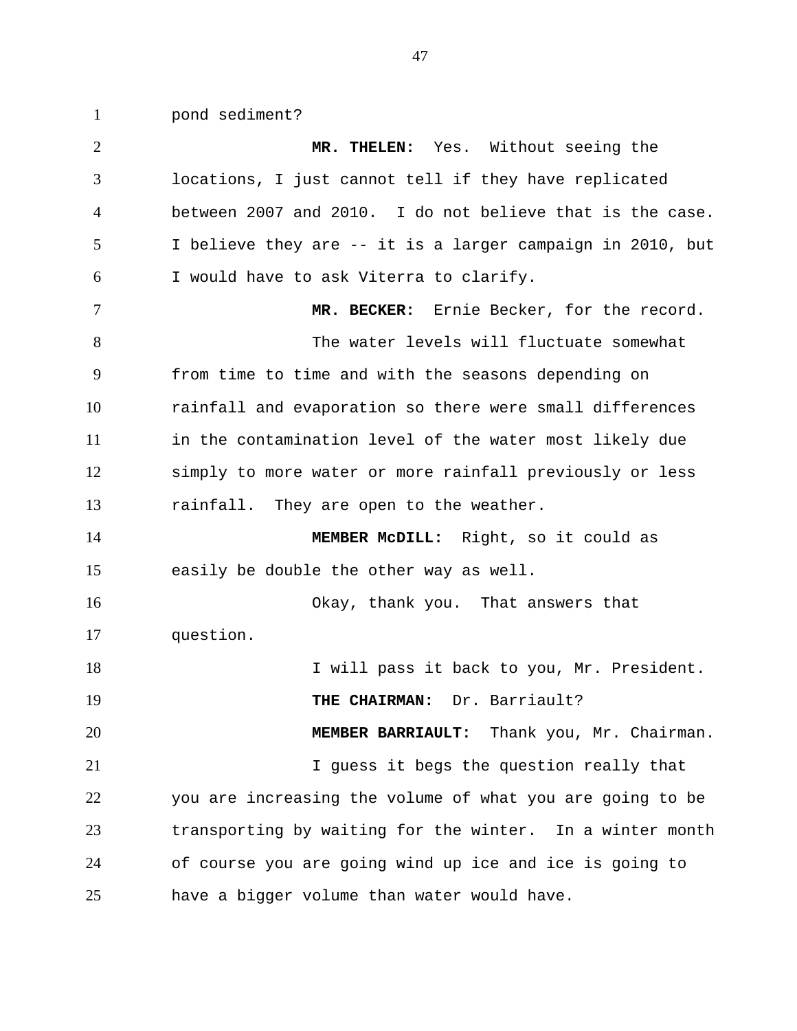pond sediment?

**MR. THELEN:** Yes. Without seeing the locations, I just cannot tell if they have replicated between 2007 and 2010. I do not believe that is the case. I believe they are -- it is a larger campaign in 2010, but I would have to ask Viterra to clarify.

**MR. BECKER:** Ernie Becker, for the record.

The water levels will fluctuate somewhat from time to time and with the seasons depending on rainfall and evaporation so there were small differences in the contamination level of the water most likely due simply to more water or more rainfall previously or less rainfall. They are open to the weather.

**MEMBER McDILL:** Right, so it could as easily be double the other way as well.

Okay, thank you. That answers that question.

I will pass it back to you, Mr. President.

**THE CHAIRMAN:** Dr. Barriault?

**MEMBER BARRIAULT:** Thank you, Mr. Chairman.

I guess it begs the question really that you are increasing the volume of what you are going to be transporting by waiting for the winter. In a winter month of course you are going wind up ice and ice is going to have a bigger volume than water would have.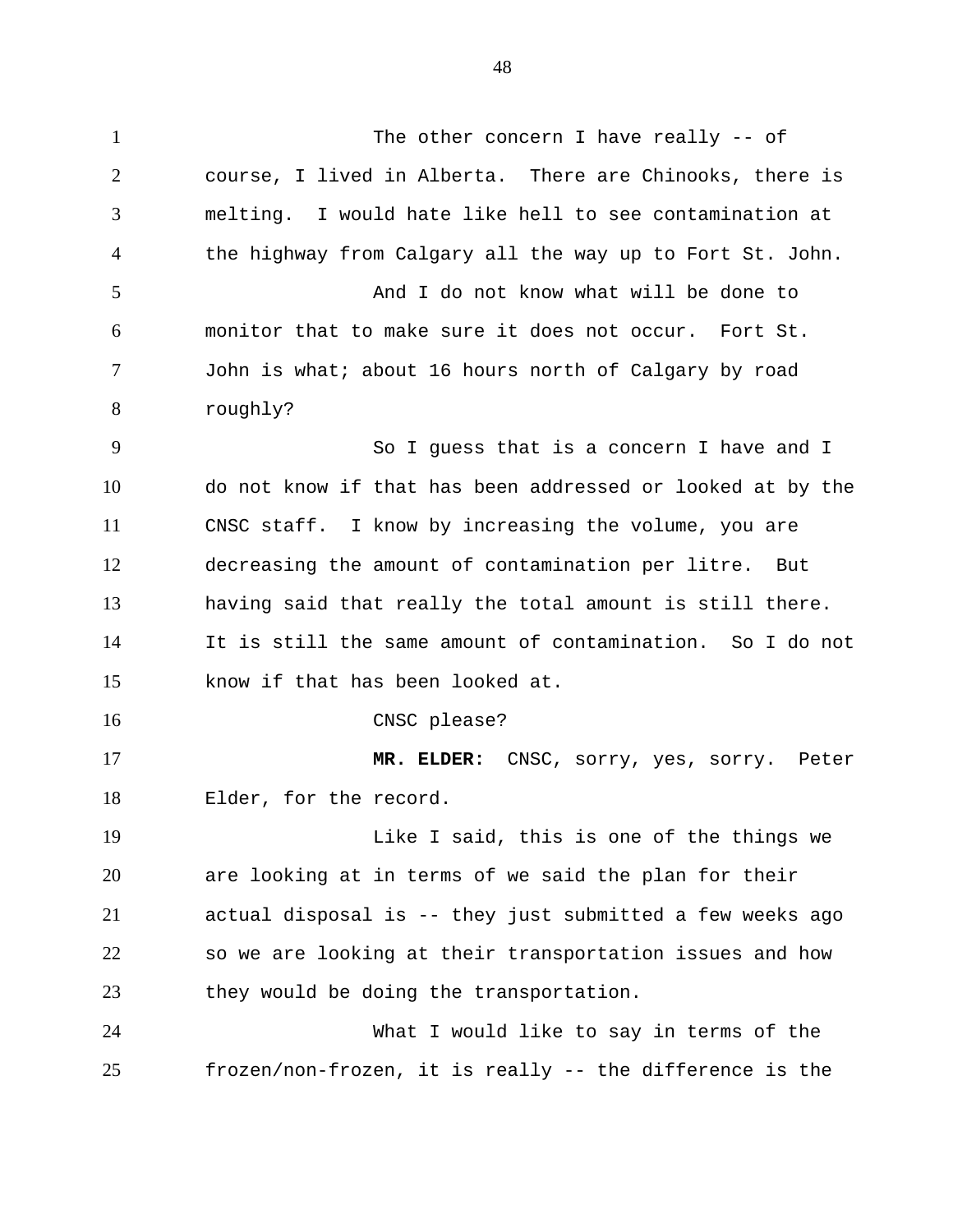The other concern I have really -- of course, I lived in Alberta. There are Chinooks, there is melting. I would hate like hell to see contamination at the highway from Calgary all the way up to Fort St. John.

And I do not know what will be done to monitor that to make sure it does not occur. Fort St. John is what; about 16 hours north of Calgary by road roughly?

So I guess that is a concern I have and I do not know if that has been addressed or looked at by the CNSC staff. I know by increasing the volume, you are decreasing the amount of contamination per litre. But having said that really the total amount is still there. It is still the same amount of contamination. So I do not know if that has been looked at.

CNSC please?

**MR. ELDER:** CNSC, sorry, yes, sorry. Peter Elder, for the record.

Like I said, this is one of the things we are looking at in terms of we said the plan for their actual disposal is -- they just submitted a few weeks ago so we are looking at their transportation issues and how they would be doing the transportation.

What I would like to say in terms of the frozen/non-frozen, it is really -- the difference is the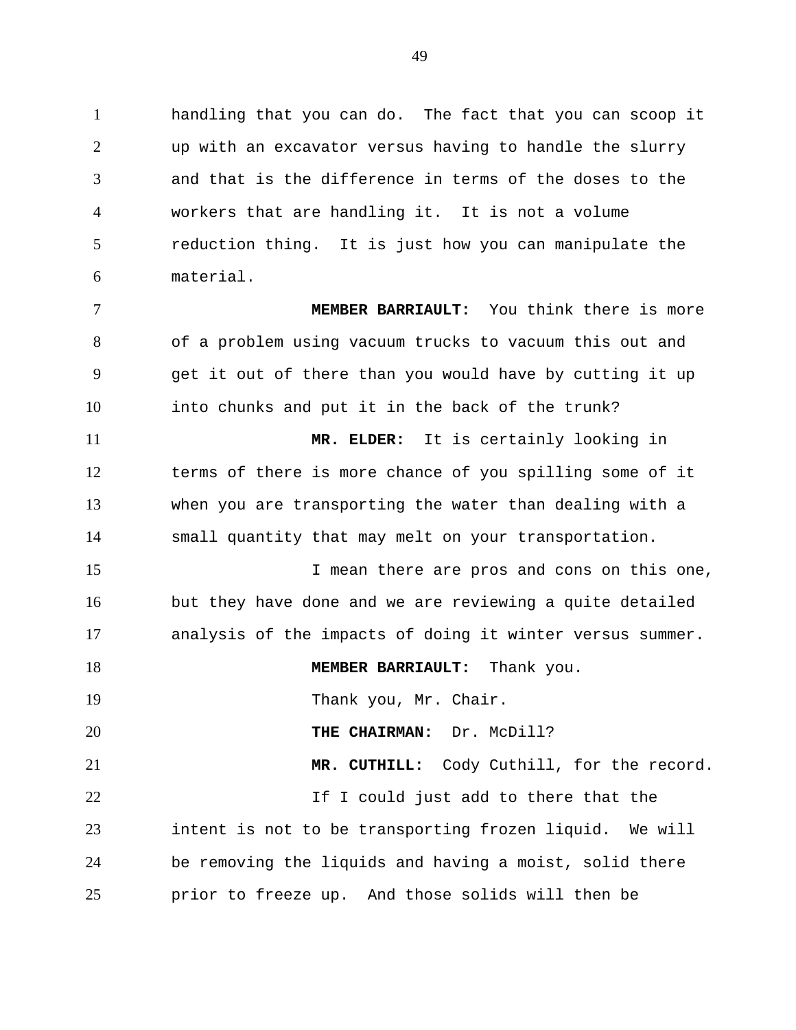handling that you can do. The fact that you can scoop it up with an excavator versus having to handle the slurry and that is the difference in terms of the doses to the workers that are handling it. It is not a volume reduction thing. It is just how you can manipulate the material.

**MEMBER BARRIAULT:** You think there is more of a problem using vacuum trucks to vacuum this out and get it out of there than you would have by cutting it up into chunks and put it in the back of the trunk?

**MR. ELDER:** It is certainly looking in terms of there is more chance of you spilling some of it when you are transporting the water than dealing with a small quantity that may melt on your transportation.

I mean there are pros and cons on this one, but they have done and we are reviewing a quite detailed analysis of the impacts of doing it winter versus summer.

**MEMBER BARRIAULT:** Thank you.

Thank you, Mr. Chair.

**THE CHAIRMAN:** Dr. McDill?

**MR. CUTHILL:** Cody Cuthill, for the record.

If I could just add to there that the intent is not to be transporting frozen liquid. We will be removing the liquids and having a moist, solid there prior to freeze up. And those solids will then be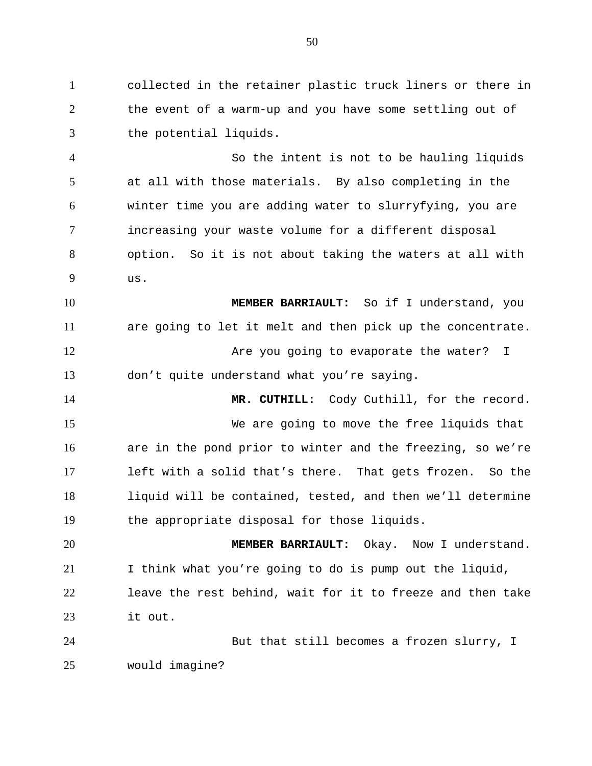collected in the retainer plastic truck liners or there in the event of a warm-up and you have some settling out of the potential liquids.

So the intent is not to be hauling liquids at all with those materials. By also completing in the winter time you are adding water to slurryfying, you are increasing your waste volume for a different disposal option. So it is not about taking the waters at all with us.

**MEMBER BARRIAULT:** So if I understand, you are going to let it melt and then pick up the concentrate.

Are you going to evaporate the water? I don't quite understand what you're saying.

**MR. CUTHILL:** Cody Cuthill, for the record.

We are going to move the free liquids that are in the pond prior to winter and the freezing, so we're left with a solid that's there. That gets frozen. So the liquid will be contained, tested, and then we'll determine the appropriate disposal for those liquids.

**MEMBER BARRIAULT:** Okay. Now I understand. I think what you're going to do is pump out the liquid, leave the rest behind, wait for it to freeze and then take it out.

But that still becomes a frozen slurry, I would imagine?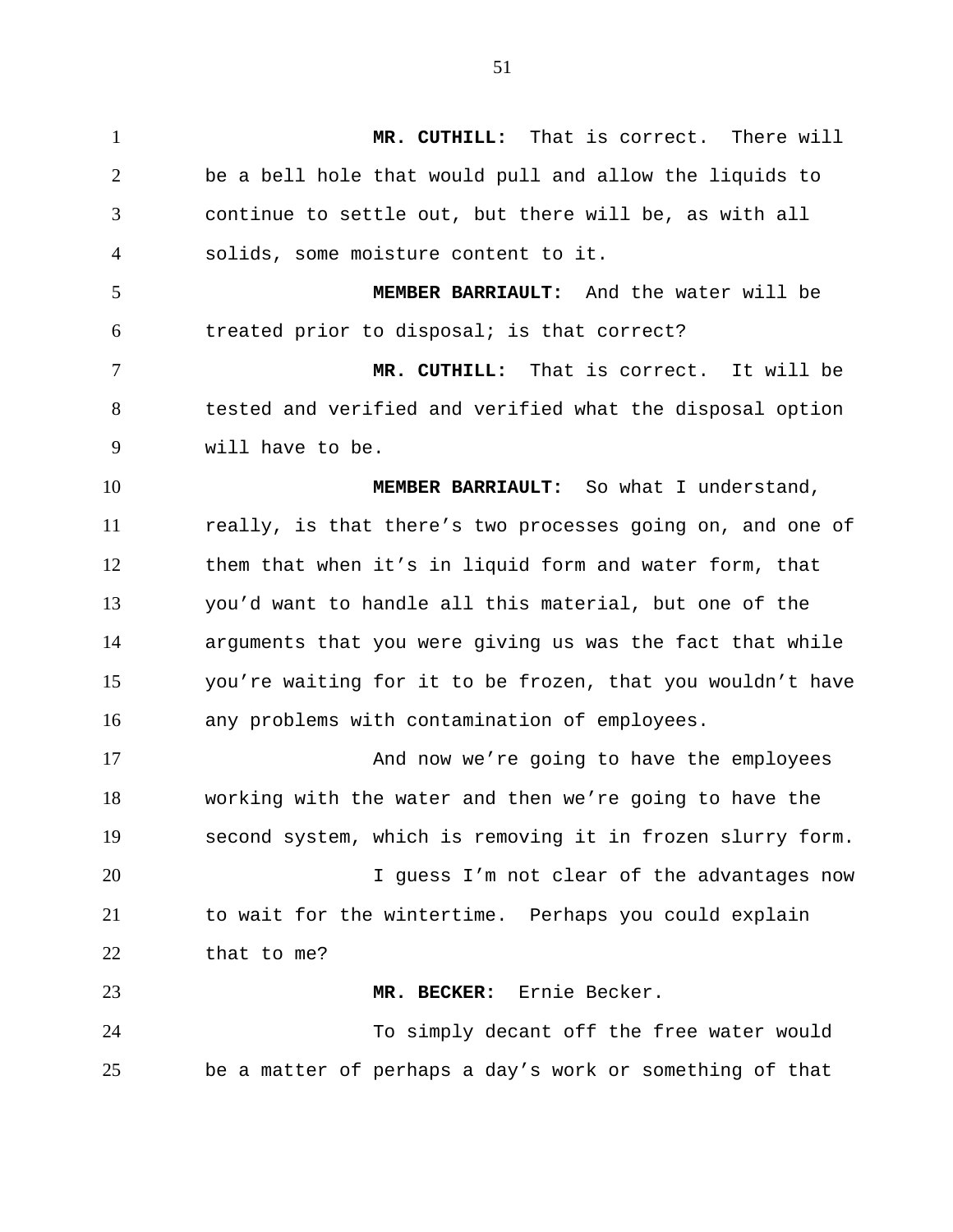**MR. CUTHILL:** That is correct. There will be a bell hole that would pull and allow the liquids to continue to settle out, but there will be, as with all solids, some moisture content to it.

**MEMBER BARRIAULT:** And the water will be treated prior to disposal; is that correct?

**MR. CUTHILL:** That is correct. It will be tested and verified and verified what the disposal option will have to be.

**MEMBER BARRIAULT:** So what I understand, really, is that there's two processes going on, and one of them that when it's in liquid form and water form, that you'd want to handle all this material, but one of the arguments that you were giving us was the fact that while you're waiting for it to be frozen, that you wouldn't have any problems with contamination of employees.

And now we're going to have the employees working with the water and then we're going to have the second system, which is removing it in frozen slurry form.

I guess I'm not clear of the advantages now to wait for the wintertime. Perhaps you could explain that to me?

**MR. BECKER:** Ernie Becker.

To simply decant off the free water would be a matter of perhaps a day's work or something of that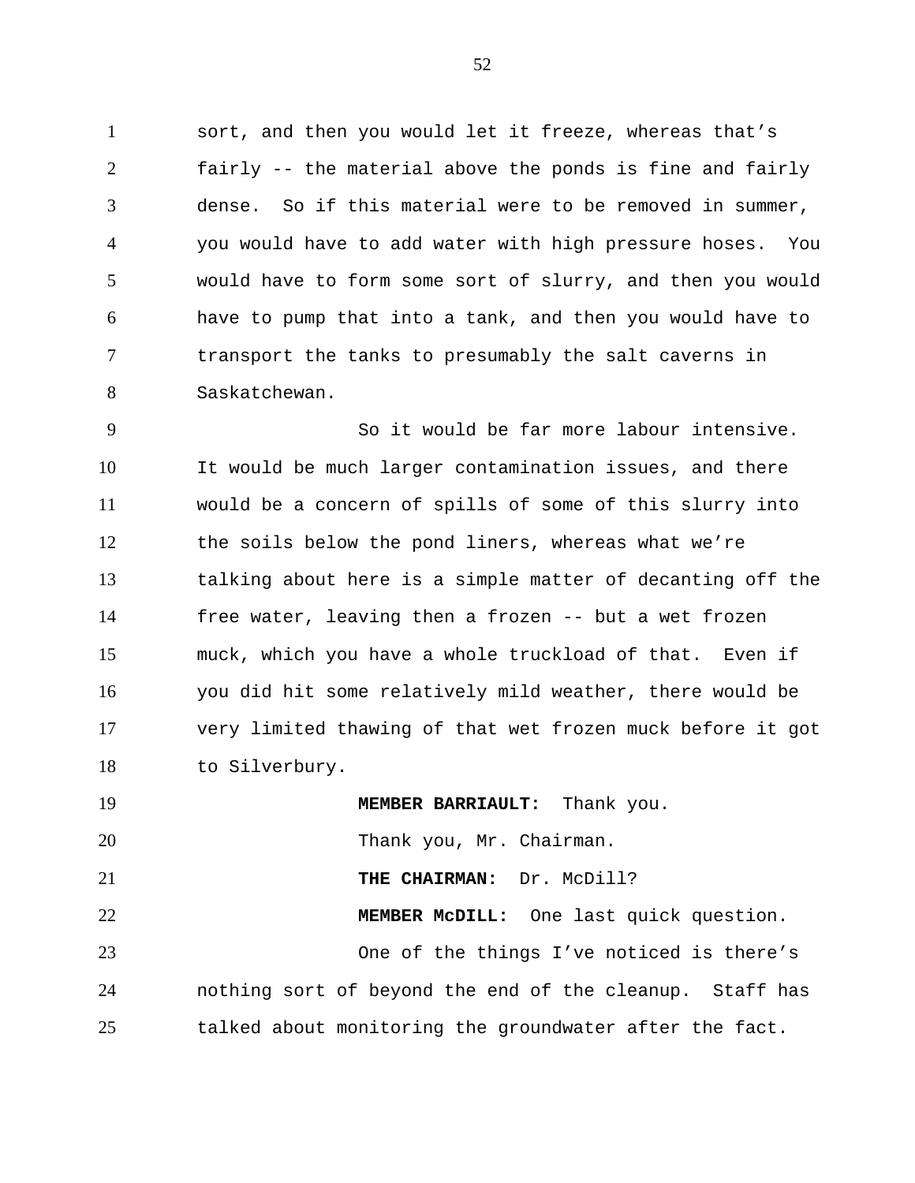sort, and then you would let it freeze, whereas that's fairly -- the material above the ponds is fine and fairly dense. So if this material were to be removed in summer, you would have to add water with high pressure hoses. You would have to form some sort of slurry, and then you would have to pump that into a tank, and then you would have to transport the tanks to presumably the salt caverns in Saskatchewan.

So it would be far more labour intensive. It would be much larger contamination issues, and there would be a concern of spills of some of this slurry into the soils below the pond liners, whereas what we're talking about here is a simple matter of decanting off the free water, leaving then a frozen -- but a wet frozen muck, which you have a whole truckload of that. Even if you did hit some relatively mild weather, there would be very limited thawing of that wet frozen muck before it got to Silverbury.

**MEMBER BARRIAULT:** Thank you.

Thank you, Mr. Chairman.

**THE CHAIRMAN:** Dr. McDill?

**MEMBER McDILL:** One last quick question.

One of the things I've noticed is there's nothing sort of beyond the end of the cleanup. Staff has talked about monitoring the groundwater after the fact.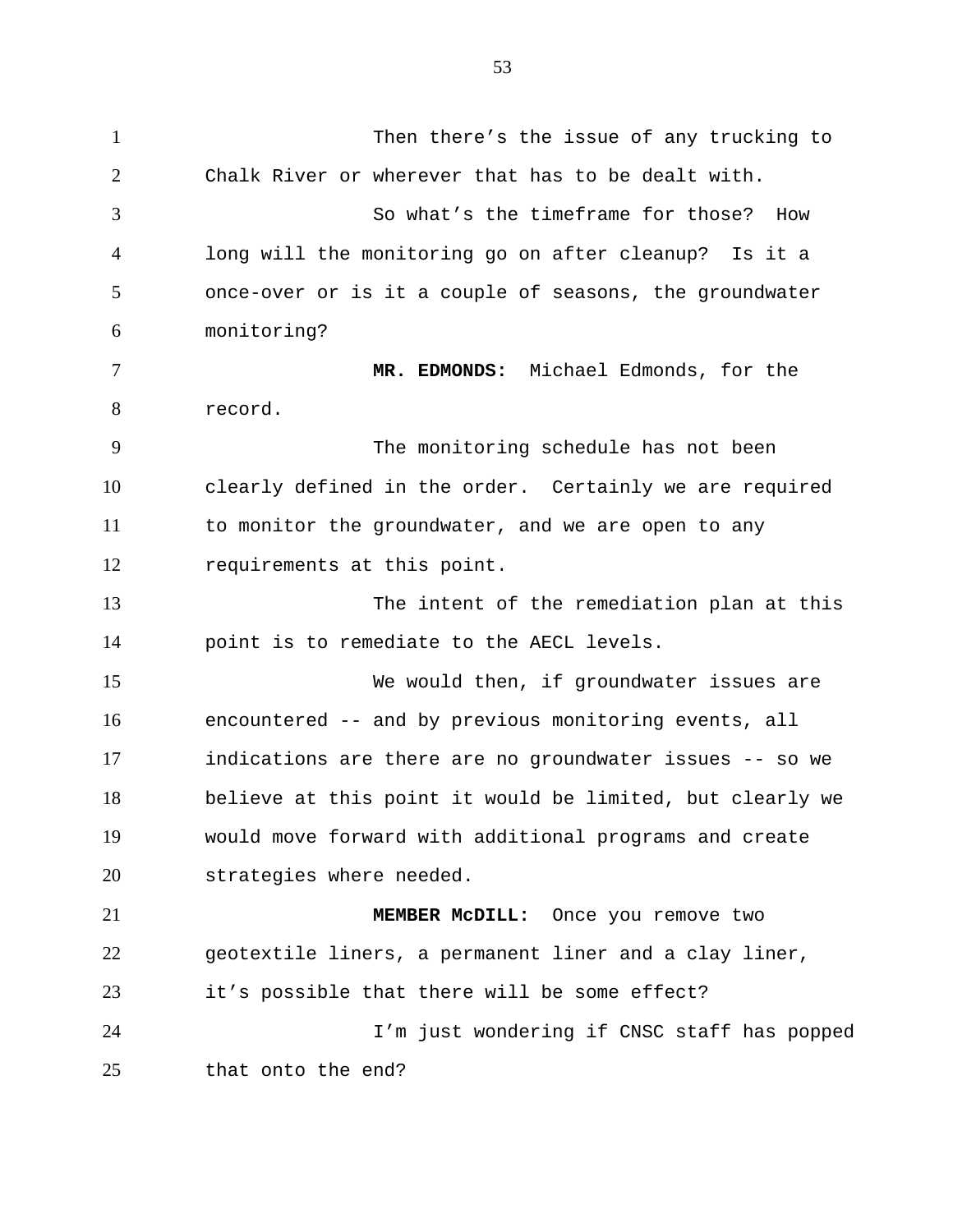Then there's the issue of any trucking to Chalk River or wherever that has to be dealt with.

So what's the timeframe for those? How long will the monitoring go on after cleanup? Is it a once-over or is it a couple of seasons, the groundwater monitoring?

**MR. EDMONDS:** Michael Edmonds, for the record.

The monitoring schedule has not been clearly defined in the order. Certainly we are required to monitor the groundwater, and we are open to any requirements at this point.

The intent of the remediation plan at this point is to remediate to the AECL levels.

We would then, if groundwater issues are encountered -- and by previous monitoring events, all indications are there are no groundwater issues -- so we believe at this point it would be limited, but clearly we would move forward with additional programs and create strategies where needed.

**MEMBER McDILL:** Once you remove two geotextile liners, a permanent liner and a clay liner, it's possible that there will be some effect?

I'm just wondering if CNSC staff has popped that onto the end?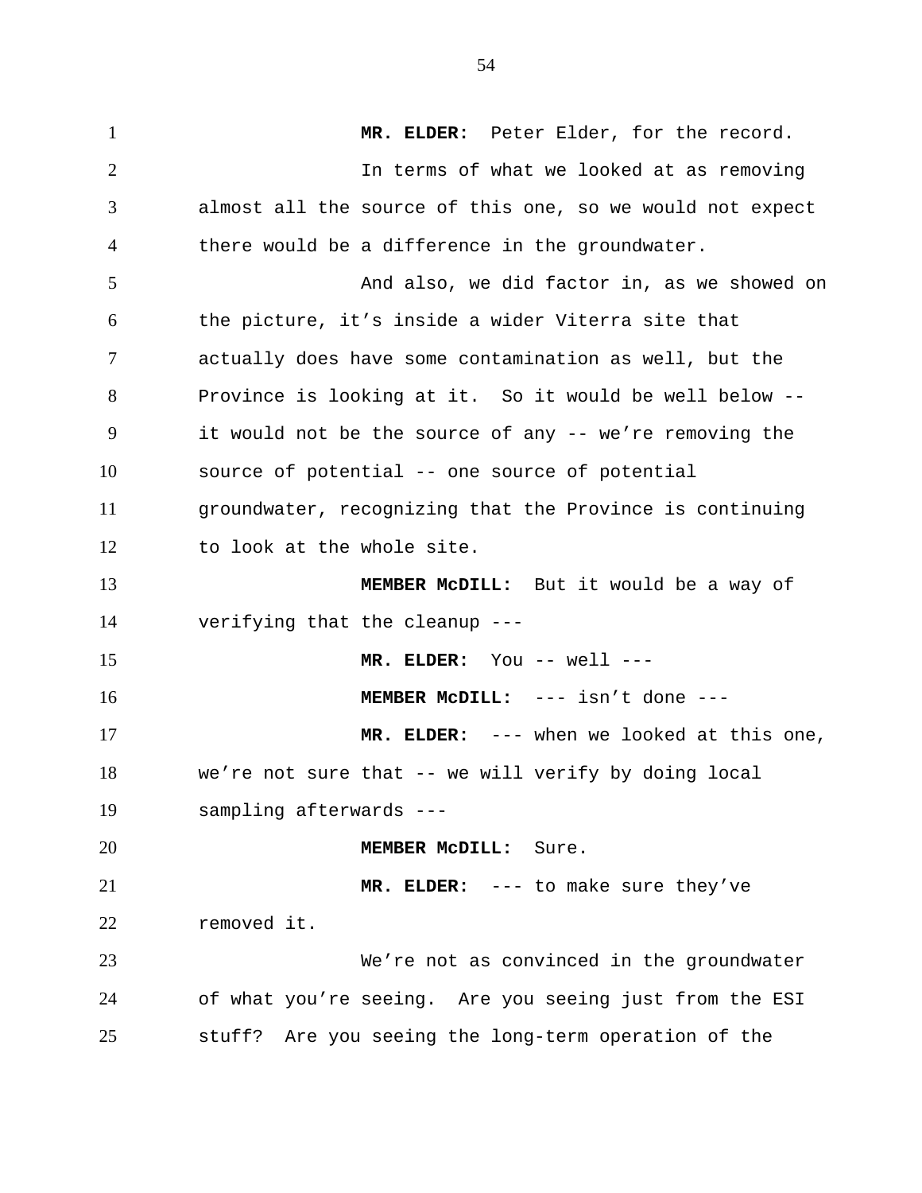**MR. ELDER:** Peter Elder, for the record.

In terms of what we looked at as removing almost all the source of this one, so we would not expect there would be a difference in the groundwater.

And also, we did factor in, as we showed on the picture, it's inside a wider Viterra site that actually does have some contamination as well, but the Province is looking at it. So it would be well below -- it would not be the source of any -- we're removing the source of potential -- one source of potential groundwater, recognizing that the Province is continuing to look at the whole site.

**MEMBER McDILL:** But it would be a way of verifying that the cleanup ---

**MR. ELDER:** You -- well ---

**MEMBER McDILL:** --- isn't done ---

**MR. ELDER:** --- when we looked at this one, we're not sure that -- we will verify by doing local sampling afterwards ---

**MEMBER McDILL:** Sure.

**MR. ELDER:** --- to make sure they've removed it.

We're not as convinced in the groundwater of what you're seeing. Are you seeing just from the ESI stuff? Are you seeing the long-term operation of the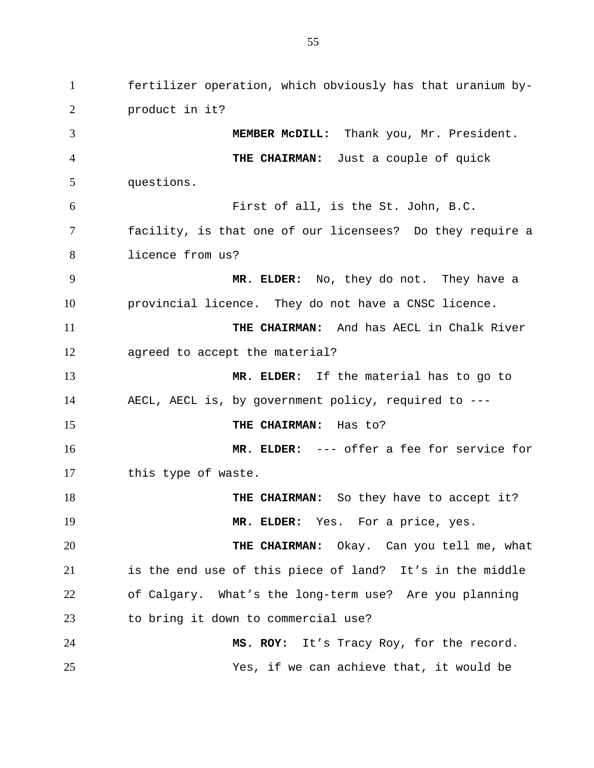fertilizer operation, which obviously has that uranium by-product in it?

**MEMBER McDILL:** Thank you, Mr. President.

**THE CHAIRMAN:** Just a couple of quick questions.

First of all, is the St. John, B.C. facility, is that one of our licensees? Do they require a licence from us?

**MR. ELDER:** No, they do not. They have a provincial licence. They do not have a CNSC licence.

**THE CHAIRMAN:** And has AECL in Chalk River agreed to accept the material?

**MR. ELDER:** If the material has to go to AECL, AECL is, by government policy, required to ---

**THE CHAIRMAN:** Has to?

**MR. ELDER:** --- offer a fee for service for this type of waste.

**THE CHAIRMAN:** So they have to accept it?

**MR. ELDER:** Yes. For a price, yes.

**THE CHAIRMAN:** Okay. Can you tell me, what is the end use of this piece of land? It's in the middle of Calgary. What's the long-term use? Are you planning to bring it down to commercial use?

**MS. ROY:** It's Tracy Roy, for the record.

Yes, if we can achieve that, it would be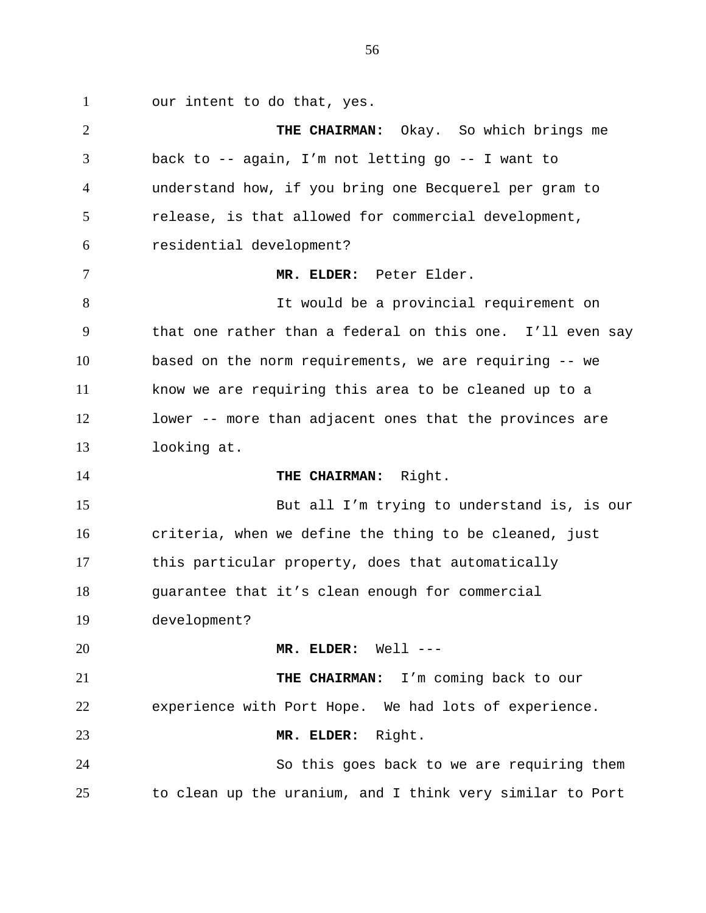our intent to do that, yes.

**THE CHAIRMAN:** Okay. So which brings me back to -- again, I'm not letting go -- I want to understand how, if you bring one Becquerel per gram to release, is that allowed for commercial development, residential development?

**MR. ELDER:** Peter Elder.

It would be a provincial requirement on that one rather than a federal on this one. I'll even say based on the norm requirements, we are requiring -- we know we are requiring this area to be cleaned up to a lower -- more than adjacent ones that the provinces are looking at.

**THE CHAIRMAN:** Right.

But all I'm trying to understand is, is our criteria, when we define the thing to be cleaned, just this particular property, does that automatically guarantee that it's clean enough for commercial development?

**MR. ELDER:** Well ---

**THE CHAIRMAN:** I'm coming back to our experience with Port Hope. We had lots of experience.

**MR. ELDER:** Right.

So this goes back to we are requiring them to clean up the uranium, and I think very similar to Port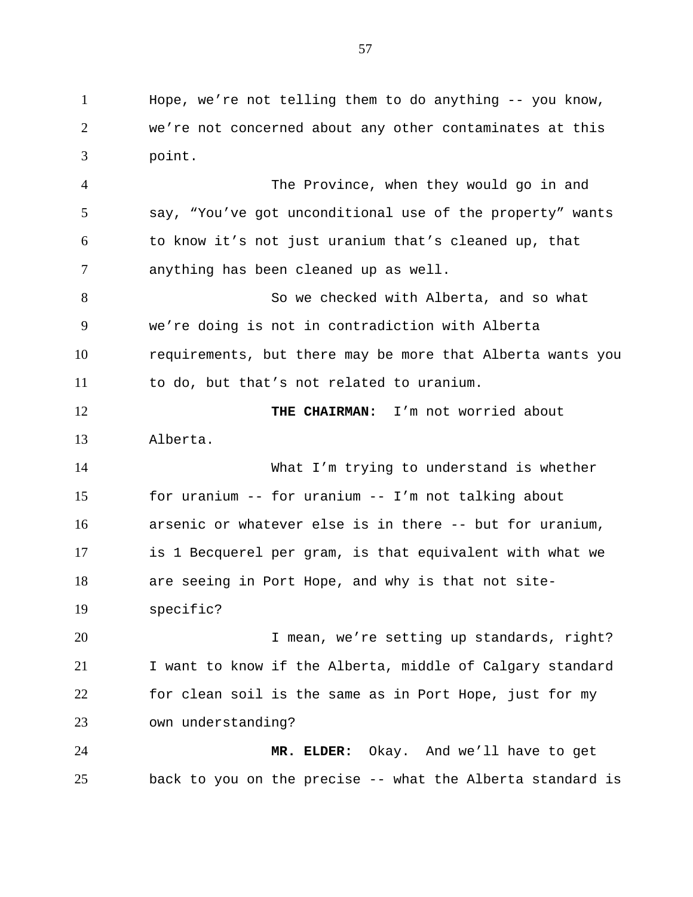Hope, we're not telling them to do anything -- you know, we're not concerned about any other contaminates at this point.

The Province, when they would go in and say, "You've got unconditional use of the property" wants to know it's not just uranium that's cleaned up, that anything has been cleaned up as well.

So we checked with Alberta, and so what we're doing is not in contradiction with Alberta requirements, but there may be more that Alberta wants you to do, but that's not related to uranium.

**THE CHAIRMAN:** I'm not worried about Alberta.

What I'm trying to understand is whether for uranium -- for uranium -- I'm not talking about arsenic or whatever else is in there -- but for uranium, is 1 Becquerel per gram, is that equivalent with what we are seeing in Port Hope, and why is that not site-specific?

I mean, we're setting up standards, right? I want to know if the Alberta, middle of Calgary standard for clean soil is the same as in Port Hope, just for my own understanding?

**MR. ELDER:** Okay. And we'll have to get back to you on the precise -- what the Alberta standard is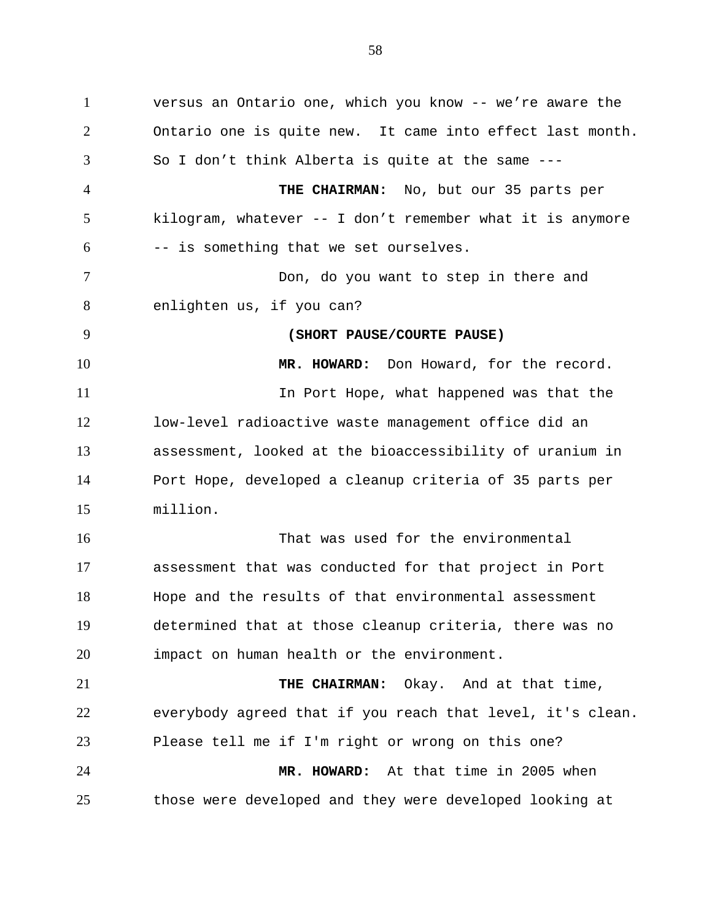versus an Ontario one, which you know -- we're aware the Ontario one is quite new. It came into effect last month. So I don't think Alberta is quite at the same ---

**THE CHAIRMAN:** No, but our 35 parts per kilogram, whatever -- I don't remember what it is anymore -- is something that we set ourselves.

Don, do you want to step in there and enlighten us, if you can?

**(SHORT PAUSE/COURTE PAUSE)**

**MR. HOWARD:** Don Howard, for the record.

In Port Hope, what happened was that the low-level radioactive waste management office did an assessment, looked at the bioaccessibility of uranium in Port Hope, developed a cleanup criteria of 35 parts per million.

That was used for the environmental assessment that was conducted for that project in Port Hope and the results of that environmental assessment determined that at those cleanup criteria, there was no impact on human health or the environment.

**THE CHAIRMAN:** Okay. And at that time, everybody agreed that if you reach that level, it's clean. Please tell me if I'm right or wrong on this one?

**MR. HOWARD:** At that time in 2005 when those were developed and they were developed looking at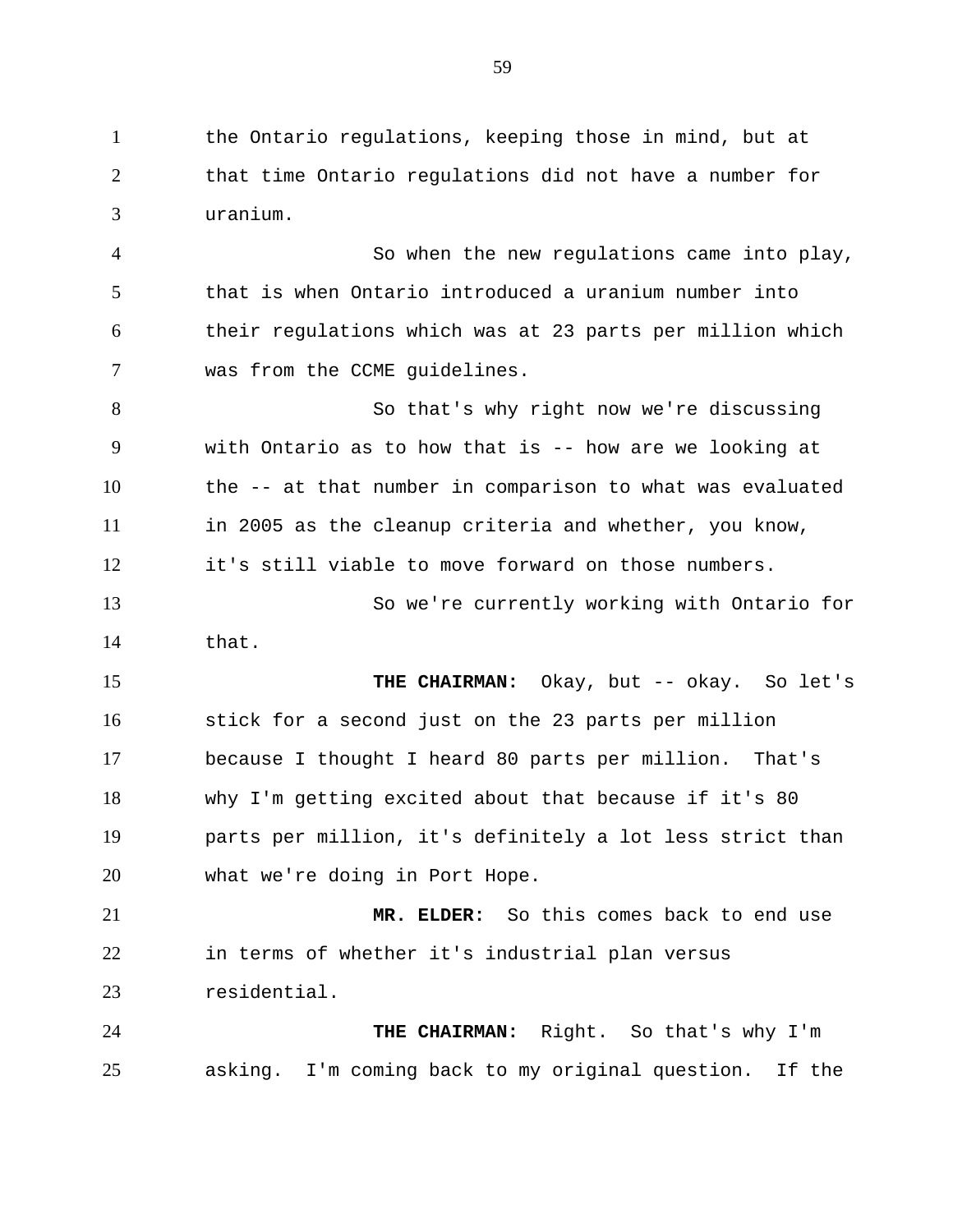the Ontario regulations, keeping those in mind, but at that time Ontario regulations did not have a number for uranium.

So when the new regulations came into play, that is when Ontario introduced a uranium number into their regulations which was at 23 parts per million which was from the CCME guidelines.

So that's why right now we're discussing with Ontario as to how that is -- how are we looking at the -- at that number in comparison to what was evaluated in 2005 as the cleanup criteria and whether, you know, it's still viable to move forward on those numbers.

So we're currently working with Ontario for that.

**THE CHAIRMAN:** Okay, but -- okay. So let's stick for a second just on the 23 parts per million because I thought I heard 80 parts per million. That's why I'm getting excited about that because if it's 80 parts per million, it's definitely a lot less strict than what we're doing in Port Hope.

**MR. ELDER:** So this comes back to end use in terms of whether it's industrial plan versus residential.

**THE CHAIRMAN:** Right. So that's why I'm asking. I'm coming back to my original question. If the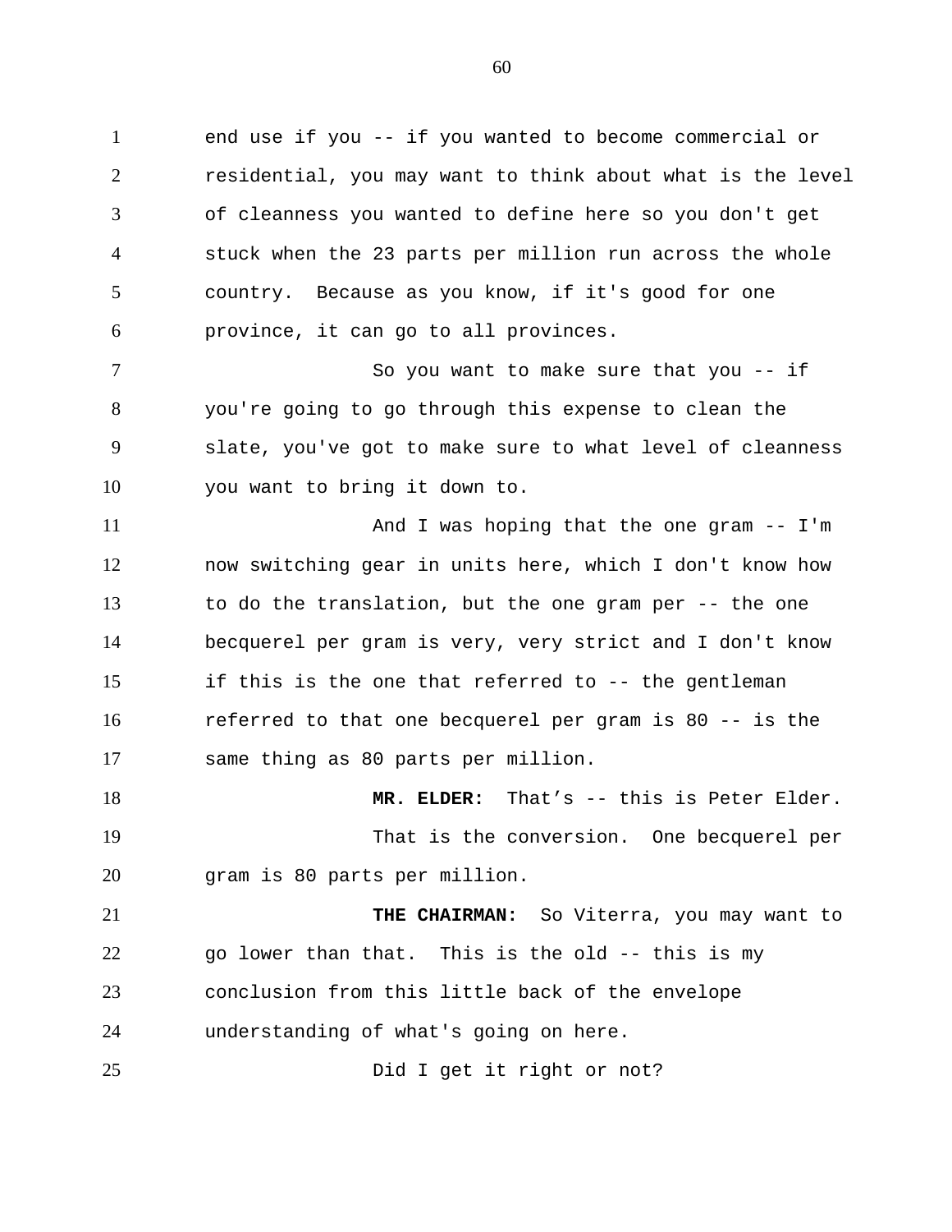end use if you -- if you wanted to become commercial or residential, you may want to think about what is the level of cleanness you wanted to define here so you don't get stuck when the 23 parts per million run across the whole country. Because as you know, if it's good for one province, it can go to all provinces.

So you want to make sure that you -- if you're going to go through this expense to clean the slate, you've got to make sure to what level of cleanness you want to bring it down to.

And I was hoping that the one gram -- I'm now switching gear in units here, which I don't know how to do the translation, but the one gram per -- the one becquerel per gram is very, very strict and I don't know if this is the one that referred to -- the gentleman referred to that one becquerel per gram is 80 -- is the same thing as 80 parts per million.

**MR. ELDER:** That's -- this is Peter Elder.

That is the conversion. One becquerel per gram is 80 parts per million.

**THE CHAIRMAN:** So Viterra, you may want to go lower than that. This is the old -- this is my conclusion from this little back of the envelope understanding of what's going on here.

Did I get it right or not?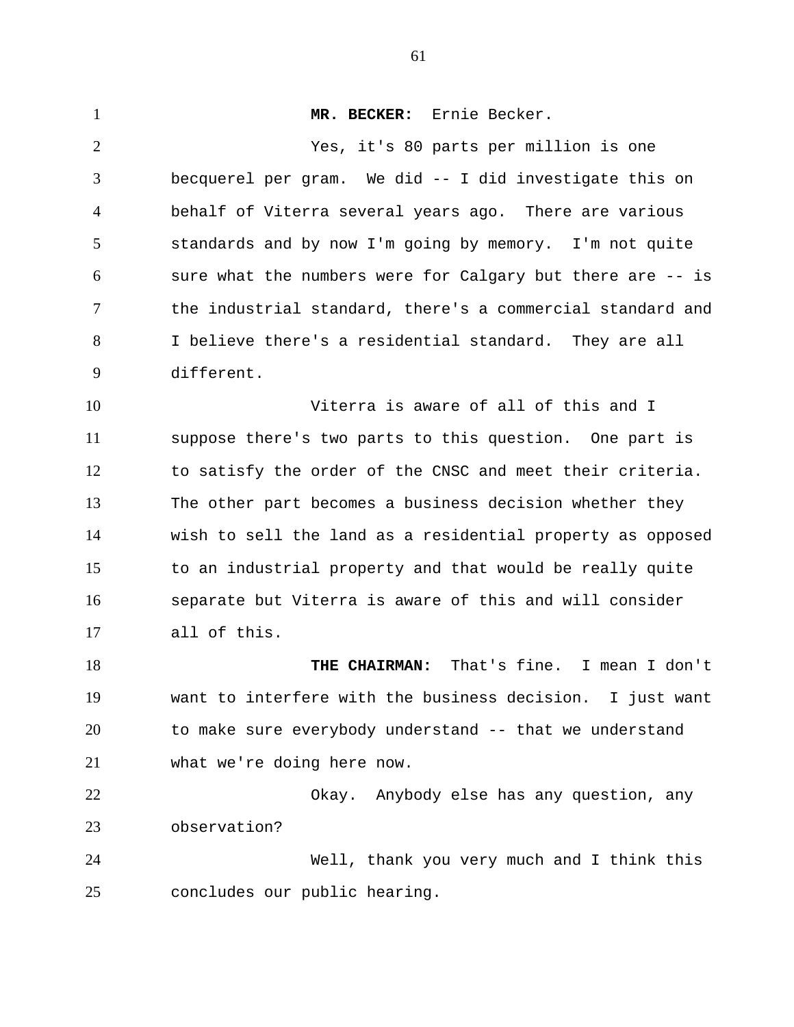**MR. BECKER:** Ernie Becker.

Yes, it's 80 parts per million is one becquerel per gram. We did -- I did investigate this on behalf of Viterra several years ago. There are various standards and by now I'm going by memory. I'm not quite sure what the numbers were for Calgary but there are -- is the industrial standard, there's a commercial standard and I believe there's a residential standard. They are all different.

Viterra is aware of all of this and I suppose there's two parts to this question. One part is to satisfy the order of the CNSC and meet their criteria. The other part becomes a business decision whether they wish to sell the land as a residential property as opposed to an industrial property and that would be really quite separate but Viterra is aware of this and will consider all of this.

**THE CHAIRMAN:** That's fine. I mean I don't want to interfere with the business decision. I just want to make sure everybody understand -- that we understand what we're doing here now.

Okay. Anybody else has any question, any observation?

Well, thank you very much and I think this concludes our public hearing.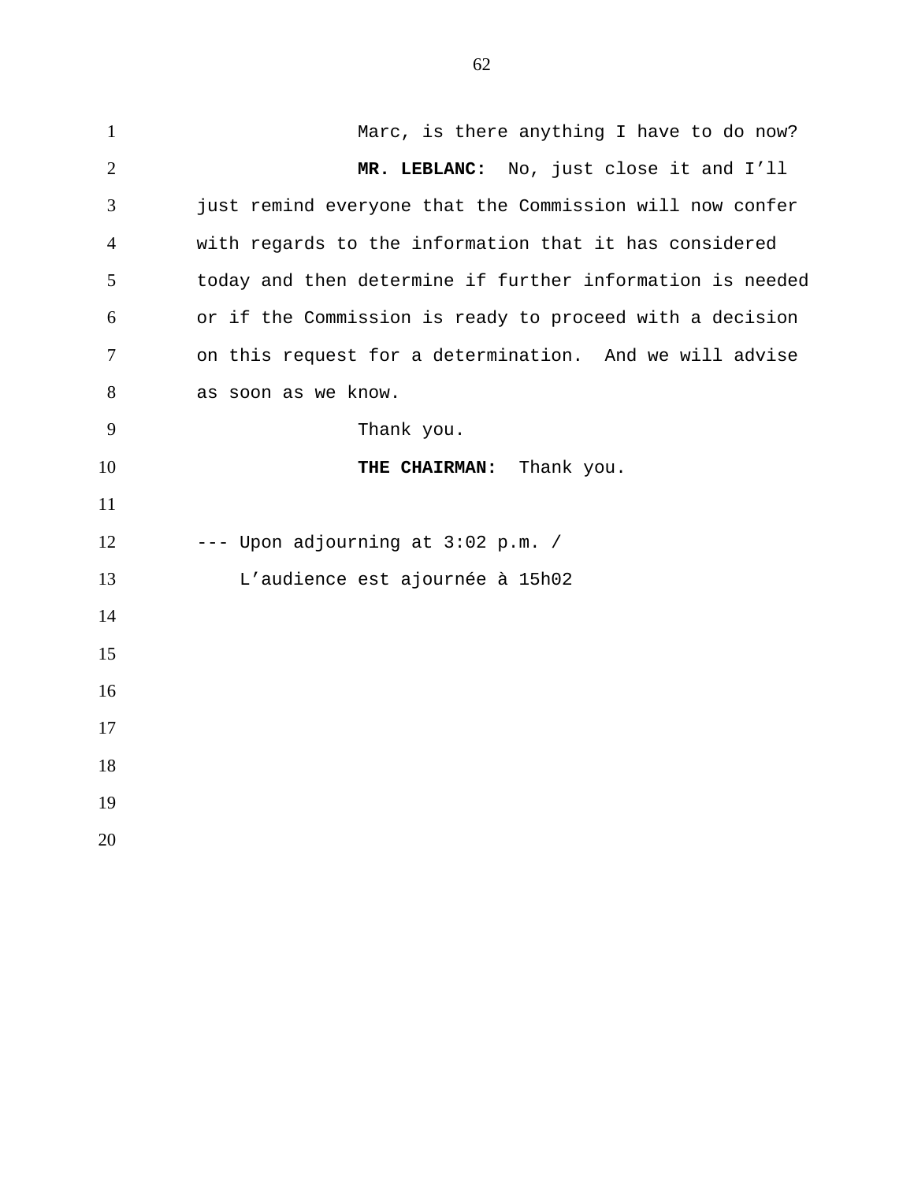Marc, is there anything I have to do now?

**MR. LEBLANC:** No, just close it and I'll just remind everyone that the Commission will now confer with regards to the information that it has considered today and then determine if further information is needed or if the Commission is ready to proceed with a decision on this request for a determination. And we will advise as soon as we know.

Thank you.

**THE CHAIRMAN:** Thank you.

--- Upon adjourning at 3:02 p.m. /
L'audience est ajournée à 15h02